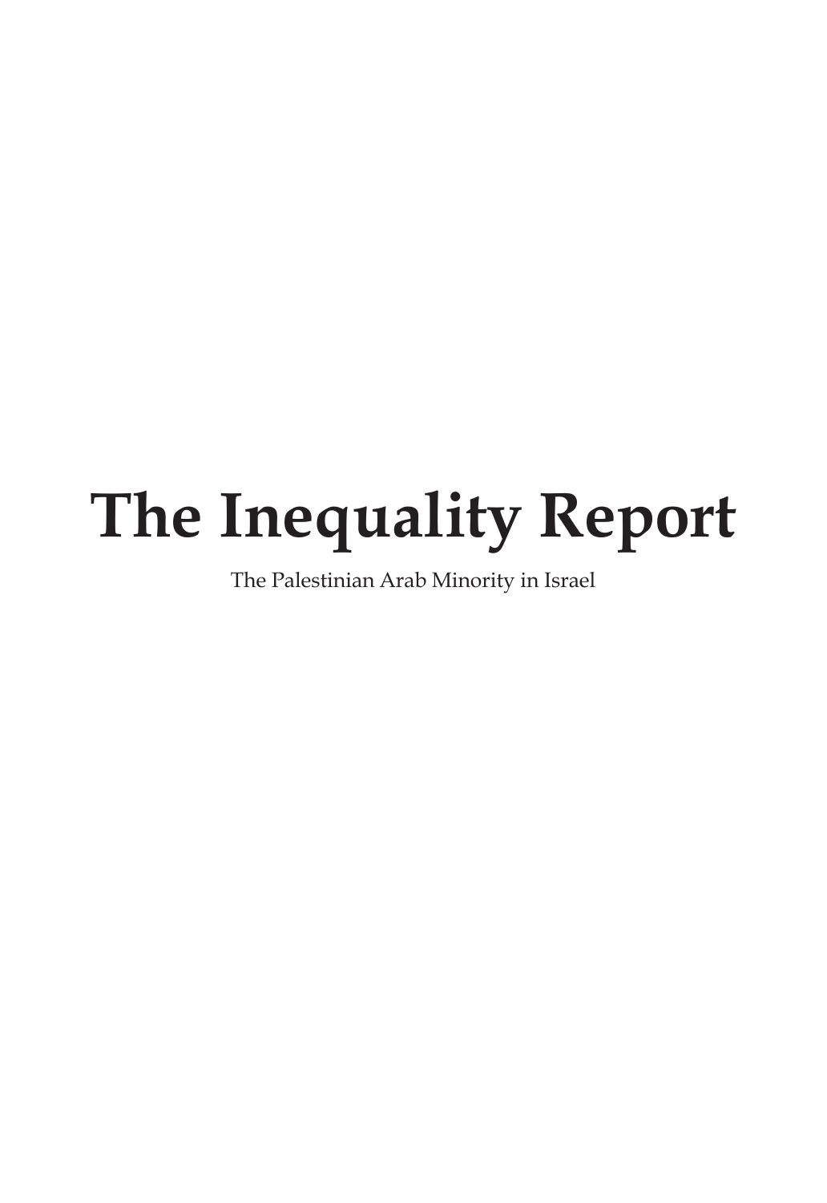# The Inequality Report

The Palestinian Arab Minority in Israel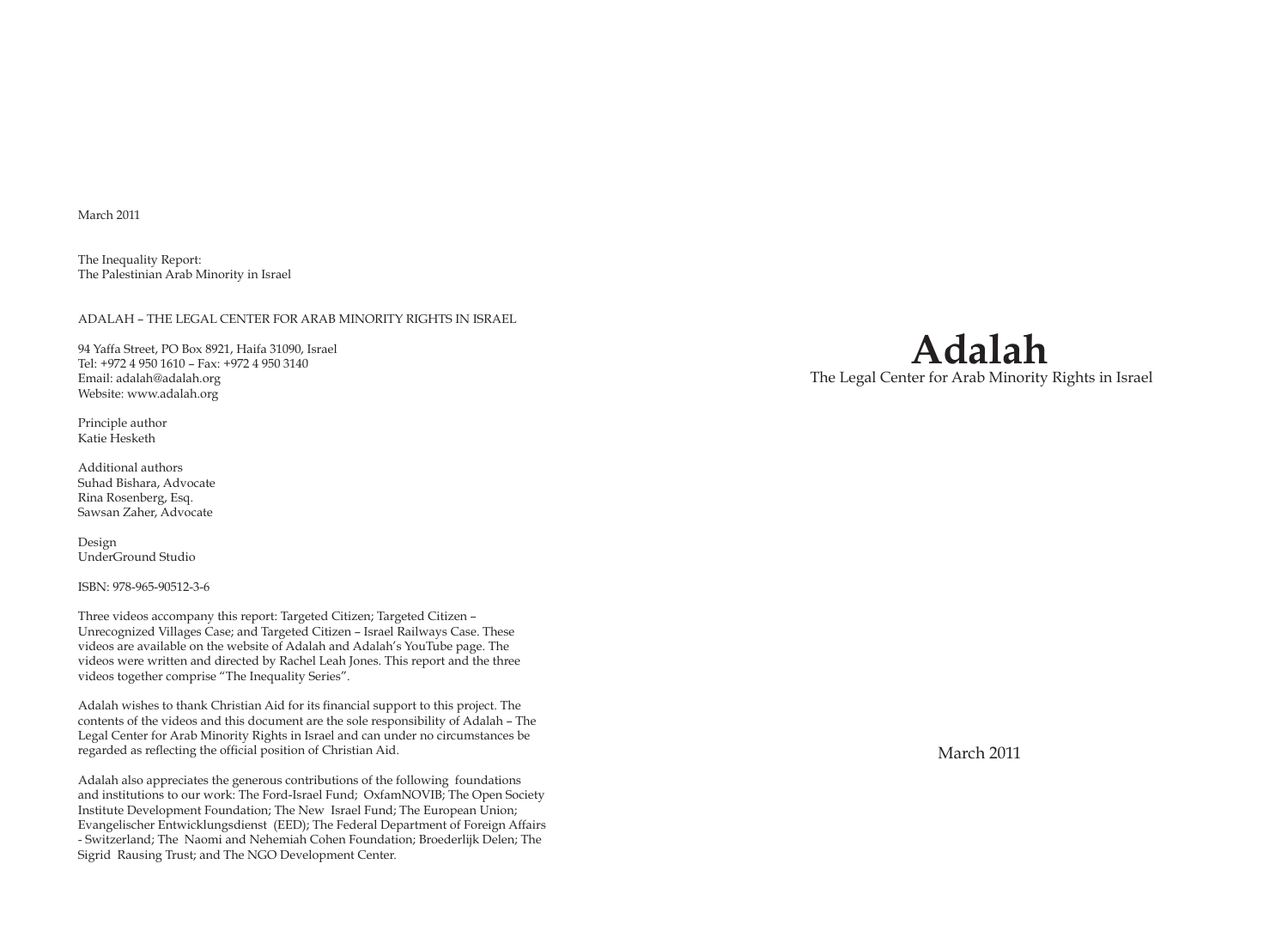March 2011

The Inequality Report:
The Palestinian Arab Minority in Israel

ADALAH – THE LEGAL CENTER FOR ARAB MINORITY RIGHTS IN ISRAEL

94 Yaffa Street, PO Box 8921, Haifa 31090, Israel
Tel: +972 4 950 1610 – Fax: +972 4 950 3140
Email: adalah@adalah.org
Website: www.adalah.org

Principle author
Katie Hesketh

Additional authors
Suhad Bishara, Advocate
Rina Rosenberg, Esq.
Sawsan Zaher, Advocate

Design
UnderGround Studio

ISBN: 978-965-90512-3-6

Three videos accompany this report: Targeted Citizen; Targeted Citizen – Unrecognized Villages Case; and Targeted Citizen – Israel Railways Case. These videos are available on the website of Adalah and Adalah's YouTube page. The videos were written and directed by Rachel Leah Jones. This report and the three videos together comprise "The Inequality Series".

Adalah wishes to thank Christian Aid for its financial support to this project. The contents of the videos and this document are the sole responsibility of Adalah – The Legal Center for Arab Minority Rights in Israel and can under no circumstances be regarded as reflecting the official position of Christian Aid.

Adalah also appreciates the generous contributions of the following foundations and institutions to our work: The Ford-Israel Fund; OxfamNOVIB; The Open Society Institute Development Foundation; The New Israel Fund; The European Union; Evangelischer Entwicklungsdienst (EED); The Federal Department of Foreign Affairs - Switzerland; The Naomi and Nehemiah Cohen Foundation; Broederlijk Delen; The Sigrid Rausing Trust; and The NGO Development Center.

# Adalah

The Legal Center for Arab Minority Rights in Israel

March 2011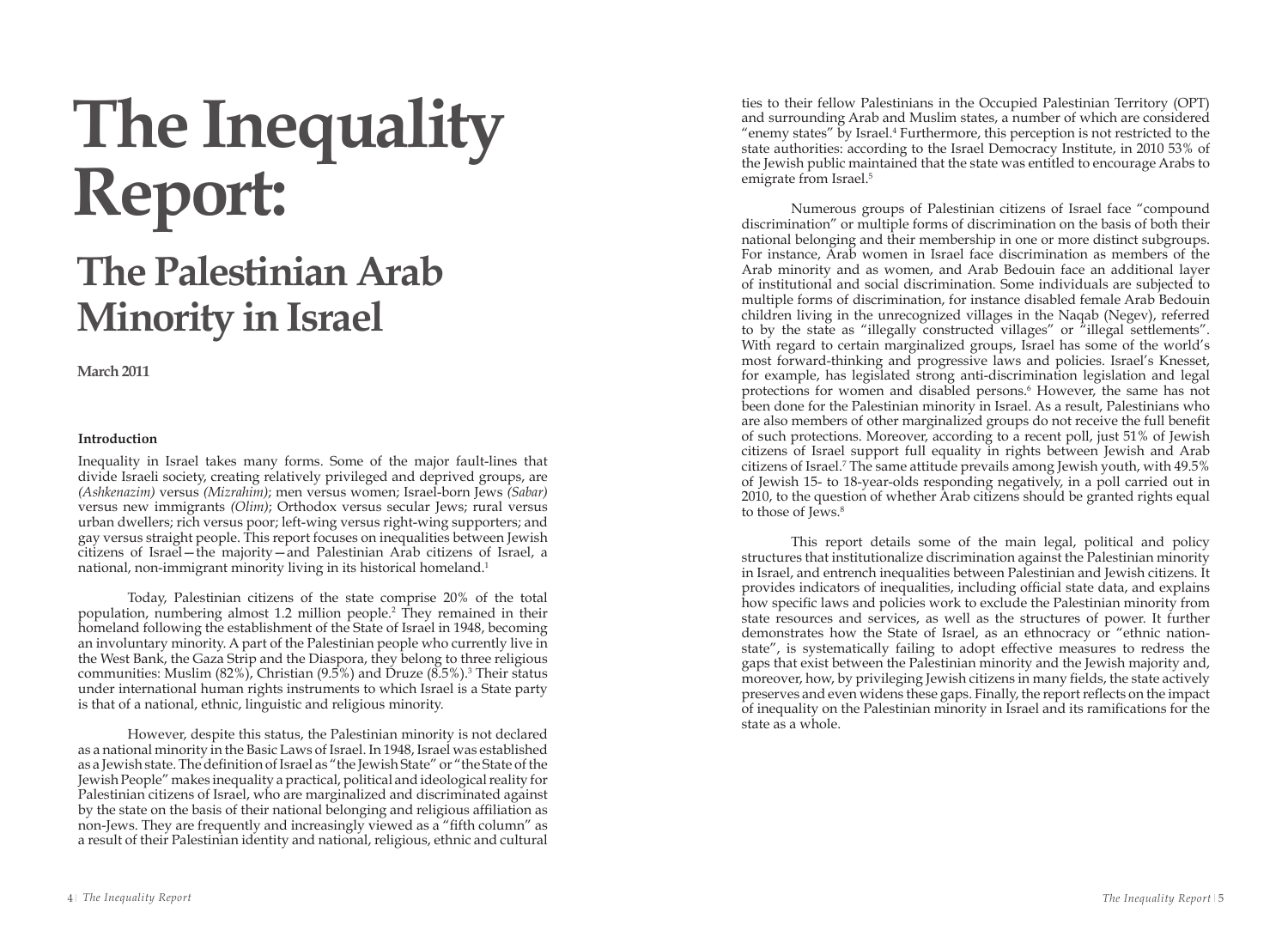# The Inequality Report:

## The Palestinian Arab Minority in Israel

**March 2011**

### Introduction

Inequality in Israel takes many forms. Some of the major fault-lines that divide Israeli society, creating relatively privileged and deprived groups, are *(Ashkenazim)* versus *(Mizrahim)*; men versus women; Israel-born Jews *(Sabar)* versus new immigrants *(Olim)*; Orthodox versus secular Jews; rural versus urban dwellers; rich versus poor; left-wing versus right-wing supporters; and gay versus straight people. This report focuses on inequalities between Jewish citizens of Israel—the majority—and Palestinian Arab citizens of Israel, a national, non-immigrant minority living in its historical homeland.[1]

Today, Palestinian citizens of the state comprise 20% of the total population, numbering almost 1.2 million people.[2] They remained in their homeland following the establishment of the State of Israel in 1948, becoming an involuntary minority. A part of the Palestinian people who currently live in the West Bank, the Gaza Strip and the Diaspora, they belong to three religious communities: Muslim (82%), Christian (9.5%) and Druze (8.5%).[3] Their status under international human rights instruments to which Israel is a State party is that of a national, ethnic, linguistic and religious minority.

However, despite this status, the Palestinian minority is not declared as a national minority in the Basic Laws of Israel. In 1948, Israel was established as a Jewish state. The definition of Israel as "the Jewish State" or "the State of the Jewish People" makes inequality a practical, political and ideological reality for Palestinian citizens of Israel, who are marginalized and discriminated against by the state on the basis of their national belonging and religious affiliation as non-Jews. They are frequently and increasingly viewed as a "fifth column" as a result of their Palestinian identity and national, religious, ethnic and cultural ties to their fellow Palestinians in the Occupied Palestinian Territory (OPT) and surrounding Arab and Muslim states, a number of which are considered "enemy states" by Israel.[4] Furthermore, this perception is not restricted to the state authorities: according to the Israel Democracy Institute, in 2010 53% of the Jewish public maintained that the state was entitled to encourage Arabs to emigrate from Israel.[5]

Numerous groups of Palestinian citizens of Israel face "compound discrimination" or multiple forms of discrimination on the basis of both their national belonging and their membership in one or more distinct subgroups. For instance, Arab women in Israel face discrimination as members of the Arab minority and as women, and Arab Bedouin face an additional layer of institutional and social discrimination. Some individuals are subjected to multiple forms of discrimination, for instance disabled female Arab Bedouin children living in the unrecognized villages in the Naqab (Negev), referred to by the state as "illegally constructed villages" or "illegal settlements". With regard to certain marginalized groups, Israel has some of the world's most forward-thinking and progressive laws and policies. Israel's Knesset, for example, has legislated strong anti-discrimination legislation and legal protections for women and disabled persons.[6] However, the same has not been done for the Palestinian minority in Israel. As a result, Palestinians who are also members of other marginalized groups do not receive the full benefit of such protections. Moreover, according to a recent poll, just 51% of Jewish citizens of Israel support full equality in rights between Jewish and Arab citizens of Israel.[7] The same attitude prevails among Jewish youth, with 49.5% of Jewish 15- to 18-year-olds responding negatively, in a poll carried out in 2010, to the question of whether Arab citizens should be granted rights equal to those of Jews.[8]

This report details some of the main legal, political and policy structures that institutionalize discrimination against the Palestinian minority in Israel, and entrench inequalities between Palestinian and Jewish citizens. It provides indicators of inequalities, including official state data, and explains how specific laws and policies work to exclude the Palestinian minority from state resources and services, as well as the structures of power. It further demonstrates how the State of Israel, as an ethnocracy or "ethnic nation-state", is systematically failing to adopt effective measures to redress the gaps that exist between the Palestinian minority and the Jewish majority and, moreover, how, by privileging Jewish citizens in many fields, the state actively preserves and even widens these gaps. Finally, the report reflects on the impact of inequality on the Palestinian minority in Israel and its ramifications for the state as a whole.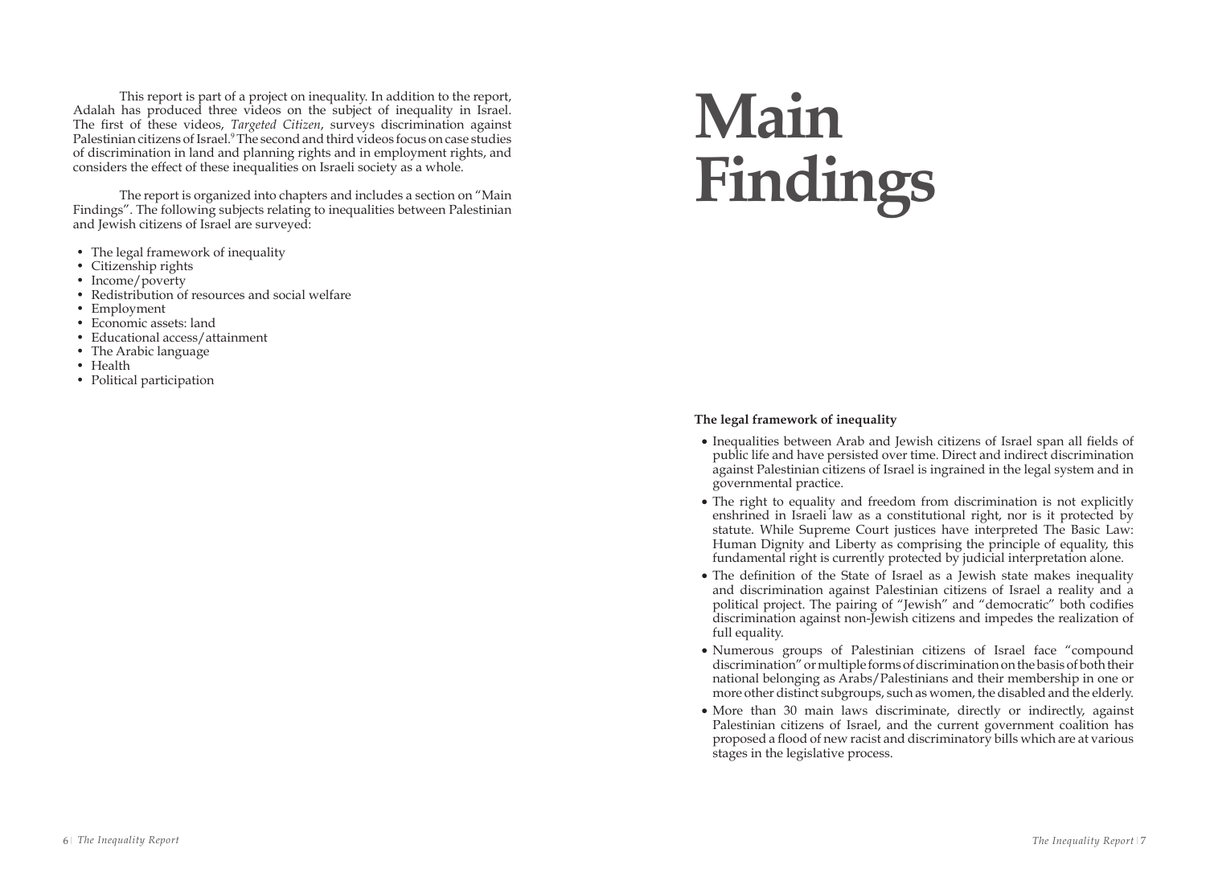This report is part of a project on inequality. In addition to the report, Adalah has produced three videos on the subject of inequality in Israel. The first of these videos, *Targeted Citizen*, surveys discrimination against Palestinian citizens of Israel.[9] The second and third videos focus on case studies of discrimination in land and planning rights and in employment rights, and considers the effect of these inequalities on Israeli society as a whole.

The report is organized into chapters and includes a section on "Main Findings". The following subjects relating to inequalities between Palestinian and Jewish citizens of Israel are surveyed:

- The legal framework of inequality
- Citizenship rights
- Income/poverty
- Redistribution of resources and social welfare
- Employment
- Economic assets: land
- Educational access/attainment
- The Arabic language
- Health
- Political participation

# Main Findings

**The legal framework of inequality**

- Inequalities between Arab and Jewish citizens of Israel span all fields of public life and have persisted over time. Direct and indirect discrimination against Palestinian citizens of Israel is ingrained in the legal system and in governmental practice.
- The right to equality and freedom from discrimination is not explicitly enshrined in Israeli law as a constitutional right, nor is it protected by statute. While Supreme Court justices have interpreted The Basic Law: Human Dignity and Liberty as comprising the principle of equality, this fundamental right is currently protected by judicial interpretation alone.
- The definition of the State of Israel as a Jewish state makes inequality and discrimination against Palestinian citizens of Israel a reality and a political project. The pairing of "Jewish" and "democratic" both codifies discrimination against non-Jewish citizens and impedes the realization of full equality.
- Numerous groups of Palestinian citizens of Israel face "compound discrimination" or multiple forms of discrimination on the basis of both their national belonging as Arabs/Palestinians and their membership in one or more other distinct subgroups, such as women, the disabled and the elderly.
- More than 30 main laws discriminate, directly or indirectly, against Palestinian citizens of Israel, and the current government coalition has proposed a flood of new racist and discriminatory bills which are at various stages in the legislative process.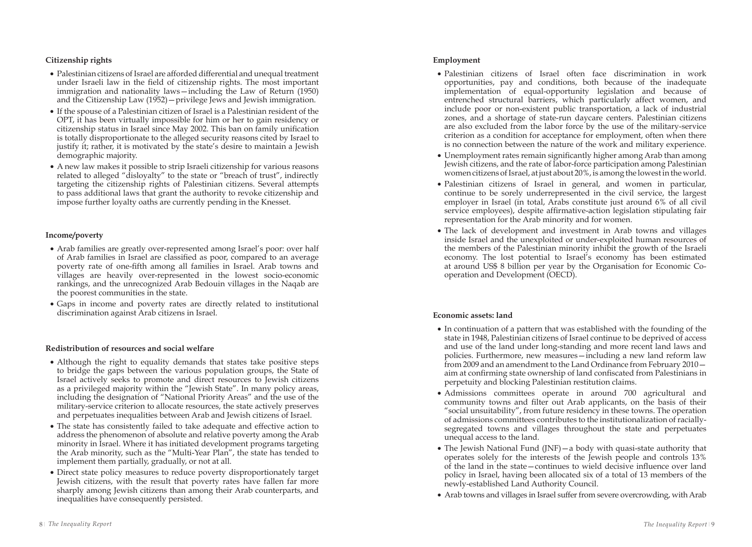**Citizenship rights**

- Palestinian citizens of Israel are afforded differential and unequal treatment under Israeli law in the field of citizenship rights. The most important immigration and nationality laws—including the Law of Return (1950) and the Citizenship Law (1952)—privilege Jews and Jewish immigration.
- If the spouse of a Palestinian citizen of Israel is a Palestinian resident of the OPT, it has been virtually impossible for him or her to gain residency or citizenship status in Israel since May 2002. This ban on family unification is totally disproportionate to the alleged security reasons cited by Israel to justify it; rather, it is motivated by the state's desire to maintain a Jewish demographic majority.
- A new law makes it possible to strip Israeli citizenship for various reasons related to alleged "disloyalty" to the state or "breach of trust", indirectly targeting the citizenship rights of Palestinian citizens. Several attempts to pass additional laws that grant the authority to revoke citizenship and impose further loyalty oaths are currently pending in the Knesset.

**Income/poverty**

- Arab families are greatly over-represented among Israel's poor: over half of Arab families in Israel are classified as poor, compared to an average poverty rate of one-fifth among all families in Israel. Arab towns and villages are heavily over-represented in the lowest socio-economic rankings, and the unrecognized Arab Bedouin villages in the Naqab are the poorest communities in the state.
- Gaps in income and poverty rates are directly related to institutional discrimination against Arab citizens in Israel.

**Redistribution of resources and social welfare**

- Although the right to equality demands that states take positive steps to bridge the gaps between the various population groups, the State of Israel actively seeks to promote and direct resources to Jewish citizens as a privileged majority within the "Jewish State". In many policy areas, including the designation of "National Priority Areas" and the use of the military-service criterion to allocate resources, the state actively preserves and perpetuates inequalities between Arab and Jewish citizens of Israel.
- The state has consistently failed to take adequate and effective action to address the phenomenon of absolute and relative poverty among the Arab minority in Israel. Where it has initiated development programs targeting the Arab minority, such as the "Multi-Year Plan", the state has tended to implement them partially, gradually, or not at all.
- Direct state policy measures to reduce poverty disproportionately target Jewish citizens, with the result that poverty rates have fallen far more sharply among Jewish citizens than among their Arab counterparts, and inequalities have consequently persisted.

**Employment**

- Palestinian citizens of Israel often face discrimination in work opportunities, pay and conditions, both because of the inadequate implementation of equal-opportunity legislation and because of entrenched structural barriers, which particularly affect women, and include poor or non-existent public transportation, a lack of industrial zones, and a shortage of state-run daycare centers. Palestinian citizens are also excluded from the labor force by the use of the military-service criterion as a condition for acceptance for employment, often when there is no connection between the nature of the work and military experience.
- Unemployment rates remain significantly higher among Arab than among Jewish citizens, and the rate of labor-force participation among Palestinian women citizens of Israel, at just about 20%, is among the lowest in the world.
- Palestinian citizens of Israel in general, and women in particular, continue to be sorely underrepresented in the civil service, the largest employer in Israel (in total, Arabs constitute just around 6% of all civil service employees), despite affirmative-action legislation stipulating fair representation for the Arab minority and for women.
- The lack of development and investment in Arab towns and villages inside Israel and the unexploited or under-exploited human resources of the members of the Palestinian minority inhibit the growth of the Israeli economy. The lost potential to Israel's economy has been estimated at around US$ 8 billion per year by the Organisation for Economic Co-operation and Development (OECD).

**Economic assets: land**

- In continuation of a pattern that was established with the founding of the state in 1948, Palestinian citizens of Israel continue to be deprived of access and use of the land under long-standing and more recent land laws and policies. Furthermore, new measures—including a new land reform law from 2009 and an amendment to the Land Ordinance from February 2010—aim at confirming state ownership of land confiscated from Palestinians in perpetuity and blocking Palestinian restitution claims.
- Admissions committees operate in around 700 agricultural and community towns and filter out Arab applicants, on the basis of their "social unsuitability", from future residency in these towns. The operation of admissions committees contributes to the institutionalization of racially-segregated towns and villages throughout the state and perpetuates unequal access to the land.
- The Jewish National Fund (JNF)—a body with quasi-state authority that operates solely for the interests of the Jewish people and controls 13% of the land in the state—continues to wield decisive influence over land policy in Israel, having been allocated six of a total of 13 members of the newly-established Land Authority Council.
- Arab towns and villages in Israel suffer from severe overcrowding, with Arab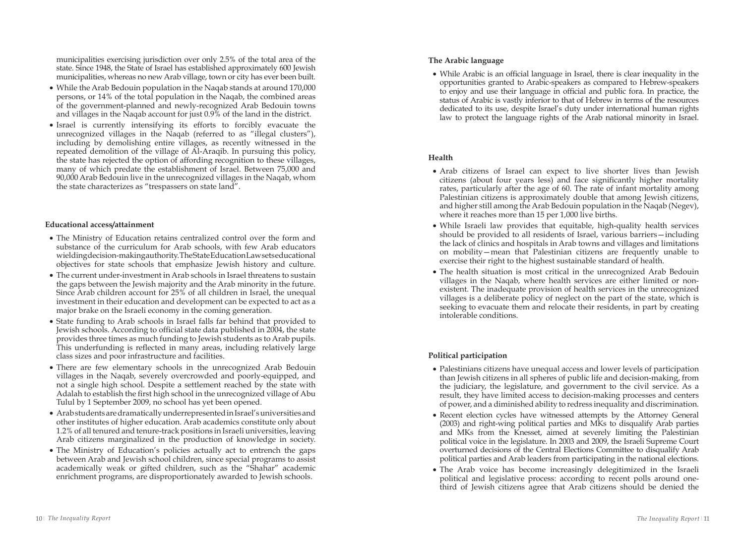municipalities exercising jurisdiction over only 2.5% of the total area of the state. Since 1948, the State of Israel has established approximately 600 Jewish municipalities, whereas no new Arab village, town or city has ever been built.

- While the Arab Bedouin population in the Naqab stands at around 170,000 persons, or 14% of the total population in the Naqab, the combined areas of the government-planned and newly-recognized Arab Bedouin towns and villages in the Naqab account for just 0.9% of the land in the district.
- Israel is currently intensifying its efforts to forcibly evacuate the unrecognized villages in the Naqab (referred to as "illegal clusters"), including by demolishing entire villages, as recently witnessed in the repeated demolition of the village of Al-Araqib. In pursuing this policy, the state has rejected the option of affording recognition to these villages, many of which predate the establishment of Israel. Between 75,000 and 90,000 Arab Bedouin live in the unrecognized villages in the Naqab, whom the state characterizes as "trespassers on state land".

### Educational access/attainment

- The Ministry of Education retains centralized control over the form and substance of the curriculum for Arab schools, with few Arab educators wielding decision-making authority. The State Education Law sets educational objectives for state schools that emphasize Jewish history and culture.
- The current under-investment in Arab schools in Israel threatens to sustain the gaps between the Jewish majority and the Arab minority in the future. Since Arab children account for 25% of all children in Israel, the unequal investment in their education and development can be expected to act as a major brake on the Israeli economy in the coming generation.
- State funding to Arab schools in Israel falls far behind that provided to Jewish schools. According to official state data published in 2004, the state provides three times as much funding to Jewish students as to Arab pupils. This underfunding is reflected in many areas, including relatively large class sizes and poor infrastructure and facilities.
- There are few elementary schools in the unrecognized Arab Bedouin villages in the Naqab, severely overcrowded and poorly-equipped, and not a single high school. Despite a settlement reached by the state with Adalah to establish the first high school in the unrecognized village of Abu Tulul by 1 September 2009, no school has yet been opened.
- Arab students are dramatically underrepresented in Israel's universities and other institutes of higher education. Arab academics constitute only about 1.2% of all tenured and tenure-track positions in Israeli universities, leaving Arab citizens marginalized in the production of knowledge in society.
- The Ministry of Education's policies actually act to entrench the gaps between Arab and Jewish school children, since special programs to assist academically weak or gifted children, such as the "Shahar" academic enrichment programs, are disproportionately awarded to Jewish schools.

### The Arabic language

- While Arabic is an official language in Israel, there is clear inequality in the opportunities granted to Arabic-speakers as compared to Hebrew-speakers to enjoy and use their language in official and public fora. In practice, the status of Arabic is vastly inferior to that of Hebrew in terms of the resources dedicated to its use, despite Israel's duty under international human rights law to protect the language rights of the Arab national minority in Israel.

### Health

- Arab citizens of Israel can expect to live shorter lives than Jewish citizens (about four years less) and face significantly higher mortality rates, particularly after the age of 60. The rate of infant mortality among Palestinian citizens is approximately double that among Jewish citizens, and higher still among the Arab Bedouin population in the Naqab (Negev), where it reaches more than 15 per 1,000 live births.
- While Israeli law provides that equitable, high-quality health services should be provided to all residents of Israel, various barriers—including the lack of clinics and hospitals in Arab towns and villages and limitations on mobility—mean that Palestinian citizens are frequently unable to exercise their right to the highest sustainable standard of health.
- The health situation is most critical in the unrecognized Arab Bedouin villages in the Naqab, where health services are either limited or non-existent. The inadequate provision of health services in the unrecognized villages is a deliberate policy of neglect on the part of the state, which is seeking to evacuate them and relocate their residents, in part by creating intolerable conditions.

### Political participation

- Palestinians citizens have unequal access and lower levels of participation than Jewish citizens in all spheres of public life and decision-making, from the judiciary, the legislature, and government to the civil service. As a result, they have limited access to decision-making processes and centers of power, and a diminished ability to redress inequality and discrimination.
- Recent election cycles have witnessed attempts by the Attorney General (2003) and right-wing political parties and MKs to disqualify Arab parties and MKs from the Knesset, aimed at severely limiting the Palestinian political voice in the legislature. In 2003 and 2009, the Israeli Supreme Court overturned decisions of the Central Elections Committee to disqualify Arab political parties and Arab leaders from participating in the national elections.
- The Arab voice has become increasingly delegitimized in the Israeli political and legislative process: according to recent polls around one-third of Jewish citizens agree that Arab citizens should be denied the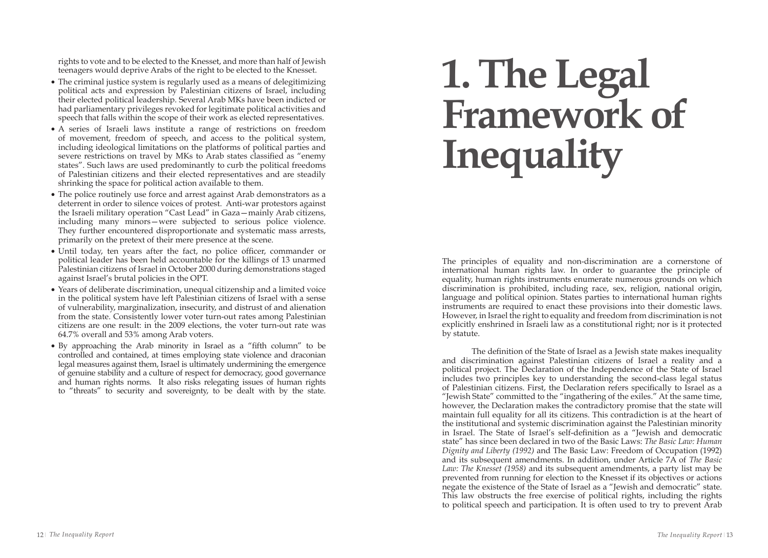rights to vote and to be elected to the Knesset, and more than half of Jewish teenagers would deprive Arabs of the right to be elected to the Knesset.

- The criminal justice system is regularly used as a means of delegitimizing political acts and expression by Palestinian citizens of Israel, including their elected political leadership. Several Arab MKs have been indicted or had parliamentary privileges revoked for legitimate political activities and speech that falls within the scope of their work as elected representatives.
- A series of Israeli laws institute a range of restrictions on freedom of movement, freedom of speech, and access to the political system, including ideological limitations on the platforms of political parties and severe restrictions on travel by MKs to Arab states classified as "enemy states". Such laws are used predominantly to curb the political freedoms of Palestinian citizens and their elected representatives and are steadily shrinking the space for political action available to them.
- The police routinely use force and arrest against Arab demonstrators as a deterrent in order to silence voices of protest. Anti-war protestors against the Israeli military operation "Cast Lead" in Gaza—mainly Arab citizens, including many minors—were subjected to serious police violence. They further encountered disproportionate and systematic mass arrests, primarily on the pretext of their mere presence at the scene.
- Until today, ten years after the fact, no police officer, commander or political leader has been held accountable for the killings of 13 unarmed Palestinian citizens of Israel in October 2000 during demonstrations staged against Israel's brutal policies in the OPT.
- Years of deliberate discrimination, unequal citizenship and a limited voice in the political system have left Palestinian citizens of Israel with a sense of vulnerability, marginalization, insecurity, and distrust of and alienation from the state. Consistently lower voter turn-out rates among Palestinian citizens are one result: in the 2009 elections, the voter turn-out rate was 64.7% overall and 53% among Arab voters.
- By approaching the Arab minority in Israel as a "fifth column" to be controlled and contained, at times employing state violence and draconian legal measures against them, Israel is ultimately undermining the emergence of genuine stability and a culture of respect for democracy, good governance and human rights norms. It also risks relegating issues of human rights to "threats" to security and sovereignty, to be dealt with by the state.

# 1. The Legal Framework of Inequality

The principles of equality and non-discrimination are a cornerstone of international human rights law. In order to guarantee the principle of equality, human rights instruments enumerate numerous grounds on which discrimination is prohibited, including race, sex, religion, national origin, language and political opinion. States parties to international human rights instruments are required to enact these provisions into their domestic laws. However, in Israel the right to equality and freedom from discrimination is not explicitly enshrined in Israeli law as a constitutional right; nor is it protected by statute.

The definition of the State of Israel as a Jewish state makes inequality and discrimination against Palestinian citizens of Israel a reality and a political project. The Declaration of the Independence of the State of Israel includes two principles key to understanding the second-class legal status of Palestinian citizens. First, the Declaration refers specifically to Israel as a "Jewish State" committed to the "ingathering of the exiles." At the same time, however, the Declaration makes the contradictory promise that the state will maintain full equality for all its citizens. This contradiction is at the heart of the institutional and systemic discrimination against the Palestinian minority in Israel. The State of Israel's self-definition as a "Jewish and democratic state" has since been declared in two of the Basic Laws: *The Basic Law: Human Dignity and Liberty (1992)* and The Basic Law: Freedom of Occupation (1992) and its subsequent amendments. In addition, under Article 7A of *The Basic Law: The Knesset (1958)* and its subsequent amendments, a party list may be prevented from running for election to the Knesset if its objectives or actions negate the existence of the State of Israel as a "Jewish and democratic" state. This law obstructs the free exercise of political rights, including the rights to political speech and participation. It is often used to try to prevent Arab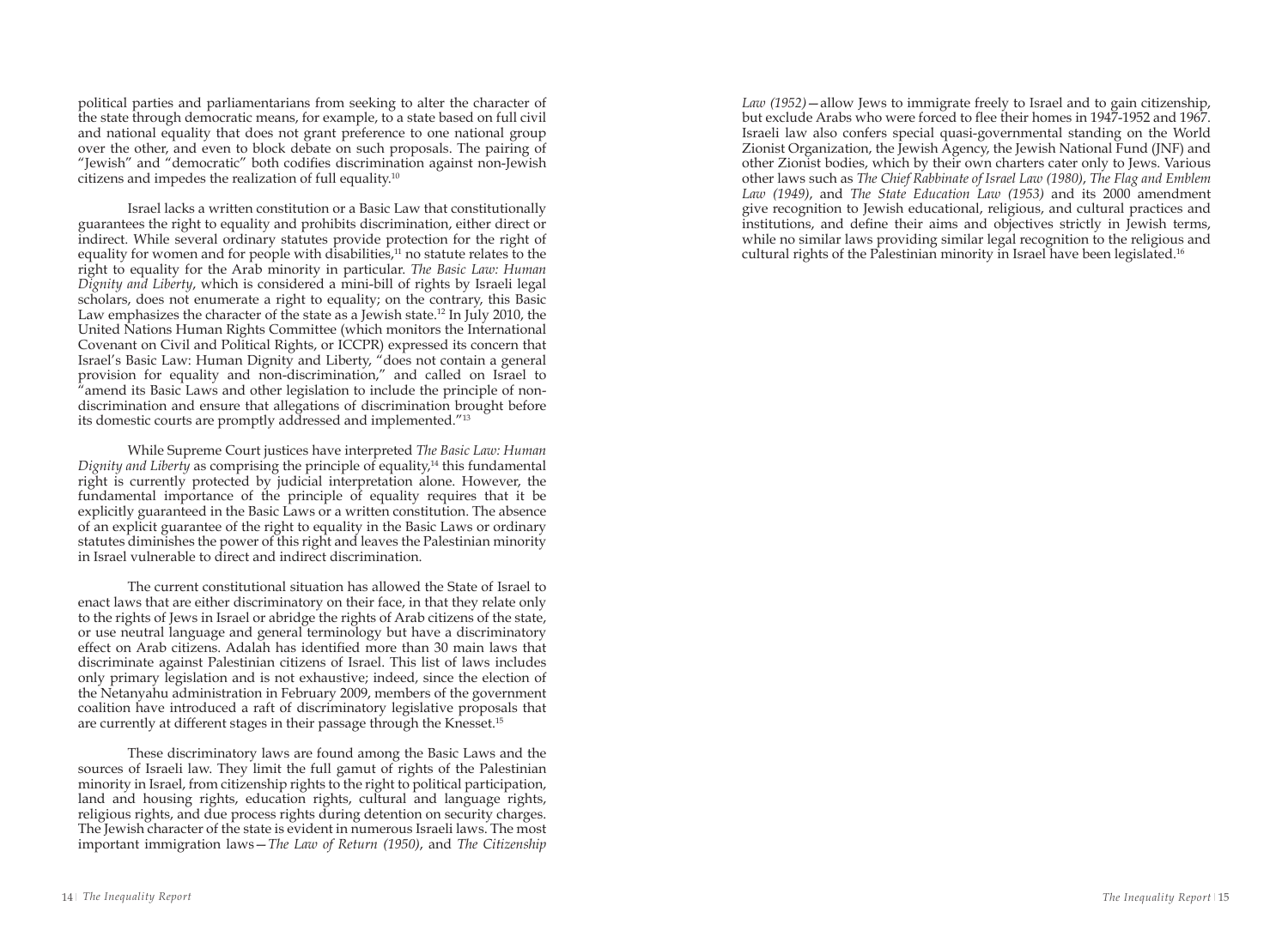political parties and parliamentarians from seeking to alter the character of the state through democratic means, for example, to a state based on full civil and national equality that does not grant preference to one national group over the other, and even to block debate on such proposals. The pairing of "Jewish" and "democratic" both codifies discrimination against non-Jewish citizens and impedes the realization of full equality.[10]

Israel lacks a written constitution or a Basic Law that constitutionally guarantees the right to equality and prohibits discrimination, either direct or indirect. While several ordinary statutes provide protection for the right of equality for women and for people with disabilities,[11] no statute relates to the right to equality for the Arab minority in particular. *The Basic Law: Human Dignity and Liberty*, which is considered a mini-bill of rights by Israeli legal scholars, does not enumerate a right to equality; on the contrary, this Basic Law emphasizes the character of the state as a Jewish state.[12] In July 2010, the United Nations Human Rights Committee (which monitors the International Covenant on Civil and Political Rights, or ICCPR) expressed its concern that Israel's Basic Law: Human Dignity and Liberty, "does not contain a general provision for equality and non-discrimination," and called on Israel to "amend its Basic Laws and other legislation to include the principle of non-discrimination and ensure that allegations of discrimination brought before its domestic courts are promptly addressed and implemented."[13]

While Supreme Court justices have interpreted *The Basic Law: Human Dignity and Liberty* as comprising the principle of equality,[14] this fundamental right is currently protected by judicial interpretation alone. However, the fundamental importance of the principle of equality requires that it be explicitly guaranteed in the Basic Laws or a written constitution. The absence of an explicit guarantee of the right to equality in the Basic Laws or ordinary statutes diminishes the power of this right and leaves the Palestinian minority in Israel vulnerable to direct and indirect discrimination.

The current constitutional situation has allowed the State of Israel to enact laws that are either discriminatory on their face, in that they relate only to the rights of Jews in Israel or abridge the rights of Arab citizens of the state, or use neutral language and general terminology but have a discriminatory effect on Arab citizens. Adalah has identified more than 30 main laws that discriminate against Palestinian citizens of Israel. This list of laws includes only primary legislation and is not exhaustive; indeed, since the election of the Netanyahu administration in February 2009, members of the government coalition have introduced a raft of discriminatory legislative proposals that are currently at different stages in their passage through the Knesset.[15]

These discriminatory laws are found among the Basic Laws and the sources of Israeli law. They limit the full gamut of rights of the Palestinian minority in Israel, from citizenship rights to the right to political participation, land and housing rights, education rights, cultural and language rights, religious rights, and due process rights during detention on security charges. The Jewish character of the state is evident in numerous Israeli laws. The most important immigration laws—*The Law of Return (1950)*, and *The Citizenship Law (1952)*—allow Jews to immigrate freely to Israel and to gain citizenship, but exclude Arabs who were forced to flee their homes in 1947-1952 and 1967. Israeli law also confers special quasi-governmental standing on the World Zionist Organization, the Jewish Agency, the Jewish National Fund (JNF) and other Zionist bodies, which by their own charters cater only to Jews. Various other laws such as *The Chief Rabbinate of Israel Law (1980)*, *The Flag and Emblem Law (1949)*, and *The State Education Law (1953)* and its 2000 amendment give recognition to Jewish educational, religious, and cultural practices and institutions, and define their aims and objectives strictly in Jewish terms, while no similar laws providing similar legal recognition to the religious and cultural rights of the Palestinian minority in Israel have been legislated.[16]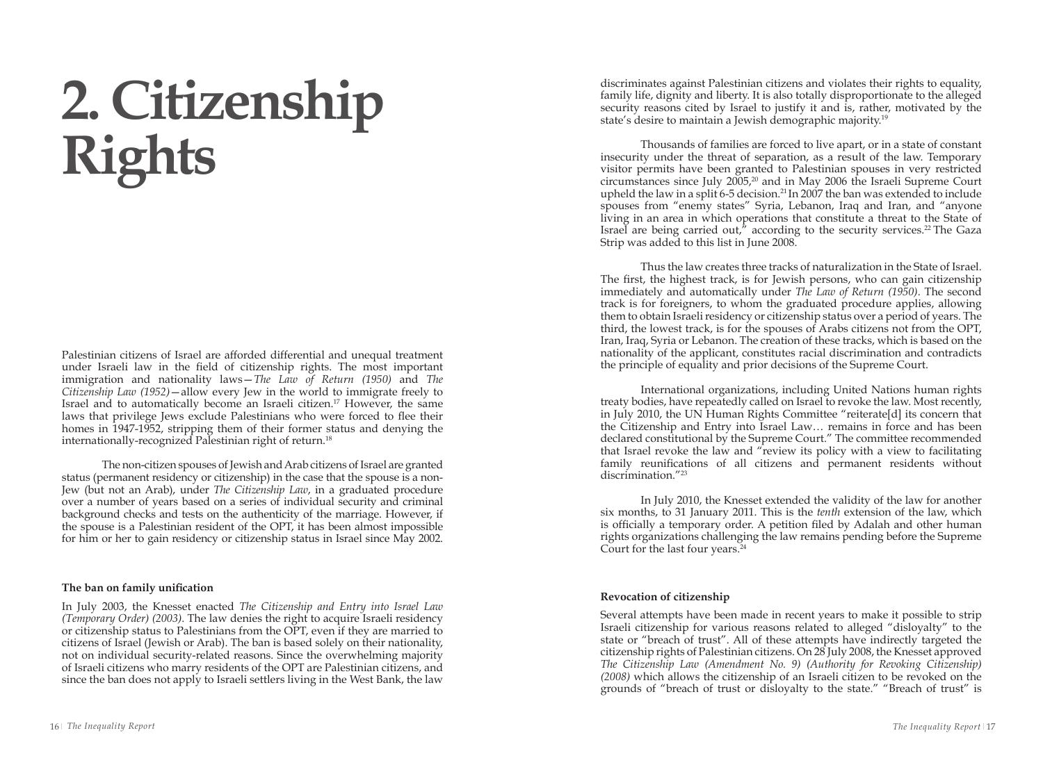# 2. Citizenship Rights

Palestinian citizens of Israel are afforded differential and unequal treatment under Israeli law in the field of citizenship rights. The most important immigration and nationality laws—*The Law of Return (1950)* and *The Citizenship Law (1952)*—allow every Jew in the world to immigrate freely to Israel and to automatically become an Israeli citizen.[17] However, the same laws that privilege Jews exclude Palestinians who were forced to flee their homes in 1947-1952, stripping them of their former status and denying the internationally-recognized Palestinian right of return.[18]

The non-citizen spouses of Jewish and Arab citizens of Israel are granted status (permanent residency or citizenship) in the case that the spouse is a non-Jew (but not an Arab), under *The Citizenship Law*, in a graduated procedure over a number of years based on a series of individual security and criminal background checks and tests on the authenticity of the marriage. However, if the spouse is a Palestinian resident of the OPT, it has been almost impossible for him or her to gain residency or citizenship status in Israel since May 2002.

### The ban on family unification

In July 2003, the Knesset enacted *The Citizenship and Entry into Israel Law (Temporary Order) (2003)*. The law denies the right to acquire Israeli residency or citizenship status to Palestinians from the OPT, even if they are married to citizens of Israel (Jewish or Arab). The ban is based solely on their nationality, not on individual security-related reasons. Since the overwhelming majority of Israeli citizens who marry residents of the OPT are Palestinian citizens, and since the ban does not apply to Israeli settlers living in the West Bank, the law discriminates against Palestinian citizens and violates their rights to equality, family life, dignity and liberty. It is also totally disproportionate to the alleged security reasons cited by Israel to justify it and is, rather, motivated by the state's desire to maintain a Jewish demographic majority.[19]

Thousands of families are forced to live apart, or in a state of constant insecurity under the threat of separation, as a result of the law. Temporary visitor permits have been granted to Palestinian spouses in very restricted circumstances since July 2005,[20] and in May 2006 the Israeli Supreme Court upheld the law in a split 6-5 decision.[21] In 2007 the ban was extended to include spouses from "enemy states" Syria, Lebanon, Iraq and Iran, and "anyone living in an area in which operations that constitute a threat to the State of Israel are being carried out," according to the security services.[22] The Gaza Strip was added to this list in June 2008.

Thus the law creates three tracks of naturalization in the State of Israel. The first, the highest track, is for Jewish persons, who can gain citizenship immediately and automatically under *The Law of Return (1950)*. The second track is for foreigners, to whom the graduated procedure applies, allowing them to obtain Israeli residency or citizenship status over a period of years. The third, the lowest track, is for the spouses of Arabs citizens not from the OPT, Iran, Iraq, Syria or Lebanon. The creation of these tracks, which is based on the nationality of the applicant, constitutes racial discrimination and contradicts the principle of equality and prior decisions of the Supreme Court.

International organizations, including United Nations human rights treaty bodies, have repeatedly called on Israel to revoke the law. Most recently, in July 2010, the UN Human Rights Committee "reiterate[d] its concern that the Citizenship and Entry into Israel Law… remains in force and has been declared constitutional by the Supreme Court." The committee recommended that Israel revoke the law and "review its policy with a view to facilitating family reunifications of all citizens and permanent residents without discrimination."[23]

In July 2010, the Knesset extended the validity of the law for another six months, to 31 January 2011. This is the *tenth* extension of the law, which is officially a temporary order. A petition filed by Adalah and other human rights organizations challenging the law remains pending before the Supreme Court for the last four years.[24]

### Revocation of citizenship

Several attempts have been made in recent years to make it possible to strip Israeli citizenship for various reasons related to alleged "disloyalty" to the state or "breach of trust". All of these attempts have indirectly targeted the citizenship rights of Palestinian citizens. On 28 July 2008, the Knesset approved *The Citizenship Law (Amendment No. 9) (Authority for Revoking Citizenship) (2008)* which allows the citizenship of an Israeli citizen to be revoked on the grounds of "breach of trust or disloyalty to the state." "Breach of trust" is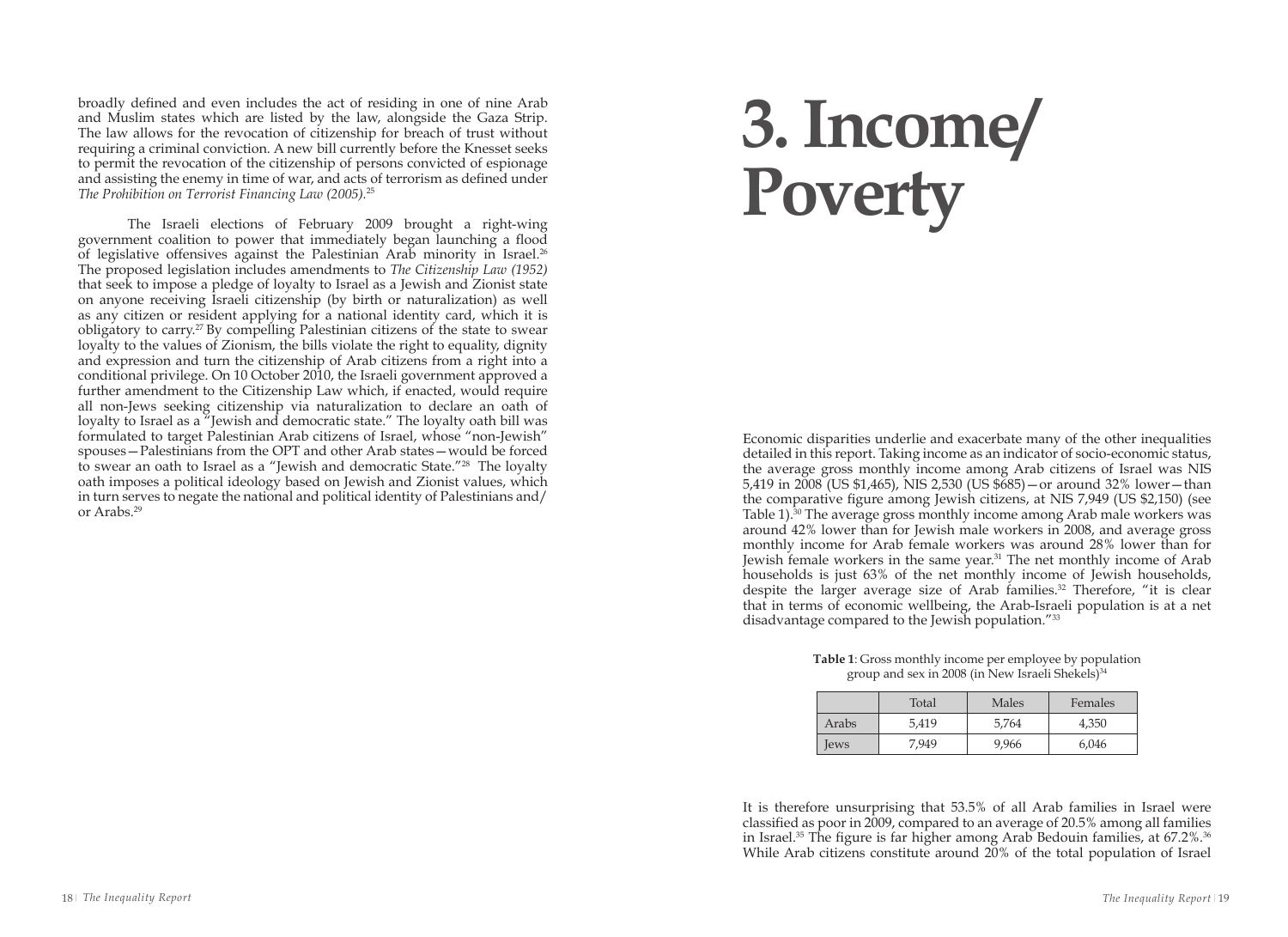broadly defined and even includes the act of residing in one of nine Arab and Muslim states which are listed by the law, alongside the Gaza Strip. The law allows for the revocation of citizenship for breach of trust without requiring a criminal conviction. A new bill currently before the Knesset seeks to permit the revocation of the citizenship of persons convicted of espionage and assisting the enemy in time of war, and acts of terrorism as defined under *The Prohibition on Terrorist Financing Law (2005)*.[25]

The Israeli elections of February 2009 brought a right-wing government coalition to power that immediately began launching a flood of legislative offensives against the Palestinian Arab minority in Israel.[26] The proposed legislation includes amendments to *The Citizenship Law (1952)* that seek to impose a pledge of loyalty to Israel as a Jewish and Zionist state on anyone receiving Israeli citizenship (by birth or naturalization) as well as any citizen or resident applying for a national identity card, which it is obligatory to carry.[27] By compelling Palestinian citizens of the state to swear loyalty to the values of Zionism, the bills violate the right to equality, dignity and expression and turn the citizenship of Arab citizens from a right into a conditional privilege. On 10 October 2010, the Israeli government approved a further amendment to the Citizenship Law which, if enacted, would require all non-Jews seeking citizenship via naturalization to declare an oath of loyalty to Israel as a "Jewish and democratic state." The loyalty oath bill was formulated to target Palestinian Arab citizens of Israel, whose "non-Jewish" spouses—Palestinians from the OPT and other Arab states—would be forced to swear an oath to Israel as a "Jewish and democratic State."[28] The loyalty oath imposes a political ideology based on Jewish and Zionist values, which in turn serves to negate the national and political identity of Palestinians and/or Arabs.[29]

# 3. Income/ Poverty

Economic disparities underlie and exacerbate many of the other inequalities detailed in this report. Taking income as an indicator of socio-economic status, the average gross monthly income among Arab citizens of Israel was NIS 5,419 in 2008 (US $1,465), NIS 2,530 (US $685)—or around 32% lower—than the comparative figure among Jewish citizens, at NIS 7,949 (US $2,150) (see Table 1).[30] The average gross monthly income among Arab male workers was around 42% lower than for Jewish male workers in 2008, and average gross monthly income for Arab female workers was around 28% lower than for Jewish female workers in the same year.[31] The net monthly income of Arab households is just 63% of the net monthly income of Jewish households, despite the larger average size of Arab families.[32] Therefore, "it is clear that in terms of economic wellbeing, the Arab-Israeli population is at a net disadvantage compared to the Jewish population."[33]

**Table 1**: Gross monthly income per employee by population group and sex in 2008 (in New Israeli Shekels)[34]

| | Total | Males | Females |
|---|---|---|---|
| Arabs | 5,419 | 5,764 | 4,350 |
| Jews | 7,949 | 9,966 | 6,046 |

It is therefore unsurprising that 53.5% of all Arab families in Israel were classified as poor in 2009, compared to an average of 20.5% among all families in Israel.[35] The figure is far higher among Arab Bedouin families, at 67.2%.[36] While Arab citizens constitute around 20% of the total population of Israel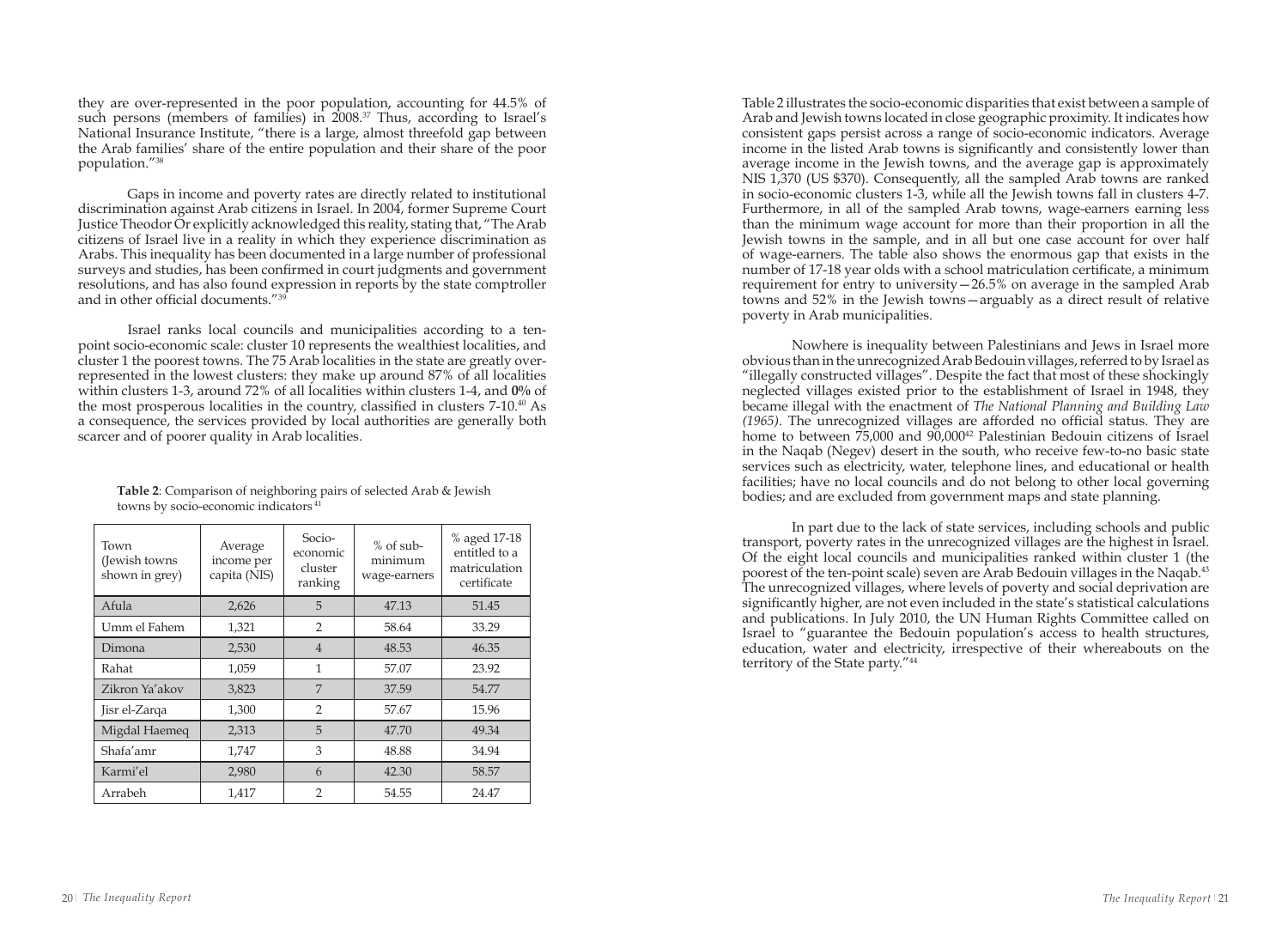they are over-represented in the poor population, accounting for 44.5% of such persons (members of families) in 2008.[37] Thus, according to Israel's National Insurance Institute, "there is a large, almost threefold gap between the Arab families' share of the entire population and their share of the poor population."[38]

Gaps in income and poverty rates are directly related to institutional discrimination against Arab citizens in Israel. In 2004, former Supreme Court Justice Theodor Or explicitly acknowledged this reality, stating that, "The Arab citizens of Israel live in a reality in which they experience discrimination as Arabs. This inequality has been documented in a large number of professional surveys and studies, has been confirmed in court judgments and government resolutions, and has also found expression in reports by the state comptroller and in other official documents."[39]

Israel ranks local councils and municipalities according to a ten-point socio-economic scale: cluster 10 represents the wealthiest localities, and cluster 1 the poorest towns. The 75 Arab localities in the state are greatly over-represented in the lowest clusters: they make up around 87% of all localities within clusters 1-3, around 72% of all localities within clusters 1-4, and **0%** of the most prosperous localities in the country, classified in clusters 7-10.[40] As a consequence, the services provided by local authorities are generally both scarcer and of poorer quality in Arab localities.

**Table 2**: Comparison of neighboring pairs of selected Arab & Jewish towns by socio-economic indicators[41]

| Town (Jewish towns shown in grey) | Average income per capita (NIS) | Socio-economic cluster ranking | % of sub-minimum wage-earners | % aged 17-18 entitled to a matriculation certificate |
|---|---|---|---|---|
| Afula | 2,626 | 5 | 47.13 | 51.45 |
| Umm el Fahem | 1,321 | 2 | 58.64 | 33.29 |
| Dimona | 2,530 | 4 | 48.53 | 46.35 |
| Rahat | 1,059 | 1 | 57.07 | 23.92 |
| Zikron Ya'akov | 3,823 | 7 | 37.59 | 54.77 |
| Jisr el-Zarqa | 1,300 | 2 | 57.67 | 15.96 |
| Migdal Haemeq | 2,313 | 5 | 47.70 | 49.34 |
| Shafa'amr | 1,747 | 3 | 48.88 | 34.94 |
| Karmi'el | 2,980 | 6 | 42.30 | 58.57 |
| Arrabeh | 1,417 | 2 | 54.55 | 24.47 |

Table 2 illustrates the socio-economic disparities that exist between a sample of Arab and Jewish towns located in close geographic proximity. It indicates how consistent gaps persist across a range of socio-economic indicators. Average income in the listed Arab towns is significantly and consistently lower than average income in the Jewish towns, and the average gap is approximately NIS 1,370 (US $370). Consequently, all the sampled Arab towns are ranked in socio-economic clusters 1-3, while all the Jewish towns fall in clusters 4-7. Furthermore, in all of the sampled Arab towns, wage-earners earning less than the minimum wage account for more than their proportion in all the Jewish towns in the sample, and in all but one case account for over half of wage-earners. The table also shows the enormous gap that exists in the number of 17-18 year olds with a school matriculation certificate, a minimum requirement for entry to university—26.5% on average in the sampled Arab towns and 52% in the Jewish towns—arguably as a direct result of relative poverty in Arab municipalities.

Nowhere is inequality between Palestinians and Jews in Israel more obvious than in the unrecognized Arab Bedouin villages, referred to by Israel as "illegally constructed villages". Despite the fact that most of these shockingly neglected villages existed prior to the establishment of Israel in 1948, they became illegal with the enactment of *The National Planning and Building Law (1965)*. The unrecognized villages are afforded no official status. They are home to between 75,000 and 90,000[42] Palestinian Bedouin citizens of Israel in the Naqab (Negev) desert in the south, who receive few-to-no basic state services such as electricity, water, telephone lines, and educational or health facilities; have no local councils and do not belong to other local governing bodies; and are excluded from government maps and state planning.

In part due to the lack of state services, including schools and public transport, poverty rates in the unrecognized villages are the highest in Israel. Of the eight local councils and municipalities ranked within cluster 1 (the poorest of the ten-point scale) seven are Arab Bedouin villages in the Naqab.[43] The unrecognized villages, where levels of poverty and social deprivation are significantly higher, are not even included in the state's statistical calculations and publications. In July 2010, the UN Human Rights Committee called on Israel to "guarantee the Bedouin population's access to health structures, education, water and electricity, irrespective of their whereabouts on the territory of the State party."[44]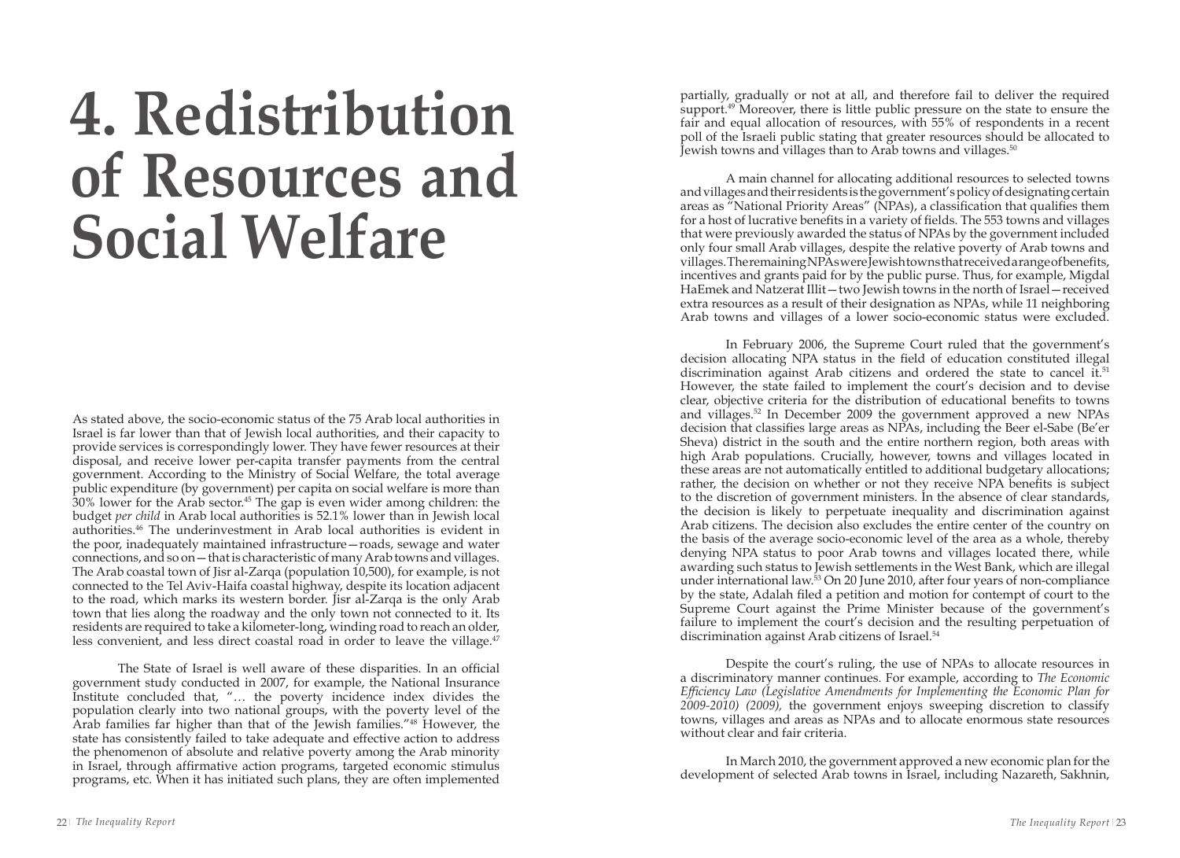# 4. Redistribution of Resources and Social Welfare

As stated above, the socio-economic status of the 75 Arab local authorities in Israel is far lower than that of Jewish local authorities, and their capacity to provide services is correspondingly lower. They have fewer resources at their disposal, and receive lower per-capita transfer payments from the central government. According to the Ministry of Social Welfare, the total average public expenditure (by government) per capita on social welfare is more than 30% lower for the Arab sector.[45] The gap is even wider among children: the budget *per child* in Arab local authorities is 52.1% lower than in Jewish local authorities.[46] The underinvestment in Arab local authorities is evident in the poor, inadequately maintained infrastructure—roads, sewage and water connections, and so on—that is characteristic of many Arab towns and villages. The Arab coastal town of Jisr al-Zarqa (population 10,500), for example, is not connected to the Tel Aviv-Haifa coastal highway, despite its location adjacent to the road, which marks its western border. Jisr al-Zarqa is the only Arab town that lies along the roadway and the only town not connected to it. Its residents are required to take a kilometer-long, winding road to reach an older, less convenient, and less direct coastal road in order to leave the village.[47]

The State of Israel is well aware of these disparities. In an official government study conducted in 2007, for example, the National Insurance Institute concluded that, "… the poverty incidence index divides the population clearly into two national groups, with the poverty level of the Arab families far higher than that of the Jewish families."[48] However, the state has consistently failed to take adequate and effective action to address the phenomenon of absolute and relative poverty among the Arab minority in Israel, through affirmative action programs, targeted economic stimulus programs, etc. When it has initiated such plans, they are often implemented partially, gradually or not at all, and therefore fail to deliver the required support.[49] Moreover, there is little public pressure on the state to ensure the fair and equal allocation of resources, with 55% of respondents in a recent poll of the Israeli public stating that greater resources should be allocated to Jewish towns and villages than to Arab towns and villages.[50]

A main channel for allocating additional resources to selected towns and villages and their residents is the government's policy of designating certain areas as "National Priority Areas" (NPAs), a classification that qualifies them for a host of lucrative benefits in a variety of fields. The 553 towns and villages that were previously awarded the status of NPAs by the government included only four small Arab villages, despite the relative poverty of Arab towns and villages. The remaining NPAs were Jewish towns that received a range of benefits, incentives and grants paid for by the public purse. Thus, for example, Migdal HaEmek and Natzerat Illit—two Jewish towns in the north of Israel—received extra resources as a result of their designation as NPAs, while 11 neighboring Arab towns and villages of a lower socio-economic status were excluded.

In February 2006, the Supreme Court ruled that the government's decision allocating NPA status in the field of education constituted illegal discrimination against Arab citizens and ordered the state to cancel it.[51] However, the state failed to implement the court's decision and to devise clear, objective criteria for the distribution of educational benefits to towns and villages.[52] In December 2009 the government approved a new NPAs decision that classifies large areas as NPAs, including the Beer el-Sabe (Be'er Sheva) district in the south and the entire northern region, both areas with high Arab populations. Crucially, however, towns and villages located in these areas are not automatically entitled to additional budgetary allocations; rather, the decision on whether or not they receive NPA benefits is subject to the discretion of government ministers. In the absence of clear standards, the decision is likely to perpetuate inequality and discrimination against Arab citizens. The decision also excludes the entire center of the country on the basis of the average socio-economic level of the area as a whole, thereby denying NPA status to poor Arab towns and villages located there, while awarding such status to Jewish settlements in the West Bank, which are illegal under international law.[53] On 20 June 2010, after four years of non-compliance by the state, Adalah filed a petition and motion for contempt of court to the Supreme Court against the Prime Minister because of the government's failure to implement the court's decision and the resulting perpetuation of discrimination against Arab citizens of Israel.[54]

Despite the court's ruling, the use of NPAs to allocate resources in a discriminatory manner continues. For example, according to *The Economic Efficiency Law (Legislative Amendments for Implementing the Economic Plan for 2009-2010) (2009)*, the government enjoys sweeping discretion to classify towns, villages and areas as NPAs and to allocate enormous state resources without clear and fair criteria.

In March 2010, the government approved a new economic plan for the development of selected Arab towns in Israel, including Nazareth, Sakhnin,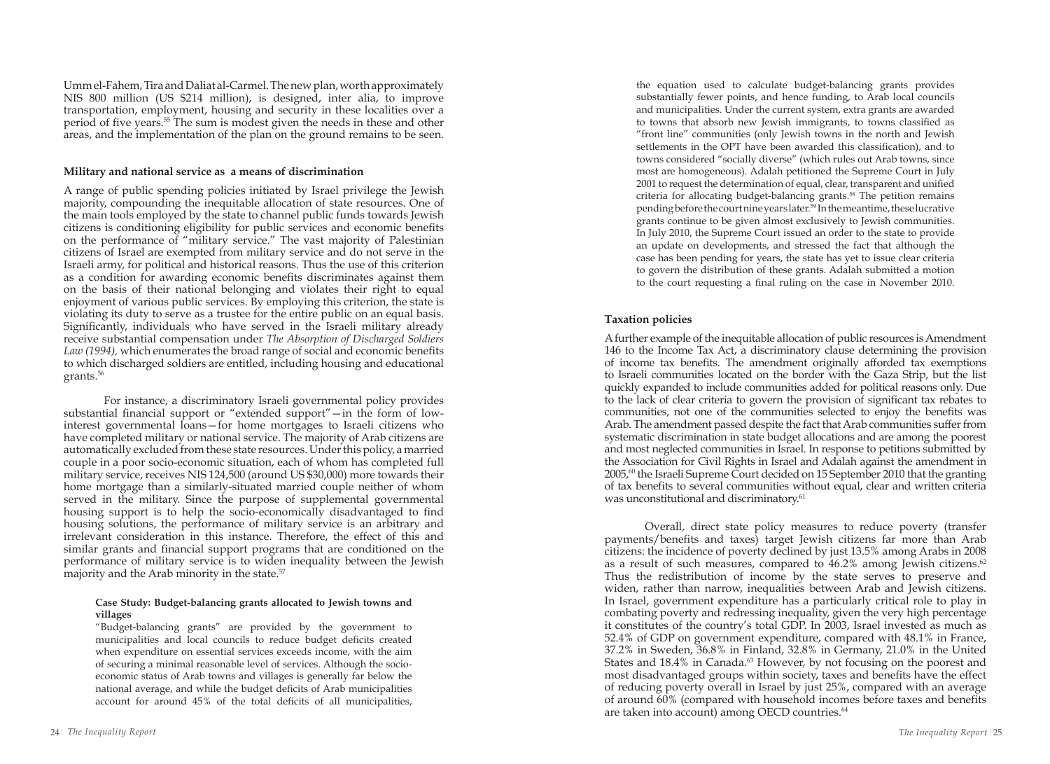Umm el-Fahem, Tira and Daliat al-Carmel. The new plan, worth approximately NIS 800 million (US $214 million), is designed, inter alia, to improve transportation, employment, housing and security in these localities over a period of five years.[55] The sum is modest given the needs in these and other areas, and the implementation of the plan on the ground remains to be seen.

### Military and national service as a means of discrimination

A range of public spending policies initiated by Israel privilege the Jewish majority, compounding the inequitable allocation of state resources. One of the main tools employed by the state to channel public funds towards Jewish citizens is conditioning eligibility for public services and economic benefits on the performance of "military service." The vast majority of Palestinian citizens of Israel are exempted from military service and do not serve in the Israeli army, for political and historical reasons. Thus the use of this criterion as a condition for awarding economic benefits discriminates against them on the basis of their national belonging and violates their right to equal enjoyment of various public services. By employing this criterion, the state is violating its duty to serve as a trustee for the entire public on an equal basis. Significantly, individuals who have served in the Israeli military already receive substantial compensation under *The Absorption of Discharged Soldiers Law (1994)*, which enumerates the broad range of social and economic benefits to which discharged soldiers are entitled, including housing and educational grants.[56]

For instance, a discriminatory Israeli governmental policy provides substantial financial support or "extended support"—in the form of low-interest governmental loans—for home mortgages to Israeli citizens who have completed military or national service. The majority of Arab citizens are automatically excluded from these state resources. Under this policy, a married couple in a poor socio-economic situation, each of whom has completed full military service, receives NIS 124,500 (around US $30,000) more towards their home mortgage than a similarly-situated married couple neither of whom served in the military. Since the purpose of supplemental governmental housing support is to help the socio-economically disadvantaged to find housing solutions, the performance of military service is an arbitrary and irrelevant consideration in this instance. Therefore, the effect of this and similar grants and financial support programs that are conditioned on the performance of military service is to widen inequality between the Jewish majority and the Arab minority in the state.[57]

#### Case Study: Budget-balancing grants allocated to Jewish towns and villages

"Budget-balancing grants" are provided by the government to municipalities and local councils to reduce budget deficits created when expenditure on essential services exceeds income, with the aim of securing a minimal reasonable level of services. Although the socio-economic status of Arab towns and villages is generally far below the national average, and while the budget deficits of Arab municipalities account for around 45% of the total deficits of all municipalities, the equation used to calculate budget-balancing grants provides substantially fewer points, and hence funding, to Arab local councils and municipalities. Under the current system, extra grants are awarded to towns that absorb new Jewish immigrants, to towns classified as "front line" communities (only Jewish towns in the north and Jewish settlements in the OPT have been awarded this classification), and to towns considered "socially diverse" (which rules out Arab towns, since most are homogeneous). Adalah petitioned the Supreme Court in July 2001 to request the determination of equal, clear, transparent and unified criteria for allocating budget-balancing grants.[58] The petition remains pending before the court nine years later.[59] In the meantime, these lucrative grants continue to be given almost exclusively to Jewish communities. In July 2010, the Supreme Court issued an order to the state to provide an update on developments, and stressed the fact that although the case has been pending for years, the state has yet to issue clear criteria to govern the distribution of these grants. Adalah submitted a motion to the court requesting a final ruling on the case in November 2010.

### Taxation policies

A further example of the inequitable allocation of public resources is Amendment 146 to the Income Tax Act, a discriminatory clause determining the provision of income tax benefits. The amendment originally afforded tax exemptions to Israeli communities located on the border with the Gaza Strip, but the list quickly expanded to include communities added for political reasons only. Due to the lack of clear criteria to govern the provision of significant tax rebates to communities, not one of the communities selected to enjoy the benefits was Arab. The amendment passed despite the fact that Arab communities suffer from systematic discrimination in state budget allocations and are among the poorest and most neglected communities in Israel. In response to petitions submitted by the Association for Civil Rights in Israel and Adalah against the amendment in 2005,[60] the Israeli Supreme Court decided on 15 September 2010 that the granting of tax benefits to several communities without equal, clear and written criteria was unconstitutional and discriminatory.[61]

Overall, direct state policy measures to reduce poverty (transfer payments/benefits and taxes) target Jewish citizens far more than Arab citizens: the incidence of poverty declined by just 13.5% among Arabs in 2008 as a result of such measures, compared to 46.2% among Jewish citizens.[62] Thus the redistribution of income by the state serves to preserve and widen, rather than narrow, inequalities between Arab and Jewish citizens. In Israel, government expenditure has a particularly critical role to play in combating poverty and redressing inequality, given the very high percentage it constitutes of the country's total GDP. In 2003, Israel invested as much as 52.4% of GDP on government expenditure, compared with 48.1% in France, 37.2% in Sweden, 36.8% in Finland, 32.8% in Germany, 21.0% in the United States and 18.4% in Canada.[63] However, by not focusing on the poorest and most disadvantaged groups within society, taxes and benefits have the effect of reducing poverty overall in Israel by just 25%, compared with an average of around 60% (compared with household incomes before taxes and benefits are taken into account) among OECD countries.[64]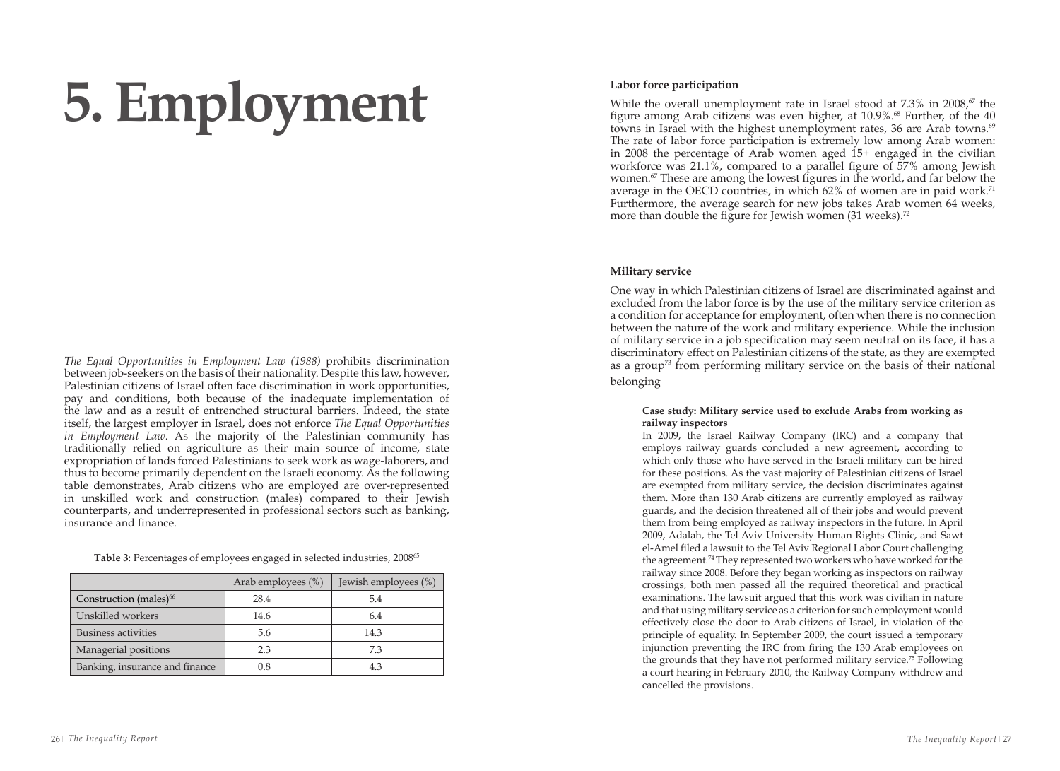# 5. Employment

*The Equal Opportunities in Employment Law (1988)* prohibits discrimination between job-seekers on the basis of their nationality. Despite this law, however, Palestinian citizens of Israel often face discrimination in work opportunities, pay and conditions, both because of the inadequate implementation of the law and as a result of entrenched structural barriers. Indeed, the state itself, the largest employer in Israel, does not enforce *The Equal Opportunities in Employment Law*. As the majority of the Palestinian community has traditionally relied on agriculture as their main source of income, state expropriation of lands forced Palestinians to seek work as wage-laborers, and thus to become primarily dependent on the Israeli economy. As the following table demonstrates, Arab citizens who are employed are over-represented in unskilled work and construction (males) compared to their Jewish counterparts, and underrepresented in professional sectors such as banking, insurance and finance.

**Table 3**: Percentages of employees engaged in selected industries, 2008[65]

| | Arab employees (%) | Jewish employees (%) |
|---|---|---|
| Construction (males)[66] | 28.4 | 5.4 |
| Unskilled workers | 14.6 | 6.4 |
| Business activities | 5.6 | 14.3 |
| Managerial positions | 2.3 | 7.3 |
| Banking, insurance and finance | 0.8 | 4.3 |

### Labor force participation

While the overall unemployment rate in Israel stood at 7.3% in 2008,[67] the figure among Arab citizens was even higher, at 10.9%.[68] Further, of the 40 towns in Israel with the highest unemployment rates, 36 are Arab towns.[69] The rate of labor force participation is extremely low among Arab women: in 2008 the percentage of Arab women aged 15+ engaged in the civilian workforce was 21.1%, compared to a parallel figure of 57% among Jewish women.[67] These are among the lowest figures in the world, and far below the average in the OECD countries, in which 62% of women are in paid work.[71] Furthermore, the average search for new jobs takes Arab women 64 weeks, more than double the figure for Jewish women (31 weeks).[72]

### Military service

One way in which Palestinian citizens of Israel are discriminated against and excluded from the labor force is by the use of the military service criterion as a condition for acceptance for employment, often when there is no connection between the nature of the work and military experience. While the inclusion of military service in a job specification may seem neutral on its face, it has a discriminatory effect on Palestinian citizens of the state, as they are exempted as a group[73] from performing military service on the basis of their national belonging

**Case study: Military service used to exclude Arabs from working as railway inspectors**

In 2009, the Israel Railway Company (IRC) and a company that employs railway guards concluded a new agreement, according to which only those who have served in the Israeli military can be hired for these positions. As the vast majority of Palestinian citizens of Israel are exempted from military service, the decision discriminates against them. More than 130 Arab citizens are currently employed as railway guards, and the decision threatened all of their jobs and would prevent them from being employed as railway inspectors in the future. In April 2009, Adalah, the Tel Aviv University Human Rights Clinic, and Sawt el-Amel filed a lawsuit to the Tel Aviv Regional Labor Court challenging the agreement.[74] They represented two workers who have worked for the railway since 2008. Before they began working as inspectors on railway crossings, both men passed all the required theoretical and practical examinations. The lawsuit argued that this work was civilian in nature and that using military service as a criterion for such employment would effectively close the door to Arab citizens of Israel, in violation of the principle of equality. In September 2009, the court issued a temporary injunction preventing the IRC from firing the 130 Arab employees on the grounds that they have not performed military service.[75] Following a court hearing in February 2010, the Railway Company withdrew and cancelled the provisions.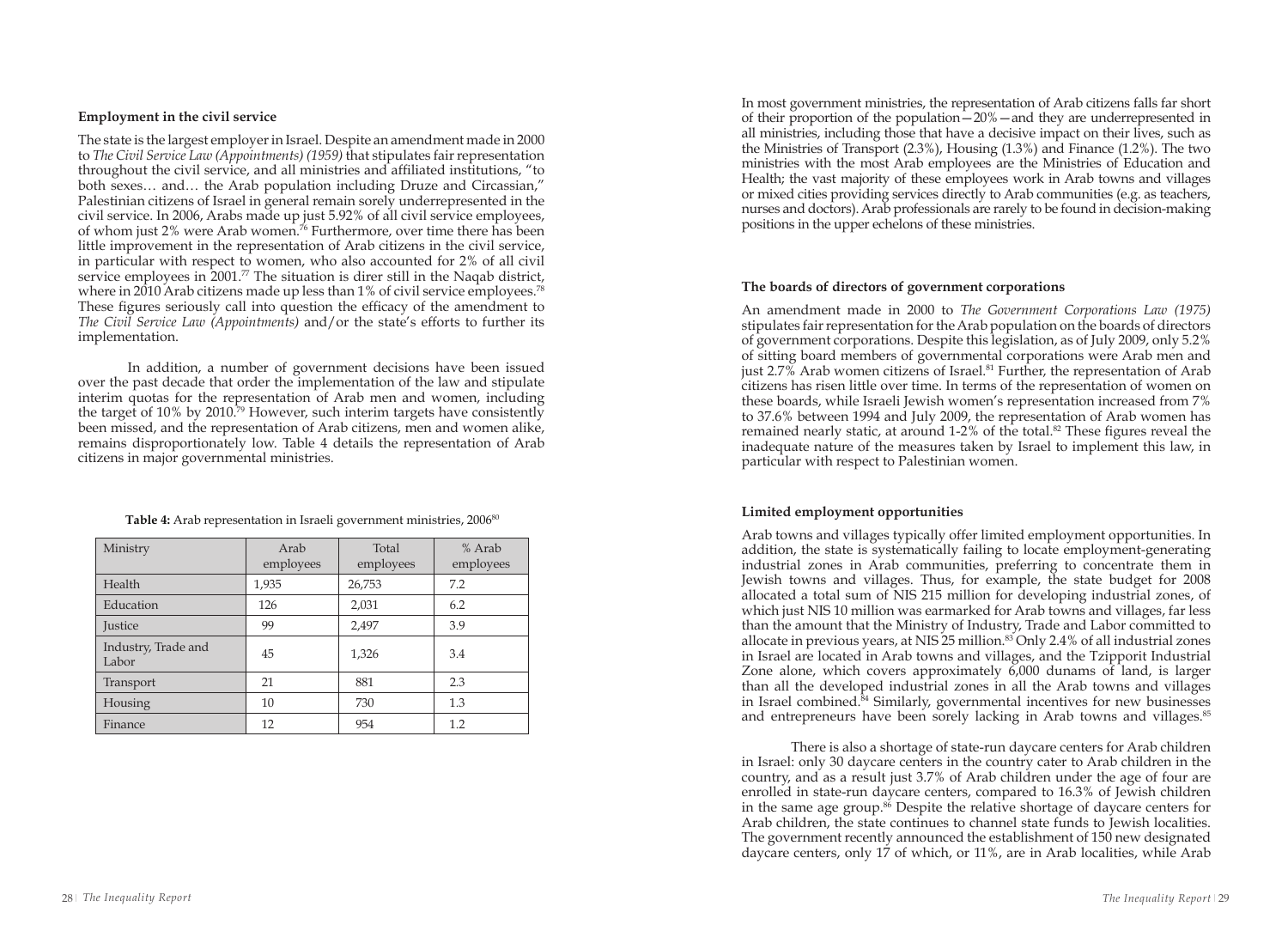### Employment in the civil service

The state is the largest employer in Israel. Despite an amendment made in 2000 to *The Civil Service Law (Appointments) (1959)* that stipulates fair representation throughout the civil service, and all ministries and affiliated institutions, "to both sexes… and… the Arab population including Druze and Circassian," Palestinian citizens of Israel in general remain sorely underrepresented in the civil service. In 2006, Arabs made up just 5.92% of all civil service employees, of whom just 2% were Arab women.[76] Furthermore, over time there has been little improvement in the representation of Arab citizens in the civil service, in particular with respect to women, who also accounted for 2% of all civil service employees in 2001.[77] The situation is direr still in the Naqab district, where in 2010 Arab citizens made up less than 1% of civil service employees.[78] These figures seriously call into question the efficacy of the amendment to *The Civil Service Law (Appointments)* and/or the state's efforts to further its implementation.

In addition, a number of government decisions have been issued over the past decade that order the implementation of the law and stipulate interim quotas for the representation of Arab men and women, including the target of 10% by 2010.[79] However, such interim targets have consistently been missed, and the representation of Arab citizens, men and women alike, remains disproportionately low. Table 4 details the representation of Arab citizens in major governmental ministries.

**Table 4:** Arab representation in Israeli government ministries, 2006[80]

| Ministry | Arab employees | Total employees | % Arab employees |
|---|---|---|---|
| Health | 1,935 | 26,753 | 7.2 |
| Education | 126 | 2,031 | 6.2 |
| Justice | 99 | 2,497 | 3.9 |
| Industry, Trade and Labor | 45 | 1,326 | 3.4 |
| Transport | 21 | 881 | 2.3 |
| Housing | 10 | 730 | 1.3 |
| Finance | 12 | 954 | 1.2 |

In most government ministries, the representation of Arab citizens falls far short of their proportion of the population—20%—and they are underrepresented in all ministries, including those that have a decisive impact on their lives, such as the Ministries of Transport (2.3%), Housing (1.3%) and Finance (1.2%). The two ministries with the most Arab employees are the Ministries of Education and Health; the vast majority of these employees work in Arab towns and villages or mixed cities providing services directly to Arab communities (e.g. as teachers, nurses and doctors). Arab professionals are rarely to be found in decision-making positions in the upper echelons of these ministries.

### The boards of directors of government corporations

An amendment made in 2000 to *The Government Corporations Law (1975)* stipulates fair representation for the Arab population on the boards of directors of government corporations. Despite this legislation, as of July 2009, only 5.2% of sitting board members of governmental corporations were Arab men and just 2.7% Arab women citizens of Israel.[81] Further, the representation of Arab citizens has risen little over time. In terms of the representation of women on these boards, while Israeli Jewish women's representation increased from 7% to 37.6% between 1994 and July 2009, the representation of Arab women has remained nearly static, at around 1-2% of the total.[82] These figures reveal the inadequate nature of the measures taken by Israel to implement this law, in particular with respect to Palestinian women.

### Limited employment opportunities

Arab towns and villages typically offer limited employment opportunities. In addition, the state is systematically failing to locate employment-generating industrial zones in Arab communities, preferring to concentrate them in Jewish towns and villages. Thus, for example, the state budget for 2008 allocated a total sum of NIS 215 million for developing industrial zones, of which just NIS 10 million was earmarked for Arab towns and villages, far less than the amount that the Ministry of Industry, Trade and Labor committed to allocate in previous years, at NIS 25 million.[83] Only 2.4% of all industrial zones in Israel are located in Arab towns and villages, and the Tzipporit Industrial Zone alone, which covers approximately 6,000 dunams of land, is larger than all the developed industrial zones in all the Arab towns and villages in Israel combined.[84] Similarly, governmental incentives for new businesses and entrepreneurs have been sorely lacking in Arab towns and villages.[85]

There is also a shortage of state-run daycare centers for Arab children in Israel: only 30 daycare centers in the country cater to Arab children in the country, and as a result just 3.7% of Arab children under the age of four are enrolled in state-run daycare centers, compared to 16.3% of Jewish children in the same age group.[86] Despite the relative shortage of daycare centers for Arab children, the state continues to channel state funds to Jewish localities. The government recently announced the establishment of 150 new designated daycare centers, only 17 of which, or 11%, are in Arab localities, while Arab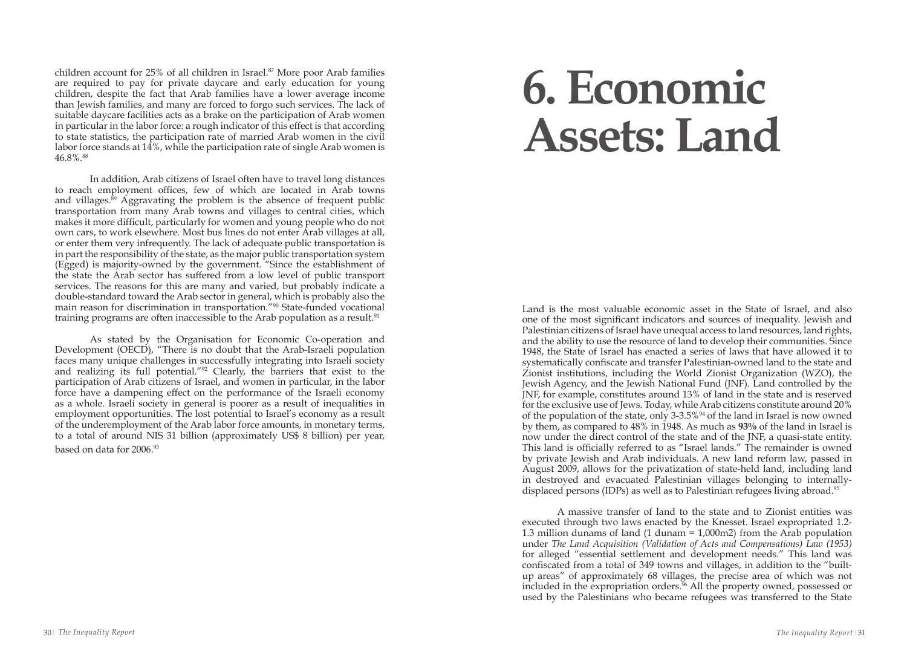children account for 25% of all children in Israel.[87] More poor Arab families are required to pay for private daycare and early education for young children, despite the fact that Arab families have a lower average income than Jewish families, and many are forced to forgo such services. The lack of suitable daycare facilities acts as a brake on the participation of Arab women in particular in the labor force: a rough indicator of this effect is that according to state statistics, the participation rate of married Arab women in the civil labor force stands at 14%, while the participation rate of single Arab women is 46.8%.[88]

In addition, Arab citizens of Israel often have to travel long distances to reach employment offices, few of which are located in Arab towns and villages.[89] Aggravating the problem is the absence of frequent public transportation from many Arab towns and villages to central cities, which makes it more difficult, particularly for women and young people who do not own cars, to work elsewhere. Most bus lines do not enter Arab villages at all, or enter them very infrequently. The lack of adequate public transportation is in part the responsibility of the state, as the major public transportation system (Egged) is majority-owned by the government. "Since the establishment of the state the Arab sector has suffered from a low level of public transport services. The reasons for this are many and varied, but probably indicate a double-standard toward the Arab sector in general, which is probably also the main reason for discrimination in transportation."[90] State-funded vocational training programs are often inaccessible to the Arab population as a result.[91]

As stated by the Organisation for Economic Co-operation and Development (OECD), "There is no doubt that the Arab-Israeli population faces many unique challenges in successfully integrating into Israeli society and realizing its full potential."[92] Clearly, the barriers that exist to the participation of Arab citizens of Israel, and women in particular, in the labor force have a dampening effect on the performance of the Israeli economy as a whole. Israeli society in general is poorer as a result of inequalities in employment opportunities. The lost potential to Israel's economy as a result of the underemployment of the Arab labor force amounts, in monetary terms, to a total of around NIS 31 billion (approximately US$ 8 billion) per year, based on data for 2006.[93]

# 6. Economic Assets: Land

Land is the most valuable economic asset in the State of Israel, and also one of the most significant indicators and sources of inequality. Jewish and Palestinian citizens of Israel have unequal access to land resources, land rights, and the ability to use the resource of land to develop their communities. Since 1948, the State of Israel has enacted a series of laws that have allowed it to systematically confiscate and transfer Palestinian-owned land to the state and Zionist institutions, including the World Zionist Organization (WZO), the Jewish Agency, and the Jewish National Fund (JNF). Land controlled by the JNF, for example, constitutes around 13% of land in the state and is reserved for the exclusive use of Jews. Today, while Arab citizens constitute around 20% of the population of the state, only 3-3.5%[94] of the land in Israel is now owned by them, as compared to 48% in 1948. As much as **93%** of the land in Israel is now under the direct control of the state and of the JNF, a quasi-state entity. This land is officially referred to as "Israel lands." The remainder is owned by private Jewish and Arab individuals. A new land reform law, passed in August 2009, allows for the privatization of state-held land, including land in destroyed and evacuated Palestinian villages belonging to internally-displaced persons (IDPs) as well as to Palestinian refugees living abroad.[95]

A massive transfer of land to the state and to Zionist entities was executed through two laws enacted by the Knesset. Israel expropriated 1.2-1.3 million dunams of land (1 dunam = 1,000m2) from the Arab population under *The Land Acquisition (Validation of Acts and Compensations) Law (1953)* for alleged "essential settlement and development needs." This land was confiscated from a total of 349 towns and villages, in addition to the "built-up areas" of approximately 68 villages, the precise area of which was not included in the expropriation orders.[96] All the property owned, possessed or used by the Palestinians who became refugees was transferred to the State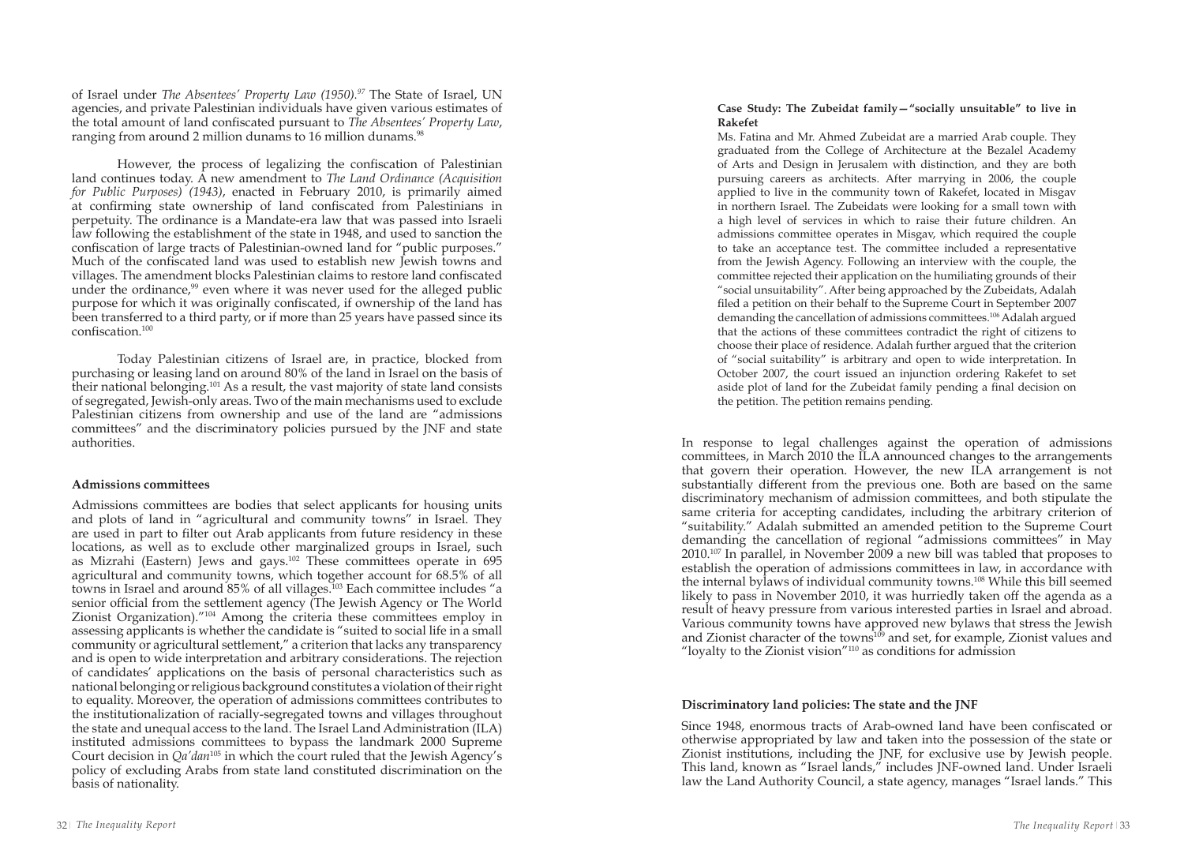of Israel under *The Absentees' Property Law (1950).*[97] The State of Israel, UN agencies, and private Palestinian individuals have given various estimates of the total amount of land confiscated pursuant to *The Absentees' Property Law*, ranging from around 2 million dunams to 16 million dunams.[98]

However, the process of legalizing the confiscation of Palestinian land continues today. A new amendment to *The Land Ordinance (Acquisition for Public Purposes) (1943)*, enacted in February 2010, is primarily aimed at confirming state ownership of land confiscated from Palestinians in perpetuity. The ordinance is a Mandate-era law that was passed into Israeli law following the establishment of the state in 1948, and used to sanction the confiscation of large tracts of Palestinian-owned land for "public purposes." Much of the confiscated land was used to establish new Jewish towns and villages. The amendment blocks Palestinian claims to restore land confiscated under the ordinance,[99] even where it was never used for the alleged public purpose for which it was originally confiscated, if ownership of the land has been transferred to a third party, or if more than 25 years have passed since its confiscation.[100]

Today Palestinian citizens of Israel are, in practice, blocked from purchasing or leasing land on around 80% of the land in Israel on the basis of their national belonging.[101] As a result, the vast majority of state land consists of segregated, Jewish-only areas. Two of the main mechanisms used to exclude Palestinian citizens from ownership and use of the land are "admissions committees" and the discriminatory policies pursued by the JNF and state authorities.

**Admissions committees**

Admissions committees are bodies that select applicants for housing units and plots of land in "agricultural and community towns" in Israel. They are used in part to filter out Arab applicants from future residency in these locations, as well as to exclude other marginalized groups in Israel, such as Mizrahi (Eastern) Jews and gays.[102] These committees operate in 695 agricultural and community towns, which together account for 68.5% of all towns in Israel and around 85% of all villages.[103] Each committee includes "a senior official from the settlement agency (The Jewish Agency or The World Zionist Organization)."[104] Among the criteria these committees employ in assessing applicants is whether the candidate is "suited to social life in a small community or agricultural settlement," a criterion that lacks any transparency and is open to wide interpretation and arbitrary considerations. The rejection of candidates' applications on the basis of personal characteristics such as national belonging or religious background constitutes a violation of their right to equality. Moreover, the operation of admissions committees contributes to the institutionalization of racially-segregated towns and villages throughout the state and unequal access to the land. The Israel Land Administration (ILA) instituted admissions committees to bypass the landmark 2000 Supreme Court decision in *Qa'dan*[105] in which the court ruled that the Jewish Agency's policy of excluding Arabs from state land constituted discrimination on the basis of nationality.

**Case Study: The Zubeidat family—"socially unsuitable" to live in Rakefet**

Ms. Fatina and Mr. Ahmed Zubeidat are a married Arab couple. They graduated from the College of Architecture at the Bezalel Academy of Arts and Design in Jerusalem with distinction, and they are both pursuing careers as architects. After marrying in 2006, the couple applied to live in the community town of Rakefet, located in Misgav in northern Israel. The Zubeidats were looking for a small town with a high level of services in which to raise their future children. An admissions committee operates in Misgav, which required the couple to take an acceptance test. The committee included a representative from the Jewish Agency. Following an interview with the couple, the committee rejected their application on the humiliating grounds of their "social unsuitability". After being approached by the Zubeidats, Adalah filed a petition on their behalf to the Supreme Court in September 2007 demanding the cancellation of admissions committees.[106] Adalah argued that the actions of these committees contradict the right of citizens to choose their place of residence. Adalah further argued that the criterion of "social suitability" is arbitrary and open to wide interpretation. In October 2007, the court issued an injunction ordering Rakefet to set aside plot of land for the Zubeidat family pending a final decision on the petition. The petition remains pending.

In response to legal challenges against the operation of admissions committees, in March 2010 the ILA announced changes to the arrangements that govern their operation. However, the new ILA arrangement is not substantially different from the previous one. Both are based on the same discriminatory mechanism of admission committees, and both stipulate the same criteria for accepting candidates, including the arbitrary criterion of "suitability." Adalah submitted an amended petition to the Supreme Court demanding the cancellation of regional "admissions committees" in May 2010.[107] In parallel, in November 2009 a new bill was tabled that proposes to establish the operation of admissions committees in law, in accordance with the internal bylaws of individual community towns.[108] While this bill seemed likely to pass in November 2010, it was hurriedly taken off the agenda as a result of heavy pressure from various interested parties in Israel and abroad. Various community towns have approved new bylaws that stress the Jewish and Zionist character of the towns[109] and set, for example, Zionist values and "loyalty to the Zionist vision"[110] as conditions for admission

**Discriminatory land policies: The state and the JNF**

Since 1948, enormous tracts of Arab-owned land have been confiscated or otherwise appropriated by law and taken into the possession of the state or Zionist institutions, including the JNF, for exclusive use by Jewish people. This land, known as "Israel lands," includes JNF-owned land. Under Israeli law the Land Authority Council, a state agency, manages "Israel lands." This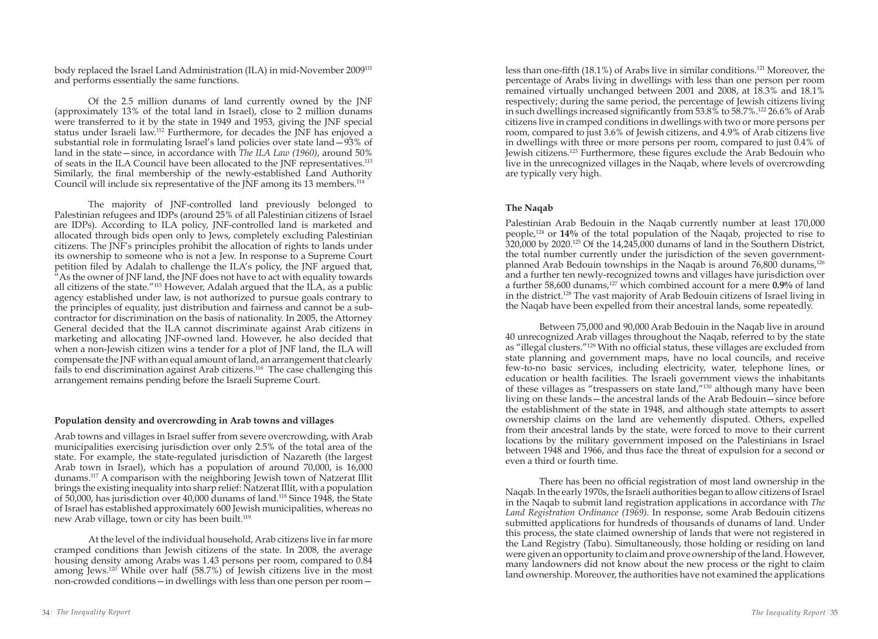body replaced the Israel Land Administration (ILA) in mid-November 2009[111] and performs essentially the same functions.

Of the 2.5 million dunams of land currently owned by the JNF (approximately 13% of the total land in Israel), close to 2 million dunams were transferred to it by the state in 1949 and 1953, giving the JNF special status under Israeli law.[112] Furthermore, for decades the JNF has enjoyed a substantial role in formulating Israel's land policies over state land—93% of land in the state—since, in accordance with *The ILA Law (1960)*, around 50% of seats in the ILA Council have been allocated to the JNF representatives.[113] Similarly, the final membership of the newly-established Land Authority Council will include six representative of the JNF among its 13 members.[114]

The majority of JNF-controlled land previously belonged to Palestinian refugees and IDPs (around 25% of all Palestinian citizens of Israel are IDPs). According to ILA policy, JNF-controlled land is marketed and allocated through bids open only to Jews, completely excluding Palestinian citizens. The JNF's principles prohibit the allocation of rights to lands under its ownership to someone who is not a Jew. In response to a Supreme Court petition filed by Adalah to challenge the ILA's policy, the JNF argued that, "As the owner of JNF land, the JNF does not have to act with equality towards all citizens of the state."[115] However, Adalah argued that the ILA, as a public agency established under law, is not authorized to pursue goals contrary to the principles of equality, just distribution and fairness and cannot be a sub-contractor for discrimination on the basis of nationality. In 2005, the Attorney General decided that the ILA cannot discriminate against Arab citizens in marketing and allocating JNF-owned land. However, he also decided that when a non-Jewish citizen wins a tender for a plot of JNF land, the ILA will compensate the JNF with an equal amount of land, an arrangement that clearly fails to end discrimination against Arab citizens.[116] The case challenging this arrangement remains pending before the Israeli Supreme Court.

#### Population density and overcrowding in Arab towns and villages

Arab towns and villages in Israel suffer from severe overcrowding, with Arab municipalities exercising jurisdiction over only 2.5% of the total area of the state. For example, the state-regulated jurisdiction of Nazareth (the largest Arab town in Israel), which has a population of around 70,000, is 16,000 dunams.[117] A comparison with the neighboring Jewish town of Natzerat Illit brings the existing inequality into sharp relief: Natzerat Illit, with a population of 50,000, has jurisdiction over 40,000 dunams of land.[118] Since 1948, the State of Israel has established approximately 600 Jewish municipalities, whereas no new Arab village, town or city has been built.[119]

At the level of the individual household, Arab citizens live in far more cramped conditions than Jewish citizens of the state. In 2008, the average housing density among Arabs was 1.43 persons per room, compared to 0.84 among Jews.[120] While over half (58.7%) of Jewish citizens live in the most non-crowded conditions—in dwellings with less than one person per room—less than one-fifth (18.1%) of Arabs live in similar conditions.[121] Moreover, the percentage of Arabs living in dwellings with less than one person per room remained virtually unchanged between 2001 and 2008, at 18.3% and 18.1% respectively; during the same period, the percentage of Jewish citizens living in such dwellings increased significantly from 53.8% to 58.7%.[122] 26.6% of Arab citizens live in cramped conditions in dwellings with two or more persons per room, compared to just 3.6% of Jewish citizens, and 4.9% of Arab citizens live in dwellings with three or more persons per room, compared to just 0.4% of Jewish citizens.[123] Furthermore, these figures exclude the Arab Bedouin who live in the unrecognized villages in the Naqab, where levels of overcrowding are typically very high.

#### The Naqab

Palestinian Arab Bedouin in the Naqab currently number at least 170,000 people,[124] or **14%** of the total population of the Naqab, projected to rise to 320,000 by 2020.[125] Of the 14,245,000 dunams of land in the Southern District, the total number currently under the jurisdiction of the seven government-planned Arab Bedouin townships in the Naqab is around 76,800 dunams,[126] and a further ten newly-recognized towns and villages have jurisdiction over a further 58,600 dunams,[127] which combined account for a mere **0.9%** of land in the district.[128] The vast majority of Arab Bedouin citizens of Israel living in the Naqab have been expelled from their ancestral lands, some repeatedly.

Between 75,000 and 90,000 Arab Bedouin in the Naqab live in around 40 unrecognized Arab villages throughout the Naqab, referred to by the state as "illegal clusters."[129] With no official status, these villages are excluded from state planning and government maps, have no local councils, and receive few-to-no basic services, including electricity, water, telephone lines, or education or health facilities. The Israeli government views the inhabitants of these villages as "trespassers on state land,"[130] although many have been living on these lands—the ancestral lands of the Arab Bedouin—since before the establishment of the state in 1948, and although state attempts to assert ownership claims on the land are vehemently disputed. Others, expelled from their ancestral lands by the state, were forced to move to their current locations by the military government imposed on the Palestinians in Israel between 1948 and 1966, and thus face the threat of expulsion for a second or even a third or fourth time.

There has been no official registration of most land ownership in the Naqab. In the early 1970s, the Israeli authorities began to allow citizens of Israel in the Naqab to submit land registration applications in accordance with *The Land Registration Ordinance (1969)*. In response, some Arab Bedouin citizens submitted applications for hundreds of thousands of dunams of land. Under this process, the state claimed ownership of lands that were not registered in the Land Registry (Tabu). Simultaneously, those holding or residing on land were given an opportunity to claim and prove ownership of the land. However, many landowners did not know about the new process or the right to claim land ownership. Moreover, the authorities have not examined the applications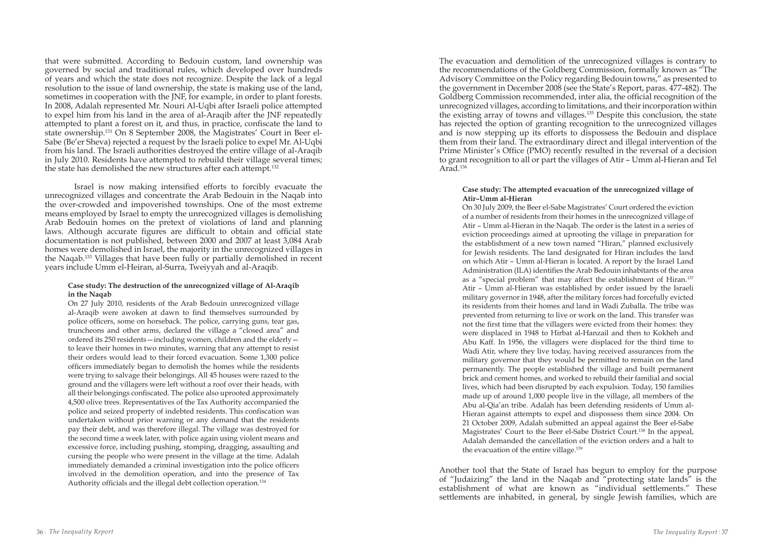that were submitted. According to Bedouin custom, land ownership was governed by social and traditional rules, which developed over hundreds of years and which the state does not recognize. Despite the lack of a legal resolution to the issue of land ownership, the state is making use of the land, sometimes in cooperation with the JNF, for example, in order to plant forests. In 2008, Adalah represented Mr. Nouri Al-Uqbi after Israeli police attempted to expel him from his land in the area of al-Araqib after the JNF repeatedly attempted to plant a forest on it, and thus, in practice, confiscate the land to state ownership.[131] On 8 September 2008, the Magistrates' Court in Beer el-Sabe (Be'er Sheva) rejected a request by the Israeli police to expel Mr. Al-Uqbi from his land. The Israeli authorities destroyed the entire village of al-Araqib in July 2010. Residents have attempted to rebuild their village several times; the state has demolished the new structures after each attempt.[132]

Israel is now making intensified efforts to forcibly evacuate the unrecognized villages and concentrate the Arab Bedouin in the Naqab into the over-crowded and impoverished townships. One of the most extreme means employed by Israel to empty the unrecognized villages is demolishing Arab Bedouin homes on the pretext of violations of land and planning laws. Although accurate figures are difficult to obtain and official state documentation is not published, between 2000 and 2007 at least 3,084 Arab homes were demolished in Israel, the majority in the unrecognized villages in the Naqab.[133] Villages that have been fully or partially demolished in recent years include Umm el-Heiran, al-Surra, Tweiyyah and al-Araqib.

**Case study: The destruction of the unrecognized village of Al-Araqib in the Naqab**

On 27 July 2010, residents of the Arab Bedouin unrecognized village al-Araqib were awoken at dawn to find themselves surrounded by police officers, some on horseback. The police, carrying guns, tear gas, truncheons and other arms, declared the village a "closed area" and ordered its 250 residents—including women, children and the elderly—to leave their homes in two minutes, warning that any attempt to resist their orders would lead to their forced evacuation. Some 1,300 police officers immediately began to demolish the homes while the residents were trying to salvage their belongings. All 45 houses were razed to the ground and the villagers were left without a roof over their heads, with all their belongings confiscated. The police also uprooted approximately 4,500 olive trees. Representatives of the Tax Authority accompanied the police and seized property of indebted residents. This confiscation was undertaken without prior warning or any demand that the residents pay their debt, and was therefore illegal. The village was destroyed for the second time a week later, with police again using violent means and excessive force, including pushing, stomping, dragging, assaulting and cursing the people who were present in the village at the time. Adalah immediately demanded a criminal investigation into the police officers involved in the demolition operation, and into the presence of Tax Authority officials and the illegal debt collection operation.[134]

The evacuation and demolition of the unrecognized villages is contrary to the recommendations of the Goldberg Commission, formally known as "The Advisory Committee on the Policy regarding Bedouin towns," as presented to the government in December 2008 (see the State's Report, paras. 477-482). The Goldberg Commission recommended, inter alia, the official recognition of the unrecognized villages, according to limitations, and their incorporation within the existing array of towns and villages.[135] Despite this conclusion, the state has rejected the option of granting recognition to the unrecognized villages and is now stepping up its efforts to dispossess the Bedouin and displace them from their land. The extraordinary direct and illegal intervention of the Prime Minister's Office (PMO) recently resulted in the reversal of a decision to grant recognition to all or part the villages of Atir – Umm al-Hieran and Tel Arad.[136]

**Case study: The attempted evacuation of the unrecognized village of Atir–Umm al-Hieran**

On 30 July 2009, the Beer el-Sabe Magistrates' Court ordered the eviction of a number of residents from their homes in the unrecognized village of Atir – Umm al-Hieran in the Naqab. The order is the latest in a series of eviction proceedings aimed at uprooting the village in preparation for the establishment of a new town named "Hiran," planned exclusively for Jewish residents. The land designated for Hiran includes the land on which Atir – Umm al-Hieran is located. A report by the Israel Land Administration (ILA) identifies the Arab Bedouin inhabitants of the area as a "special problem" that may affect the establishment of Hiran.[137] Atir – Umm al-Hieran was established by order issued by the Israeli military governor in 1948, after the military forces had forcefully evicted its residents from their homes and land in Wadi Zuballa. The tribe was prevented from returning to live or work on the land. This transfer was not the first time that the villagers were evicted from their homes: they were displaced in 1948 to Hirbat al-Hanzail and then to Kokheh and Abu Kaff. In 1956, the villagers were displaced for the third time to Wadi Atir, where they live today, having received assurances from the military governor that they would be permitted to remain on the land permanently. The people established the village and built permanent brick and cement homes, and worked to rebuild their familial and social lives, which had been disrupted by each expulsion. Today, 150 families made up of around 1,000 people live in the village, all members of the Abu al-Qia'an tribe. Adalah has been defending residents of Umm al-Hieran against attempts to expel and dispossess them since 2004. On 21 October 2009, Adalah submitted an appeal against the Beer el-Sabe Magistrates' Court to the Beer el-Sabe District Court.[138] In the appeal, Adalah demanded the cancellation of the eviction orders and a halt to the evacuation of the entire village.[139]

Another tool that the State of Israel has begun to employ for the purpose of "Judaizing" the land in the Naqab and "protecting state lands" is the establishment of what are known as "individual settlements." These settlements are inhabited, in general, by single Jewish families, which are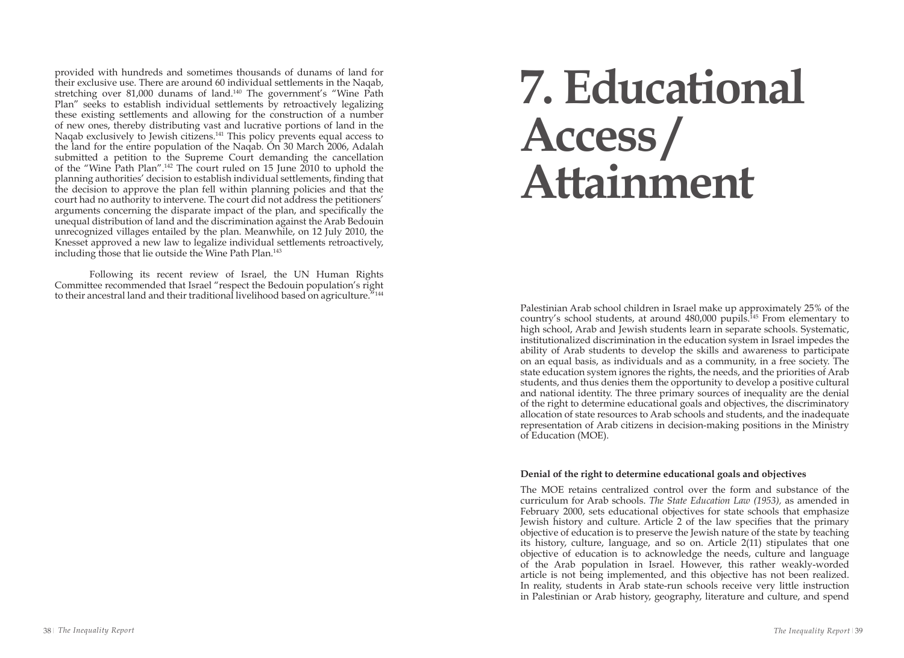provided with hundreds and sometimes thousands of dunams of land for their exclusive use. There are around 60 individual settlements in the Naqab, stretching over 81,000 dunams of land.[140] The government's "Wine Path Plan" seeks to establish individual settlements by retroactively legalizing these existing settlements and allowing for the construction of a number of new ones, thereby distributing vast and lucrative portions of land in the Naqab exclusively to Jewish citizens.[141] This policy prevents equal access to the land for the entire population of the Naqab. On 30 March 2006, Adalah submitted a petition to the Supreme Court demanding the cancellation of the "Wine Path Plan".[142] The court ruled on 15 June 2010 to uphold the planning authorities' decision to establish individual settlements, finding that the decision to approve the plan fell within planning policies and that the court had no authority to intervene. The court did not address the petitioners' arguments concerning the disparate impact of the plan, and specifically the unequal distribution of land and the discrimination against the Arab Bedouin unrecognized villages entailed by the plan. Meanwhile, on 12 July 2010, the Knesset approved a new law to legalize individual settlements retroactively, including those that lie outside the Wine Path Plan.[143]

Following its recent review of Israel, the UN Human Rights Committee recommended that Israel "respect the Bedouin population's right to their ancestral land and their traditional livelihood based on agriculture."[144]

# 7. Educational Access / Attainment

Palestinian Arab school children in Israel make up approximately 25% of the country's school students, at around 480,000 pupils.[145] From elementary to high school, Arab and Jewish students learn in separate schools. Systematic, institutionalized discrimination in the education system in Israel impedes the ability of Arab students to develop the skills and awareness to participate on an equal basis, as individuals and as a community, in a free society. The state education system ignores the rights, the needs, and the priorities of Arab students, and thus denies them the opportunity to develop a positive cultural and national identity. The three primary sources of inequality are the denial of the right to determine educational goals and objectives, the discriminatory allocation of state resources to Arab schools and students, and the inadequate representation of Arab citizens in decision-making positions in the Ministry of Education (MOE).

**Denial of the right to determine educational goals and objectives**

The MOE retains centralized control over the form and substance of the curriculum for Arab schools. *The State Education Law (1953),* as amended in February 2000, sets educational objectives for state schools that emphasize Jewish history and culture. Article 2 of the law specifies that the primary objective of education is to preserve the Jewish nature of the state by teaching its history, culture, language, and so on. Article 2(11) stipulates that one objective of education is to acknowledge the needs, culture and language of the Arab population in Israel. However, this rather weakly-worded article is not being implemented, and this objective has not been realized. In reality, students in Arab state-run schools receive very little instruction in Palestinian or Arab history, geography, literature and culture, and spend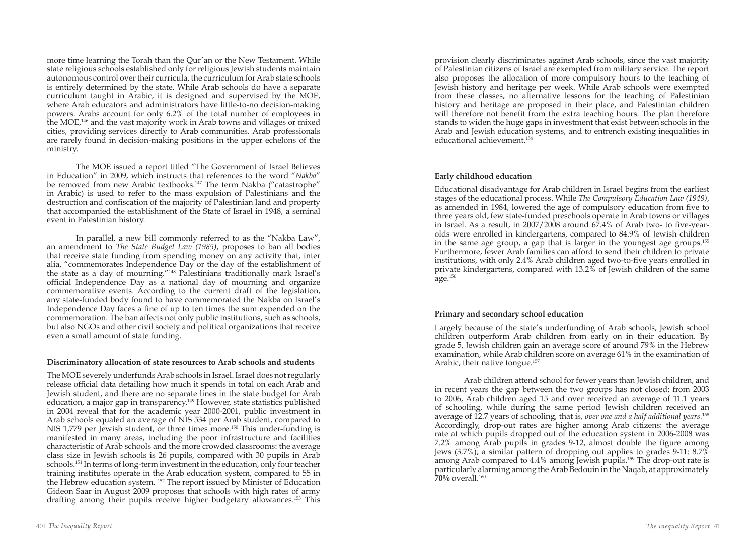more time learning the Torah than the Qur'an or the New Testament. While state religious schools established only for religious Jewish students maintain autonomous control over their curricula, the curriculum for Arab state schools is entirely determined by the state. While Arab schools do have a separate curriculum taught in Arabic, it is designed and supervised by the MOE, where Arab educators and administrators have little-to-no decision-making powers. Arabs account for only 6.2% of the total number of employees in the MOE,[146] and the vast majority work in Arab towns and villages or mixed cities, providing services directly to Arab communities. Arab professionals are rarely found in decision-making positions in the upper echelons of the ministry.

The MOE issued a report titled "The Government of Israel Believes in Education" in 2009, which instructs that references to the word "*Nakba*" be removed from new Arabic textbooks.[147] The term Nakba ("catastrophe" in Arabic) is used to refer to the mass expulsion of Palestinians and the destruction and confiscation of the majority of Palestinian land and property that accompanied the establishment of the State of Israel in 1948, a seminal event in Palestinian history.

In parallel, a new bill commonly referred to as the "Nakba Law", an amendment to *The State Budget Law (1985)*, proposes to ban all bodies that receive state funding from spending money on any activity that, inter alia, "commemorates Independence Day or the day of the establishment of the state as a day of mourning."[148] Palestinians traditionally mark Israel's official Independence Day as a national day of mourning and organize commemorative events. According to the current draft of the legislation, any state-funded body found to have commemorated the Nakba on Israel's Independence Day faces a fine of up to ten times the sum expended on the commemoration. The ban affects not only public institutions, such as schools, but also NGOs and other civil society and political organizations that receive even a small amount of state funding.

**Discriminatory allocation of state resources to Arab schools and students**

The MOE severely underfunds Arab schools in Israel. Israel does not regularly release official data detailing how much it spends in total on each Arab and Jewish student, and there are no separate lines in the state budget for Arab education, a major gap in transparency.[149] However, state statistics published in 2004 reveal that for the academic year 2000-2001, public investment in Arab schools equaled an average of NIS 534 per Arab student, compared to NIS 1,779 per Jewish student, or three times more.[150] This under-funding is manifested in many areas, including the poor infrastructure and facilities characteristic of Arab schools and the more crowded classrooms: the average class size in Jewish schools is 26 pupils, compared with 30 pupils in Arab schools.[151] In terms of long-term investment in the education, only four teacher training institutes operate in the Arab education system, compared to 55 in the Hebrew education system. [152] The report issued by Minister of Education Gideon Saar in August 2009 proposes that schools with high rates of army drafting among their pupils receive higher budgetary allowances.[153] This provision clearly discriminates against Arab schools, since the vast majority of Palestinian citizens of Israel are exempted from military service. The report also proposes the allocation of more compulsory hours to the teaching of Jewish history and heritage per week. While Arab schools were exempted from these classes, no alternative lessons for the teaching of Palestinian history and heritage are proposed in their place, and Palestinian children will therefore not benefit from the extra teaching hours. The plan therefore stands to widen the huge gaps in investment that exist between schools in the Arab and Jewish education systems, and to entrench existing inequalities in educational achievement.[154]

**Early childhood education**

Educational disadvantage for Arab children in Israel begins from the earliest stages of the educational process. While *The Compulsory Education Law (1949)*, as amended in 1984, lowered the age of compulsory education from five to three years old, few state-funded preschools operate in Arab towns or villages in Israel. As a result, in 2007/2008 around 67.4% of Arab two- to five-year-olds were enrolled in kindergartens, compared to 84.9% of Jewish children in the same age group, a gap that is larger in the youngest age groups.[155] Furthermore, fewer Arab families can afford to send their children to private institutions, with only 2.4% Arab children aged two-to-five years enrolled in private kindergartens, compared with 13.2% of Jewish children of the same age.[156]

**Primary and secondary school education**

Largely because of the state's underfunding of Arab schools, Jewish school children outperform Arab children from early on in their education. By grade 5, Jewish children gain an average score of around 79% in the Hebrew examination, while Arab children score on average 61% in the examination of Arabic, their native tongue.[157]

Arab children attend school for fewer years than Jewish children, and in recent years the gap between the two groups has not closed: from 2003 to 2006, Arab children aged 15 and over received an average of 11.1 years of schooling, while during the same period Jewish children received an average of 12.7 years of schooling, that is, *over one and a half additional years*.[158] Accordingly, drop-out rates are higher among Arab citizens: the average rate at which pupils dropped out of the education system in 2006-2008 was 7.2% among Arab pupils in grades 9-12, almost double the figure among Jews (3.7%); a similar pattern of dropping out applies to grades 9-11: 8.7% among Arab compared to 4.4% among Jewish pupils.[159] The drop-out rate is particularly alarming among the Arab Bedouin in the Naqab, at approximately **70%** overall.[160]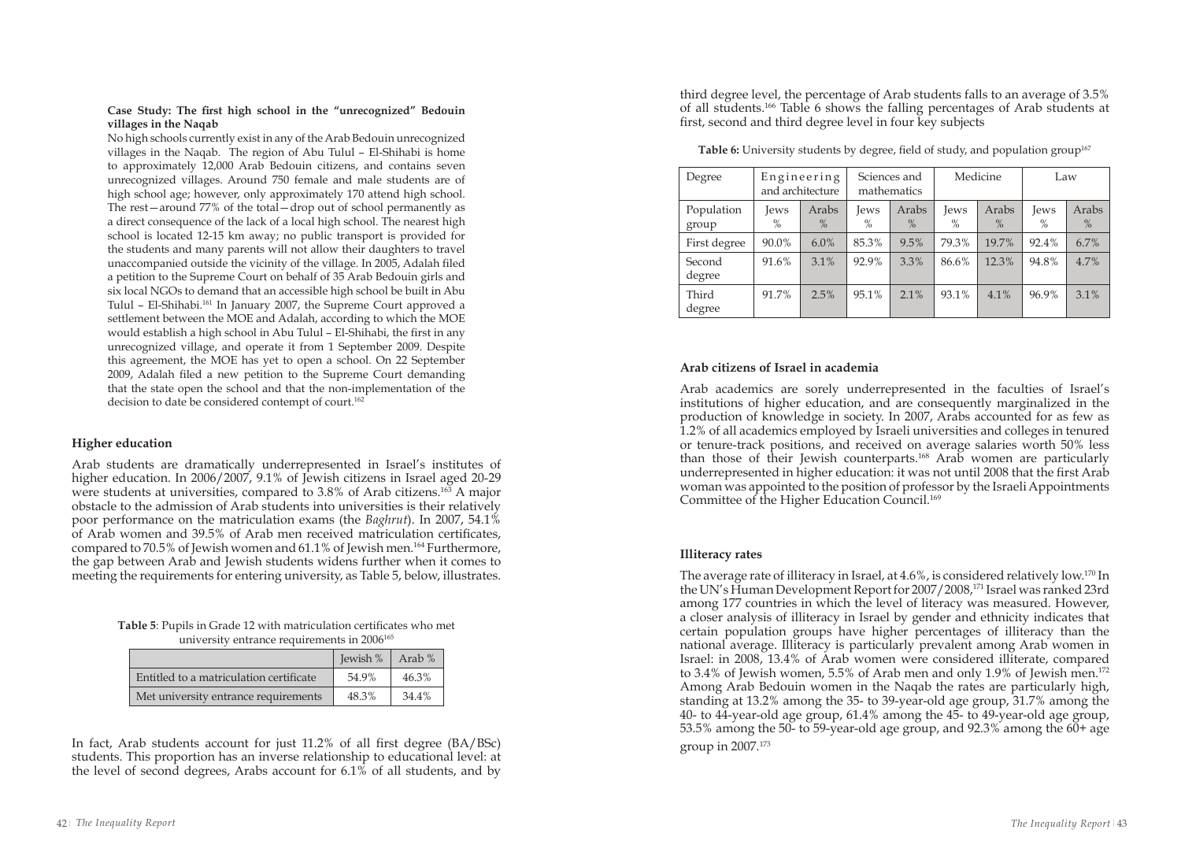**Case Study: The first high school in the "unrecognized" Bedouin villages in the Naqab**

No high schools currently exist in any of the Arab Bedouin unrecognized villages in the Naqab. The region of Abu Tulul – El-Shihabi is home to approximately 12,000 Arab Bedouin citizens, and contains seven unrecognized villages. Around 750 female and male students are of high school age; however, only approximately 170 attend high school. The rest—around 77% of the total—drop out of school permanently as a direct consequence of the lack of a local high school. The nearest high school is located 12-15 km away; no public transport is provided for the students and many parents will not allow their daughters to travel unaccompanied outside the vicinity of the village. In 2005, Adalah filed a petition to the Supreme Court on behalf of 35 Arab Bedouin girls and six local NGOs to demand that an accessible high school be built in Abu Tulul – El-Shihabi.[161] In January 2007, the Supreme Court approved a settlement between the MOE and Adalah, according to which the MOE would establish a high school in Abu Tulul – El-Shihabi, the first in any unrecognized village, and operate it from 1 September 2009. Despite this agreement, the MOE has yet to open a school. On 22 September 2009, Adalah filed a new petition to the Supreme Court demanding that the state open the school and that the non-implementation of the decision to date be considered contempt of court.[162]

## Higher education

Arab students are dramatically underrepresented in Israel's institutes of higher education. In 2006/2007, 9.1% of Jewish citizens in Israel aged 20-29 were students at universities, compared to 3.8% of Arab citizens.[163] A major obstacle to the admission of Arab students into universities is their relatively poor performance on the matriculation exams (the *Baghrut*). In 2007, 54.1% of Arab women and 39.5% of Arab men received matriculation certificates, compared to 70.5% of Jewish women and 61.1% of Jewish men.[164] Furthermore, the gap between Arab and Jewish students widens further when it comes to meeting the requirements for entering university, as Table 5, below, illustrates.

**Table 5**: Pupils in Grade 12 with matriculation certificates who met university entrance requirements in 2006[165]

| | Jewish % | Arab % |
|---|---|---|
| Entitled to a matriculation certificate | 54.9% | 46.3% |
| Met university entrance requirements | 48.3% | 34.4% |

In fact, Arab students account for just 11.2% of all first degree (BA/BSc) students. This proportion has an inverse relationship to educational level: at the level of second degrees, Arabs account for 6.1% of all students, and by third degree level, the percentage of Arab students falls to an average of 3.5% of all students.[166] Table 6 shows the falling percentages of Arab students at first, second and third degree level in four key subjects

**Table 6:** University students by degree, field of study, and population group[167]

| Degree | Engineering and architecture | | Sciences and mathematics | | Medicine | | Law | |
|---|---|---|---|---|---|---|---|---|
| Population group | Jews % | Arabs % | Jews % | Arabs % | Jews % | Arabs % | Jews % | Arabs % |
| First degree | 90.0% | 6.0% | 85.3% | 9.5% | 79.3% | 19.7% | 92.4% | 6.7% |
| Second degree | 91.6% | 3.1% | 92.9% | 3.3% | 86.6% | 12.3% | 94.8% | 4.7% |
| Third degree | 91.7% | 2.5% | 95.1% | 2.1% | 93.1% | 4.1% | 96.9% | 3.1% |

## Arab citizens of Israel in academia

Arab academics are sorely underrepresented in the faculties of Israel's institutions of higher education, and are consequently marginalized in the production of knowledge in society. In 2007, Arabs accounted for as few as 1.2% of all academics employed by Israeli universities and colleges in tenured or tenure-track positions, and received on average salaries worth 50% less than those of their Jewish counterparts.[168] Arab women are particularly underrepresented in higher education: it was not until 2008 that the first Arab woman was appointed to the position of professor by the Israeli Appointments Committee of the Higher Education Council.[169]

## Illiteracy rates

The average rate of illiteracy in Israel, at 4.6%, is considered relatively low.[170] In the UN's Human Development Report for 2007/2008,[171] Israel was ranked 23rd among 177 countries in which the level of literacy was measured. However, a closer analysis of illiteracy in Israel by gender and ethnicity indicates that certain population groups have higher percentages of illiteracy than the national average. Illiteracy is particularly prevalent among Arab women in Israel: in 2008, 13.4% of Arab women were considered illiterate, compared to 3.4% of Jewish women, 5.5% of Arab men and only 1.9% of Jewish men.[172] Among Arab Bedouin women in the Naqab the rates are particularly high, standing at 13.2% among the 35- to 39-year-old age group, 31.7% among the 40- to 44-year-old age group, 61.4% among the 45- to 49-year-old age group, 53.5% among the 50- to 59-year-old age group, and 92.3% among the 60+ age group in 2007.[173]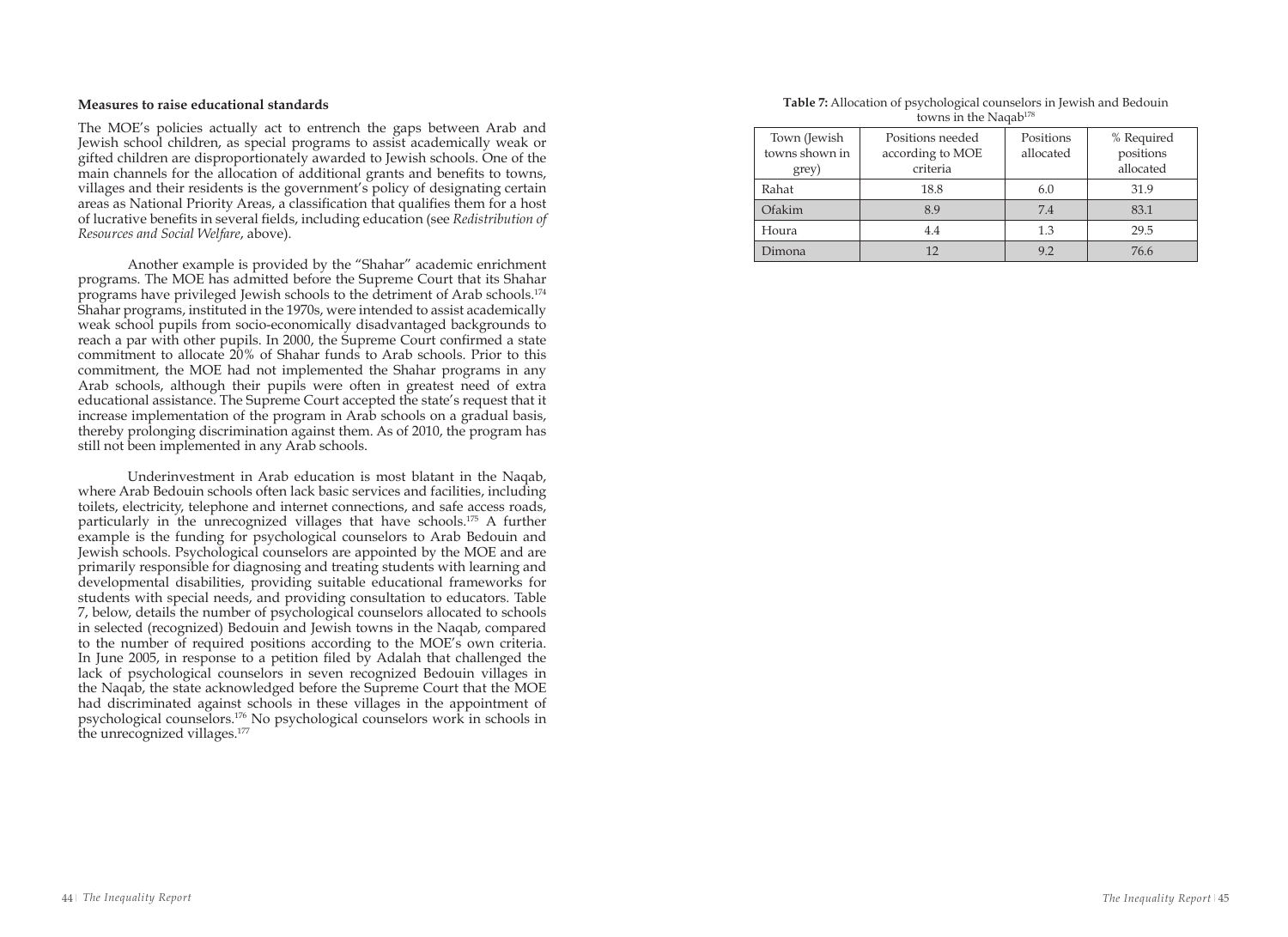**Measures to raise educational standards**

The MOE's policies actually act to entrench the gaps between Arab and Jewish school children, as special programs to assist academically weak or gifted children are disproportionately awarded to Jewish schools. One of the main channels for the allocation of additional grants and benefits to towns, villages and their residents is the government's policy of designating certain areas as National Priority Areas, a classification that qualifies them for a host of lucrative benefits in several fields, including education (see *Redistribution of Resources and Social Welfare*, above).

Another example is provided by the "Shahar" academic enrichment programs. The MOE has admitted before the Supreme Court that its Shahar programs have privileged Jewish schools to the detriment of Arab schools.[174] Shahar programs, instituted in the 1970s, were intended to assist academically weak school pupils from socio-economically disadvantaged backgrounds to reach a par with other pupils. In 2000, the Supreme Court confirmed a state commitment to allocate 20% of Shahar funds to Arab schools. Prior to this commitment, the MOE had not implemented the Shahar programs in any Arab schools, although their pupils were often in greatest need of extra educational assistance. The Supreme Court accepted the state's request that it increase implementation of the program in Arab schools on a gradual basis, thereby prolonging discrimination against them. As of 2010, the program has still not been implemented in any Arab schools.

Underinvestment in Arab education is most blatant in the Naqab, where Arab Bedouin schools often lack basic services and facilities, including toilets, electricity, telephone and internet connections, and safe access roads, particularly in the unrecognized villages that have schools.[175] A further example is the funding for psychological counselors to Arab Bedouin and Jewish schools. Psychological counselors are appointed by the MOE and are primarily responsible for diagnosing and treating students with learning and developmental disabilities, providing suitable educational frameworks for students with special needs, and providing consultation to educators. Table 7, below, details the number of psychological counselors allocated to schools in selected (recognized) Bedouin and Jewish towns in the Naqab, compared to the number of required positions according to the MOE's own criteria. In June 2005, in response to a petition filed by Adalah that challenged the lack of psychological counselors in seven recognized Bedouin villages in the Naqab, the state acknowledged before the Supreme Court that the MOE had discriminated against schools in these villages in the appointment of psychological counselors.[176] No psychological counselors work in schools in the unrecognized villages.[177]

**Table 7:** Allocation of psychological counselors in Jewish and Bedouin towns in the Naqab[178]

| Town (Jewish towns shown in grey) | Positions needed according to MOE criteria | Positions allocated | % Required positions allocated |
|---|---|---|---|
| Rahat | 18.8 | 6.0 | 31.9 |
| Ofakim | 8.9 | 7.4 | 83.1 |
| Houra | 4.4 | 1.3 | 29.5 |
| Dimona | 12 | 9.2 | 76.6 |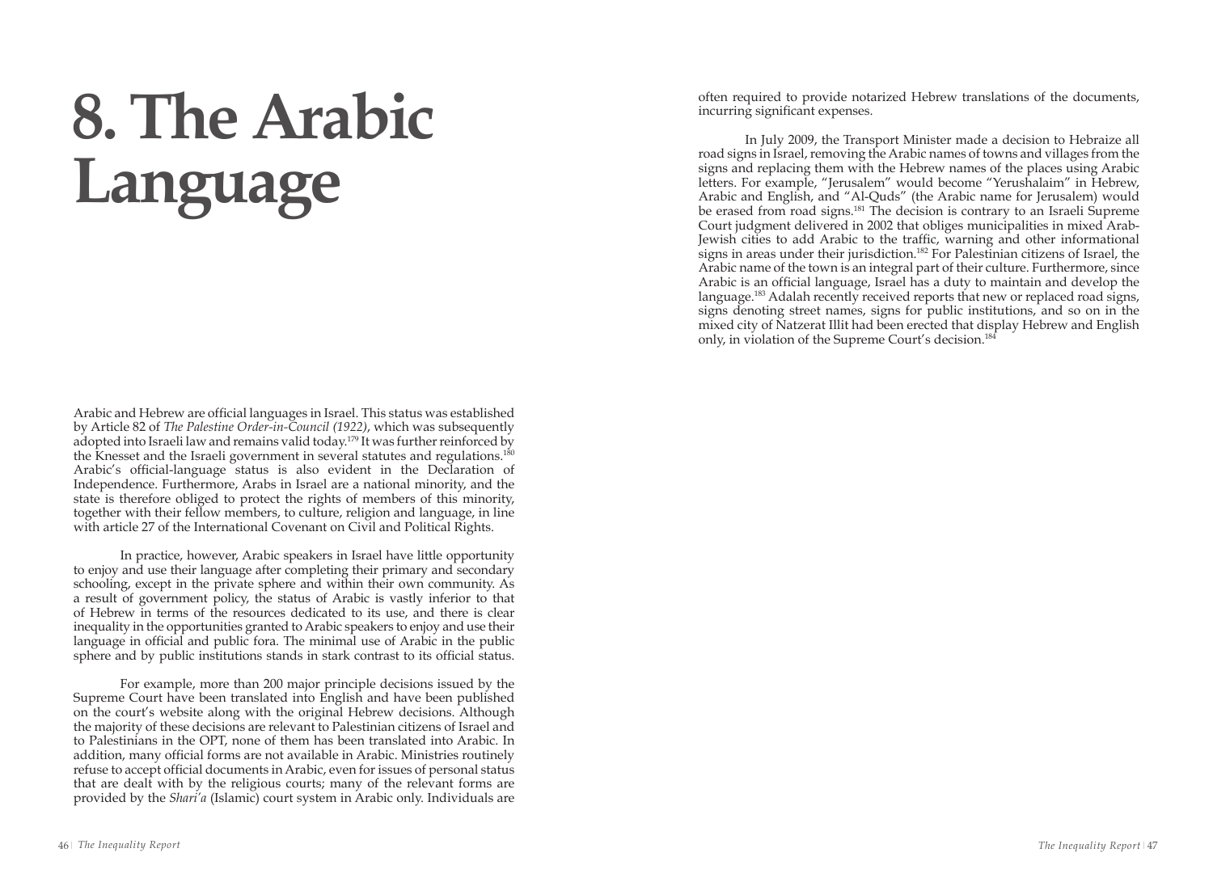# 8. The Arabic Language

Arabic and Hebrew are official languages in Israel. This status was established by Article 82 of *The Palestine Order-in-Council (1922)*, which was subsequently adopted into Israeli law and remains valid today.[179] It was further reinforced by the Knesset and the Israeli government in several statutes and regulations.[180] Arabic's official-language status is also evident in the Declaration of Independence. Furthermore, Arabs in Israel are a national minority, and the state is therefore obliged to protect the rights of members of this minority, together with their fellow members, to culture, religion and language, in line with article 27 of the International Covenant on Civil and Political Rights.

In practice, however, Arabic speakers in Israel have little opportunity to enjoy and use their language after completing their primary and secondary schooling, except in the private sphere and within their own community. As a result of government policy, the status of Arabic is vastly inferior to that of Hebrew in terms of the resources dedicated to its use, and there is clear inequality in the opportunities granted to Arabic speakers to enjoy and use their language in official and public fora. The minimal use of Arabic in the public sphere and by public institutions stands in stark contrast to its official status.

For example, more than 200 major principle decisions issued by the Supreme Court have been translated into English and have been published on the court's website along with the original Hebrew decisions. Although the majority of these decisions are relevant to Palestinian citizens of Israel and to Palestinians in the OPT, none of them has been translated into Arabic. In addition, many official forms are not available in Arabic. Ministries routinely refuse to accept official documents in Arabic, even for issues of personal status that are dealt with by the religious courts; many of the relevant forms are provided by the *Shari'a* (Islamic) court system in Arabic only. Individuals are often required to provide notarized Hebrew translations of the documents, incurring significant expenses.

In July 2009, the Transport Minister made a decision to Hebraize all road signs in Israel, removing the Arabic names of towns and villages from the signs and replacing them with the Hebrew names of the places using Arabic letters. For example, "Jerusalem" would become "Yerushalaim" in Hebrew, Arabic and English, and "Al-Quds" (the Arabic name for Jerusalem) would be erased from road signs.[181] The decision is contrary to an Israeli Supreme Court judgment delivered in 2002 that obliges municipalities in mixed Arab-Jewish cities to add Arabic to the traffic, warning and other informational signs in areas under their jurisdiction.[182] For Palestinian citizens of Israel, the Arabic name of the town is an integral part of their culture. Furthermore, since Arabic is an official language, Israel has a duty to maintain and develop the language.[183] Adalah recently received reports that new or replaced road signs, signs denoting street names, signs for public institutions, and so on in the mixed city of Natzerat Illit had been erected that display Hebrew and English only, in violation of the Supreme Court's decision.[184]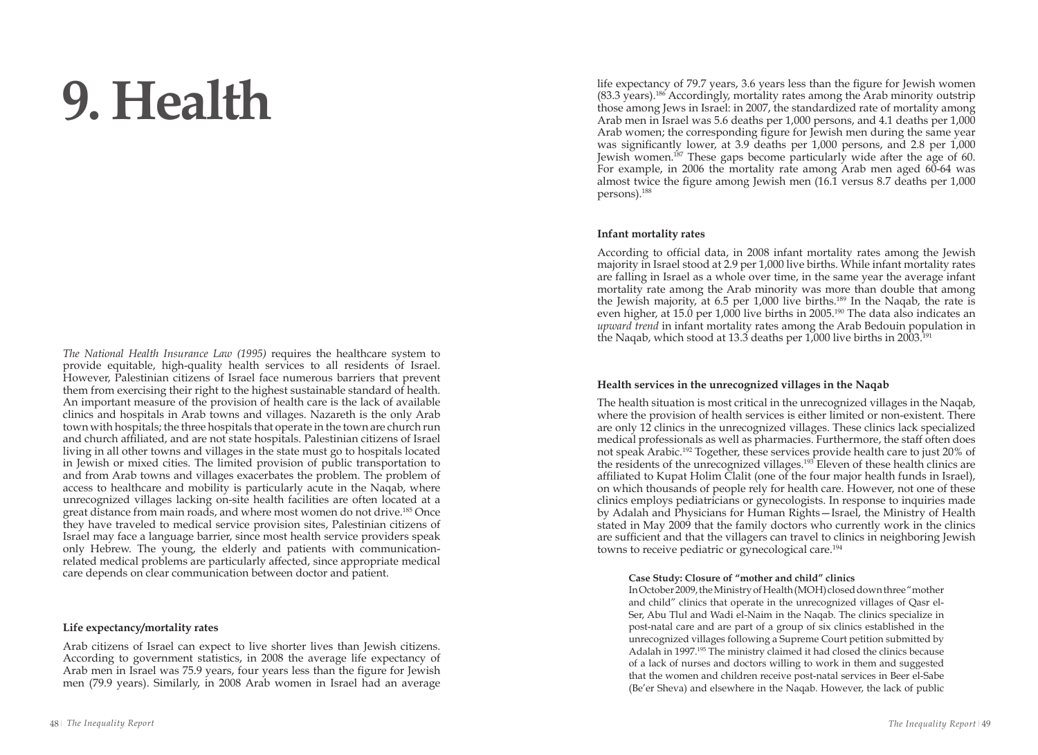# 9. Health

*The National Health Insurance Law (1995)* requires the healthcare system to provide equitable, high-quality health services to all residents of Israel. However, Palestinian citizens of Israel face numerous barriers that prevent them from exercising their right to the highest sustainable standard of health. An important measure of the provision of health care is the lack of available clinics and hospitals in Arab towns and villages. Nazareth is the only Arab town with hospitals; the three hospitals that operate in the town are church run and church affiliated, and are not state hospitals. Palestinian citizens of Israel living in all other towns and villages in the state must go to hospitals located in Jewish or mixed cities. The limited provision of public transportation to and from Arab towns and villages exacerbates the problem. The problem of access to healthcare and mobility is particularly acute in the Naqab, where unrecognized villages lacking on-site health facilities are often located at a great distance from main roads, and where most women do not drive.[185] Once they have traveled to medical service provision sites, Palestinian citizens of Israel may face a language barrier, since most health service providers speak only Hebrew. The young, the elderly and patients with communication-related medical problems are particularly affected, since appropriate medical care depends on clear communication between doctor and patient.

**Life expectancy/mortality rates**

Arab citizens of Israel can expect to live shorter lives than Jewish citizens. According to government statistics, in 2008 the average life expectancy of Arab men in Israel was 75.9 years, four years less than the figure for Jewish men (79.9 years). Similarly, in 2008 Arab women in Israel had an average life expectancy of 79.7 years, 3.6 years less than the figure for Jewish women (83.3 years).[186] Accordingly, mortality rates among the Arab minority outstrip those among Jews in Israel: in 2007, the standardized rate of mortality among Arab men in Israel was 5.6 deaths per 1,000 persons, and 4.1 deaths per 1,000 Arab women; the corresponding figure for Jewish men during the same year was significantly lower, at 3.9 deaths per 1,000 persons, and 2.8 per 1,000 Jewish women.[187] These gaps become particularly wide after the age of 60. For example, in 2006 the mortality rate among Arab men aged 60-64 was almost twice the figure among Jewish men (16.1 versus 8.7 deaths per 1,000 persons).[188]

**Infant mortality rates**

According to official data, in 2008 infant mortality rates among the Jewish majority in Israel stood at 2.9 per 1,000 live births. While infant mortality rates are falling in Israel as a whole over time, in the same year the average infant mortality rate among the Arab minority was more than double that among the Jewish majority, at 6.5 per 1,000 live births.[189] In the Naqab, the rate is even higher, at 15.0 per 1,000 live births in 2005.[190] The data also indicates an *upward trend* in infant mortality rates among the Arab Bedouin population in the Naqab, which stood at 13.3 deaths per 1,000 live births in 2003.[191]

**Health services in the unrecognized villages in the Naqab**

The health situation is most critical in the unrecognized villages in the Naqab, where the provision of health services is either limited or non-existent. There are only 12 clinics in the unrecognized villages. These clinics lack specialized medical professionals as well as pharmacies. Furthermore, the staff often does not speak Arabic.[192] Together, these services provide health care to just 20% of the residents of the unrecognized villages.[193] Eleven of these health clinics are affiliated to Kupat Holim Clalit (one of the four major health funds in Israel), on which thousands of people rely for health care. However, not one of these clinics employs pediatricians or gynecologists. In response to inquiries made by Adalah and Physicians for Human Rights—Israel, the Ministry of Health stated in May 2009 that the family doctors who currently work in the clinics are sufficient and that the villagers can travel to clinics in neighboring Jewish towns to receive pediatric or gynecological care.[194]

**Case Study: Closure of "mother and child" clinics**

In October 2009, the Ministry of Health (MOH) closed down three "mother and child" clinics that operate in the unrecognized villages of Qasr el-Ser, Abu Tlul and Wadi el-Naim in the Naqab. The clinics specialize in post-natal care and are part of a group of six clinics established in the unrecognized villages following a Supreme Court petition submitted by Adalah in 1997.[195] The ministry claimed it had closed the clinics because of a lack of nurses and doctors willing to work in them and suggested that the women and children receive post-natal services in Beer el-Sabe (Be'er Sheva) and elsewhere in the Naqab. However, the lack of public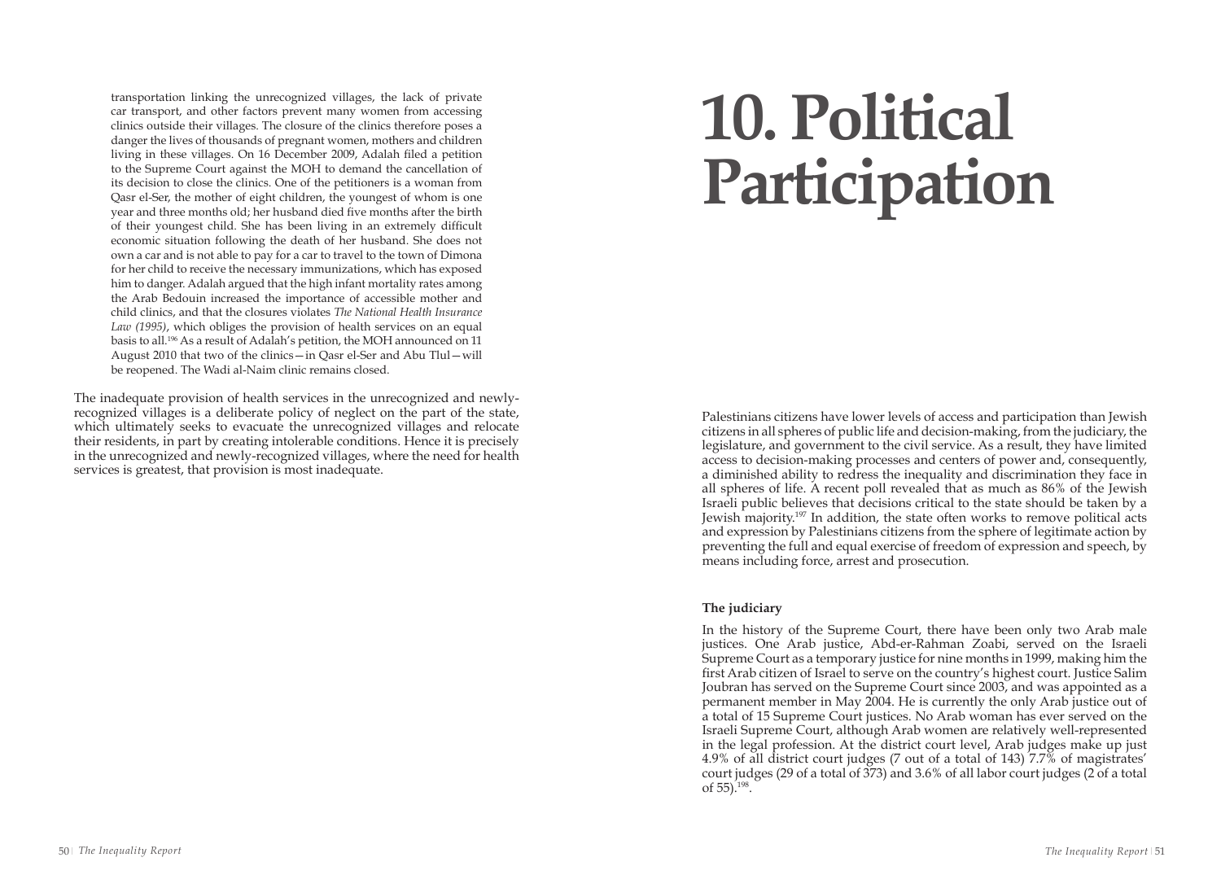transportation linking the unrecognized villages, the lack of private car transport, and other factors prevent many women from accessing clinics outside their villages. The closure of the clinics therefore poses a danger the lives of thousands of pregnant women, mothers and children living in these villages. On 16 December 2009, Adalah filed a petition to the Supreme Court against the MOH to demand the cancellation of its decision to close the clinics. One of the petitioners is a woman from Qasr el-Ser, the mother of eight children, the youngest of whom is one year and three months old; her husband died five months after the birth of their youngest child. She has been living in an extremely difficult economic situation following the death of her husband. She does not own a car and is not able to pay for a car to travel to the town of Dimona for her child to receive the necessary immunizations, which has exposed him to danger. Adalah argued that the high infant mortality rates among the Arab Bedouin increased the importance of accessible mother and child clinics, and that the closures violates *The National Health Insurance Law (1995)*, which obliges the provision of health services on an equal basis to all.[196] As a result of Adalah's petition, the MOH announced on 11 August 2010 that two of the clinics—in Qasr el-Ser and Abu Tlul—will be reopened. The Wadi al-Naim clinic remains closed.

The inadequate provision of health services in the unrecognized and newly-recognized villages is a deliberate policy of neglect on the part of the state, which ultimately seeks to evacuate the unrecognized villages and relocate their residents, in part by creating intolerable conditions. Hence it is precisely in the unrecognized and newly-recognized villages, where the need for health services is greatest, that provision is most inadequate.

# 10. Political Participation

Palestinians citizens have lower levels of access and participation than Jewish citizens in all spheres of public life and decision-making, from the judiciary, the legislature, and government to the civil service. As a result, they have limited access to decision-making processes and centers of power and, consequently, a diminished ability to redress the inequality and discrimination they face in all spheres of life. A recent poll revealed that as much as 86% of the Jewish Israeli public believes that decisions critical to the state should be taken by a Jewish majority.[197] In addition, the state often works to remove political acts and expression by Palestinians citizens from the sphere of legitimate action by preventing the full and equal exercise of freedom of expression and speech, by means including force, arrest and prosecution.

### The judiciary

In the history of the Supreme Court, there have been only two Arab male justices. One Arab justice, Abd-er-Rahman Zoabi, served on the Israeli Supreme Court as a temporary justice for nine months in 1999, making him the first Arab citizen of Israel to serve on the country's highest court. Justice Salim Joubran has served on the Supreme Court since 2003, and was appointed as a permanent member in May 2004. He is currently the only Arab justice out of a total of 15 Supreme Court justices. No Arab woman has ever served on the Israeli Supreme Court, although Arab women are relatively well-represented in the legal profession. At the district court level, Arab judges make up just 4.9% of all district court judges (7 out of a total of 143) 7.7% of magistrates' court judges (29 of a total of 373) and 3.6% of all labor court judges (2 of a total of 55).[198].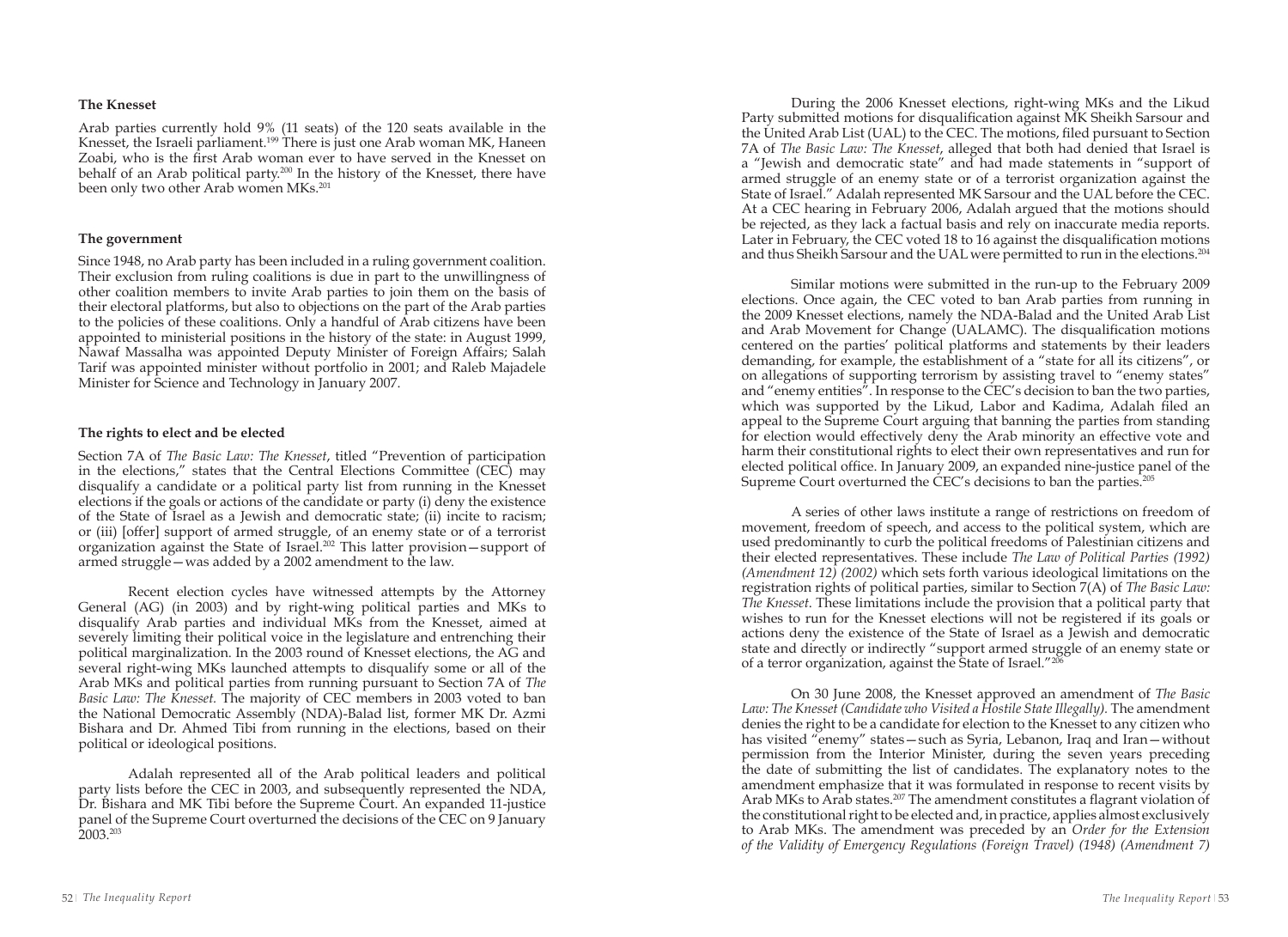### The Knesset

Arab parties currently hold 9% (11 seats) of the 120 seats available in the Knesset, the Israeli parliament.[199] There is just one Arab woman MK, Haneen Zoabi, who is the first Arab woman ever to have served in the Knesset on behalf of an Arab political party.[200] In the history of the Knesset, there have been only two other Arab women MKs.[201]

### The government

Since 1948, no Arab party has been included in a ruling government coalition. Their exclusion from ruling coalitions is due in part to the unwillingness of other coalition members to invite Arab parties to join them on the basis of their electoral platforms, but also to objections on the part of the Arab parties to the policies of these coalitions. Only a handful of Arab citizens have been appointed to ministerial positions in the history of the state: in August 1999, Nawaf Massalha was appointed Deputy Minister of Foreign Affairs; Salah Tarif was appointed minister without portfolio in 2001; and Raleb Majadele Minister for Science and Technology in January 2007.

### The rights to elect and be elected

Section 7A of *The Basic Law: The Knesset*, titled "Prevention of participation in the elections," states that the Central Elections Committee (CEC) may disqualify a candidate or a political party list from running in the Knesset elections if the goals or actions of the candidate or party (i) deny the existence of the State of Israel as a Jewish and democratic state; (ii) incite to racism; or (iii) [offer] support of armed struggle, of an enemy state or of a terrorist organization against the State of Israel.[202] This latter provision—support of armed struggle—was added by a 2002 amendment to the law.

Recent election cycles have witnessed attempts by the Attorney General (AG) (in 2003) and by right-wing political parties and MKs to disqualify Arab parties and individual MKs from the Knesset, aimed at severely limiting their political voice in the legislature and entrenching their political marginalization. In the 2003 round of Knesset elections, the AG and several right-wing MKs launched attempts to disqualify some or all of the Arab MKs and political parties from running pursuant to Section 7A of *The Basic Law: The Knesset.* The majority of CEC members in 2003 voted to ban the National Democratic Assembly (NDA)-Balad list, former MK Dr. Azmi Bishara and Dr. Ahmed Tibi from running in the elections, based on their political or ideological positions.

Adalah represented all of the Arab political leaders and political party lists before the CEC in 2003, and subsequently represented the NDA, Dr. Bishara and MK Tibi before the Supreme Court. An expanded 11-justice panel of the Supreme Court overturned the decisions of the CEC on 9 January 2003.[203]

During the 2006 Knesset elections, right-wing MKs and the Likud Party submitted motions for disqualification against MK Sheikh Sarsour and the United Arab List (UAL) to the CEC. The motions, filed pursuant to Section 7A of *The Basic Law: The Knesset*, alleged that both had denied that Israel is a "Jewish and democratic state" and had made statements in "support of armed struggle of an enemy state or of a terrorist organization against the State of Israel." Adalah represented MK Sarsour and the UAL before the CEC. At a CEC hearing in February 2006, Adalah argued that the motions should be rejected, as they lack a factual basis and rely on inaccurate media reports. Later in February, the CEC voted 18 to 16 against the disqualification motions and thus Sheikh Sarsour and the UAL were permitted to run in the elections.[204]

Similar motions were submitted in the run-up to the February 2009 elections. Once again, the CEC voted to ban Arab parties from running in the 2009 Knesset elections, namely the NDA-Balad and the United Arab List and Arab Movement for Change (UALAMC). The disqualification motions centered on the parties' political platforms and statements by their leaders demanding, for example, the establishment of a "state for all its citizens", or on allegations of supporting terrorism by assisting travel to "enemy states" and "enemy entities". In response to the CEC's decision to ban the two parties, which was supported by the Likud, Labor and Kadima, Adalah filed an appeal to the Supreme Court arguing that banning the parties from standing for election would effectively deny the Arab minority an effective vote and harm their constitutional rights to elect their own representatives and run for elected political office. In January 2009, an expanded nine-justice panel of the Supreme Court overturned the CEC's decisions to ban the parties.[205]

A series of other laws institute a range of restrictions on freedom of movement, freedom of speech, and access to the political system, which are used predominantly to curb the political freedoms of Palestinian citizens and their elected representatives. These include *The Law of Political Parties (1992) (Amendment 12) (2002)* which sets forth various ideological limitations on the registration rights of political parties, similar to Section 7(A) of *The Basic Law: The Knesset*. These limitations include the provision that a political party that wishes to run for the Knesset elections will not be registered if its goals or actions deny the existence of the State of Israel as a Jewish and democratic state and directly or indirectly "support armed struggle of an enemy state or of a terror organization, against the State of Israel."[206]

On 30 June 2008, the Knesset approved an amendment of *The Basic Law: The Knesset (Candidate who Visited a Hostile State Illegally).* The amendment denies the right to be a candidate for election to the Knesset to any citizen who has visited "enemy" states—such as Syria, Lebanon, Iraq and Iran—without permission from the Interior Minister, during the seven years preceding the date of submitting the list of candidates. The explanatory notes to the amendment emphasize that it was formulated in response to recent visits by Arab MKs to Arab states.[207] The amendment constitutes a flagrant violation of the constitutional right to be elected and, in practice, applies almost exclusively to Arab MKs. The amendment was preceded by an *Order for the Extension of the Validity of Emergency Regulations (Foreign Travel) (1948) (Amendment 7)*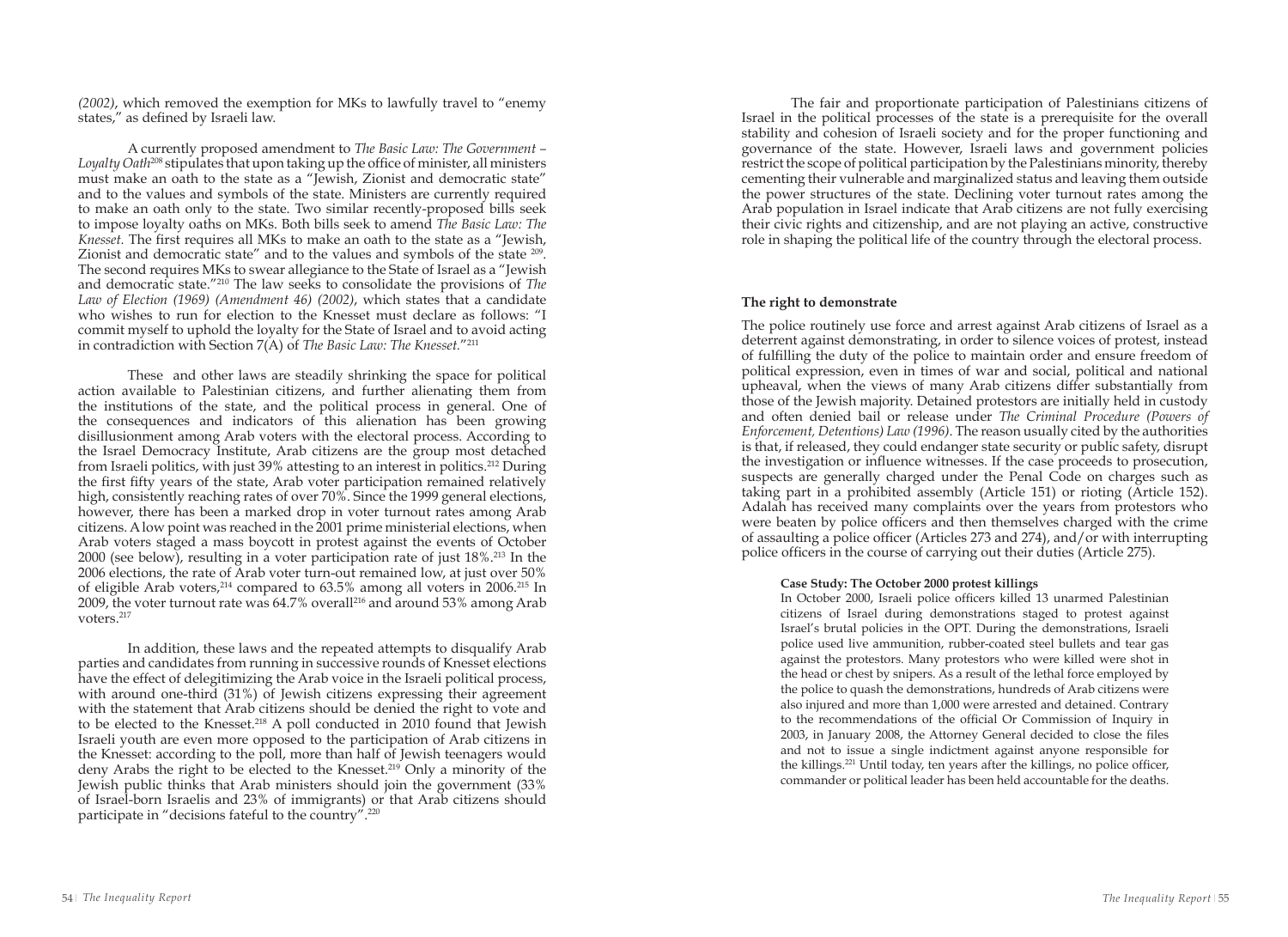*(2002)*, which removed the exemption for MKs to lawfully travel to "enemy states," as defined by Israeli law.

A currently proposed amendment to *The Basic Law: The Government – Loyalty Oath*[208] stipulates that upon taking up the office of minister, all ministers must make an oath to the state as a "Jewish, Zionist and democratic state" and to the values and symbols of the state. Ministers are currently required to make an oath only to the state. Two similar recently-proposed bills seek to impose loyalty oaths on MKs. Both bills seek to amend *The Basic Law: The Knesset.* The first requires all MKs to make an oath to the state as a "Jewish, Zionist and democratic state" and to the values and symbols of the state [209]. The second requires MKs to swear allegiance to the State of Israel as a "Jewish and democratic state."[210] The law seeks to consolidate the provisions of *The Law of Election (1969) (Amendment 46) (2002)*, which states that a candidate who wishes to run for election to the Knesset must declare as follows: "I commit myself to uphold the loyalty for the State of Israel and to avoid acting in contradiction with Section 7(A) of *The Basic Law: The Knesset.*"[211]

These and other laws are steadily shrinking the space for political action available to Palestinian citizens, and further alienating them from the institutions of the state, and the political process in general. One of the consequences and indicators of this alienation has been growing disillusionment among Arab voters with the electoral process. According to the Israel Democracy Institute, Arab citizens are the group most detached from Israeli politics, with just 39% attesting to an interest in politics.[212] During the first fifty years of the state, Arab voter participation remained relatively high, consistently reaching rates of over 70%. Since the 1999 general elections, however, there has been a marked drop in voter turnout rates among Arab citizens. A low point was reached in the 2001 prime ministerial elections, when Arab voters staged a mass boycott in protest against the events of October 2000 (see below), resulting in a voter participation rate of just 18%.[213] In the 2006 elections, the rate of Arab voter turn-out remained low, at just over 50% of eligible Arab voters,[214] compared to 63.5% among all voters in 2006.[215] In 2009, the voter turnout rate was 64.7% overall[216] and around 53% among Arab voters.[217]

In addition, these laws and the repeated attempts to disqualify Arab parties and candidates from running in successive rounds of Knesset elections have the effect of delegitimizing the Arab voice in the Israeli political process, with around one-third (31%) of Jewish citizens expressing their agreement with the statement that Arab citizens should be denied the right to vote and to be elected to the Knesset.[218] A poll conducted in 2010 found that Jewish Israeli youth are even more opposed to the participation of Arab citizens in the Knesset: according to the poll, more than half of Jewish teenagers would deny Arabs the right to be elected to the Knesset.[219] Only a minority of the Jewish public thinks that Arab ministers should join the government (33% of Israel-born Israelis and 23% of immigrants) or that Arab citizens should participate in "decisions fateful to the country".[220]

The fair and proportionate participation of Palestinians citizens of Israel in the political processes of the state is a prerequisite for the overall stability and cohesion of Israeli society and for the proper functioning and governance of the state. However, Israeli laws and government policies restrict the scope of political participation by the Palestinians minority, thereby cementing their vulnerable and marginalized status and leaving them outside the power structures of the state. Declining voter turnout rates among the Arab population in Israel indicate that Arab citizens are not fully exercising their civic rights and citizenship, and are not playing an active, constructive role in shaping the political life of the country through the electoral process.

**The right to demonstrate**

The police routinely use force and arrest against Arab citizens of Israel as a deterrent against demonstrating, in order to silence voices of protest, instead of fulfilling the duty of the police to maintain order and ensure freedom of political expression, even in times of war and social, political and national upheaval, when the views of many Arab citizens differ substantially from those of the Jewish majority. Detained protestors are initially held in custody and often denied bail or release under *The Criminal Procedure (Powers of Enforcement, Detentions) Law (1996).* The reason usually cited by the authorities is that, if released, they could endanger state security or public safety, disrupt the investigation or influence witnesses. If the case proceeds to prosecution, suspects are generally charged under the Penal Code on charges such as taking part in a prohibited assembly (Article 151) or rioting (Article 152). Adalah has received many complaints over the years from protestors who were beaten by police officers and then themselves charged with the crime of assaulting a police officer (Articles 273 and 274), and/or with interrupting police officers in the course of carrying out their duties (Article 275).

**Case Study: The October 2000 protest killings**

In October 2000, Israeli police officers killed 13 unarmed Palestinian citizens of Israel during demonstrations staged to protest against Israel's brutal policies in the OPT. During the demonstrations, Israeli police used live ammunition, rubber-coated steel bullets and tear gas against the protestors. Many protestors who were killed were shot in the head or chest by snipers. As a result of the lethal force employed by the police to quash the demonstrations, hundreds of Arab citizens were also injured and more than 1,000 were arrested and detained. Contrary to the recommendations of the official Or Commission of Inquiry in 2003, in January 2008, the Attorney General decided to close the files and not to issue a single indictment against anyone responsible for the killings.[221] Until today, ten years after the killings, no police officer, commander or political leader has been held accountable for the deaths.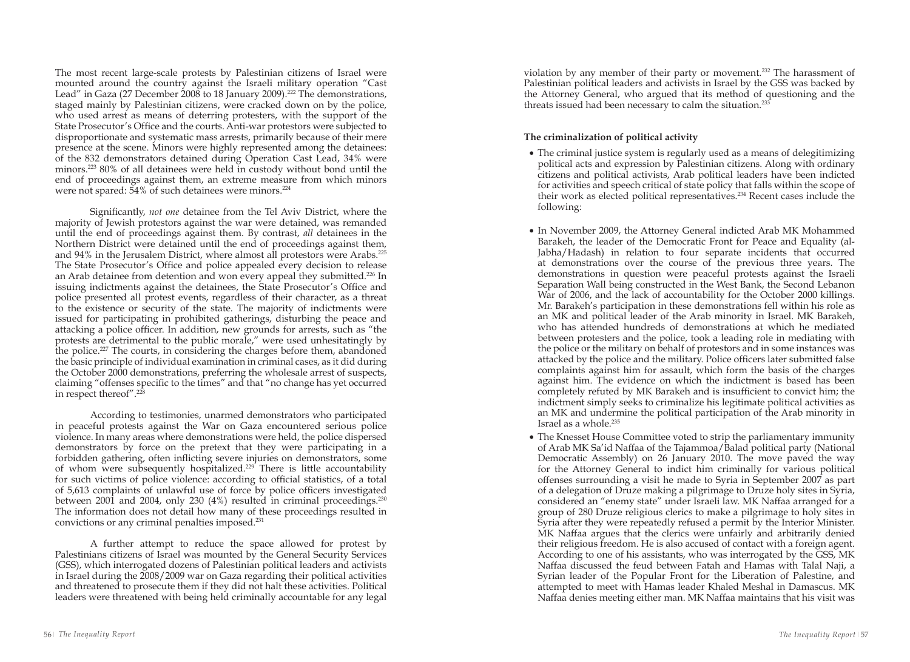The most recent large-scale protests by Palestinian citizens of Israel were mounted around the country against the Israeli military operation "Cast Lead" in Gaza (27 December 2008 to 18 January 2009).[222] The demonstrations, staged mainly by Palestinian citizens, were cracked down on by the police, who used arrest as means of deterring protesters, with the support of the State Prosecutor's Office and the courts. Anti-war protestors were subjected to disproportionate and systematic mass arrests, primarily because of their mere presence at the scene. Minors were highly represented among the detainees: of the 832 demonstrators detained during Operation Cast Lead, 34% were minors.[223] 80% of all detainees were held in custody without bond until the end of proceedings against them, an extreme measure from which minors were not spared: 54% of such detainees were minors.[224]

Significantly, *not one* detainee from the Tel Aviv District, where the majority of Jewish protestors against the war were detained, was remanded until the end of proceedings against them. By contrast, *all* detainees in the Northern District were detained until the end of proceedings against them, and 94% in the Jerusalem District, where almost all protestors were Arabs.[225] The State Prosecutor's Office and police appealed every decision to release an Arab detainee from detention and won every appeal they submitted.[226] In issuing indictments against the detainees, the State Prosecutor's Office and police presented all protest events, regardless of their character, as a threat to the existence or security of the state. The majority of indictments were issued for participating in prohibited gatherings, disturbing the peace and attacking a police officer. In addition, new grounds for arrests, such as "the protests are detrimental to the public morale," were used unhesitatingly by the police.[227] The courts, in considering the charges before them, abandoned the basic principle of individual examination in criminal cases, as it did during the October 2000 demonstrations, preferring the wholesale arrest of suspects, claiming "offenses specific to the times" and that "no change has yet occurred in respect thereof".[228]

According to testimonies, unarmed demonstrators who participated in peaceful protests against the War on Gaza encountered serious police violence. In many areas where demonstrations were held, the police dispersed demonstrators by force on the pretext that they were participating in a forbidden gathering, often inflicting severe injuries on demonstrators, some of whom were subsequently hospitalized.[229] There is little accountability for such victims of police violence: according to official statistics, of a total of 5,613 complaints of unlawful use of force by police officers investigated between 2001 and 2004, only 230 (4%) resulted in criminal proceedings.[230] The information does not detail how many of these proceedings resulted in convictions or any criminal penalties imposed.[231]

A further attempt to reduce the space allowed for protest by Palestinians citizens of Israel was mounted by the General Security Services (GSS), which interrogated dozens of Palestinian political leaders and activists in Israel during the 2008/2009 war on Gaza regarding their political activities and threatened to prosecute them if they did not halt these activities. Political leaders were threatened with being held criminally accountable for any legal violation by any member of their party or movement.[232] The harassment of Palestinian political leaders and activists in Israel by the GSS was backed by the Attorney General, who argued that its method of questioning and the threats issued had been necessary to calm the situation.[233]

**The criminalization of political activity**

- The criminal justice system is regularly used as a means of delegitimizing political acts and expression by Palestinian citizens. Along with ordinary citizens and political activists, Arab political leaders have been indicted for activities and speech critical of state policy that falls within the scope of their work as elected political representatives.[234] Recent cases include the following:

- In November 2009, the Attorney General indicted Arab MK Mohammed Barakeh, the leader of the Democratic Front for Peace and Equality (al-Jabha/Hadash) in relation to four separate incidents that occurred at demonstrations over the course of the previous three years. The demonstrations in question were peaceful protests against the Israeli Separation Wall being constructed in the West Bank, the Second Lebanon War of 2006, and the lack of accountability for the October 2000 killings. Mr. Barakeh's participation in these demonstrations fell within his role as an MK and political leader of the Arab minority in Israel. MK Barakeh, who has attended hundreds of demonstrations at which he mediated between protesters and the police, took a leading role in mediating with the police or the military on behalf of protestors and in some instances was attacked by the police and the military. Police officers later submitted false complaints against him for assault, which form the basis of the charges against him. The evidence on which the indictment is based has been completely refuted by MK Barakeh and is insufficient to convict him; the indictment simply seeks to criminalize his legitimate political activities as an MK and undermine the political participation of the Arab minority in Israel as a whole.[235]

- The Knesset House Committee voted to strip the parliamentary immunity of Arab MK Sa'id Naffaa of the Tajammoa/Balad political party (National Democratic Assembly) on 26 January 2010. The move paved the way for the Attorney General to indict him criminally for various political offenses surrounding a visit he made to Syria in September 2007 as part of a delegation of Druze making a pilgrimage to Druze holy sites in Syria, considered an "enemy state" under Israeli law. MK Naffaa arranged for a group of 280 Druze religious clerics to make a pilgrimage to holy sites in Syria after they were repeatedly refused a permit by the Interior Minister. MK Naffaa argues that the clerics were unfairly and arbitrarily denied their religious freedom. He is also accused of contact with a foreign agent. According to one of his assistants, who was interrogated by the GSS, MK Naffaa discussed the feud between Fatah and Hamas with Talal Naji, a Syrian leader of the Popular Front for the Liberation of Palestine, and attempted to meet with Hamas leader Khaled Meshal in Damascus. MK Naffaa denies meeting either man. MK Naffaa maintains that his visit was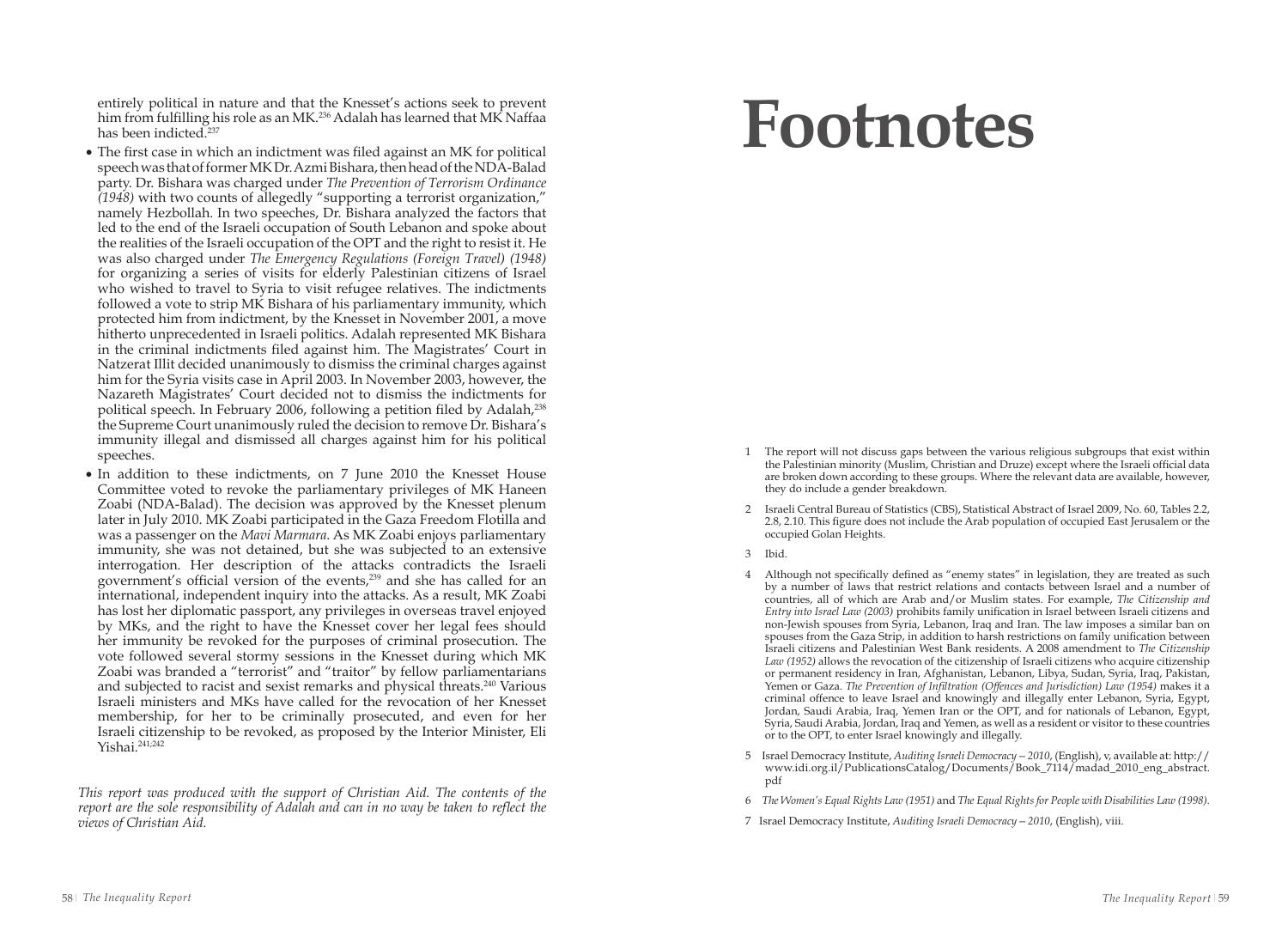entirely political in nature and that the Knesset's actions seek to prevent him from fulfilling his role as an MK.[236] Adalah has learned that MK Naffaa has been indicted.[237]

- The first case in which an indictment was filed against an MK for political speech was that of former MK Dr. Azmi Bishara, then head of the NDA-Balad party. Dr. Bishara was charged under *The Prevention of Terrorism Ordinance (1948)* with two counts of allegedly "supporting a terrorist organization," namely Hezbollah. In two speeches, Dr. Bishara analyzed the factors that led to the end of the Israeli occupation of South Lebanon and spoke about the realities of the Israeli occupation of the OPT and the right to resist it. He was also charged under *The Emergency Regulations (Foreign Travel) (1948)* for organizing a series of visits for elderly Palestinian citizens of Israel who wished to travel to Syria to visit refugee relatives. The indictments followed a vote to strip MK Bishara of his parliamentary immunity, which protected him from indictment, by the Knesset in November 2001, a move hitherto unprecedented in Israeli politics. Adalah represented MK Bishara in the criminal indictments filed against him. The Magistrates' Court in Natzerat Illit decided unanimously to dismiss the criminal charges against him for the Syria visits case in April 2003. In November 2003, however, the Nazareth Magistrates' Court decided not to dismiss the indictments for political speech. In February 2006, following a petition filed by Adalah,[238] the Supreme Court unanimously ruled the decision to remove Dr. Bishara's immunity illegal and dismissed all charges against him for his political speeches.
- In addition to these indictments, on 7 June 2010 the Knesset House Committee voted to revoke the parliamentary privileges of MK Haneen Zoabi (NDA-Balad). The decision was approved by the Knesset plenum later in July 2010. MK Zoabi participated in the Gaza Freedom Flotilla and was a passenger on the *Mavi Marmara*. As MK Zoabi enjoys parliamentary immunity, she was not detained, but she was subjected to an extensive interrogation. Her description of the attacks contradicts the Israeli government's official version of the events,[239] and she has called for an international, independent inquiry into the attacks. As a result, MK Zoabi has lost her diplomatic passport, any privileges in overseas travel enjoyed by MKs, and the right to have the Knesset cover her legal fees should her immunity be revoked for the purposes of criminal prosecution. The vote followed several stormy sessions in the Knesset during which MK Zoabi was branded a "terrorist" and "traitor" by fellow parliamentarians and subjected to racist and sexist remarks and physical threats.[240] Various Israeli ministers and MKs have called for the revocation of her Knesset membership, for her to be criminally prosecuted, and even for her Israeli citizenship to be revoked, as proposed by the Interior Minister, Eli Yishai.[241;242]

*This report was produced with the support of Christian Aid. The contents of the report are the sole responsibility of Adalah and can in no way be taken to reflect the views of Christian Aid.*

# Footnotes

1 The report will not discuss gaps between the various religious subgroups that exist within the Palestinian minority (Muslim, Christian and Druze) except where the Israeli official data are broken down according to these groups. Where the relevant data are available, however, they do include a gender breakdown.

2 Israeli Central Bureau of Statistics (CBS), Statistical Abstract of Israel 2009, No. 60, Tables 2.2, 2.8, 2.10. This figure does not include the Arab population of occupied East Jerusalem or the occupied Golan Heights.

3 Ibid.

4 Although not specifically defined as "enemy states" in legislation, they are treated as such by a number of laws that restrict relations and contacts between Israel and a number of countries, all of which are Arab and/or Muslim states. For example, *The Citizenship and Entry into Israel Law (2003)* prohibits family unification in Israel between Israeli citizens and non-Jewish spouses from Syria, Lebanon, Iraq and Iran. The law imposes a similar ban on spouses from the Gaza Strip, in addition to harsh restrictions on family unification between Israeli citizens and Palestinian West Bank residents. A 2008 amendment to *The Citizenship Law (1952)* allows the revocation of the citizenship of Israeli citizens who acquire citizenship or permanent residency in Iran, Afghanistan, Lebanon, Libya, Sudan, Syria, Iraq, Pakistan, Yemen or Gaza. *The Prevention of Infiltration (Offences and Jurisdiction) Law (1954)* makes it a criminal offence to leave Israel and knowingly and illegally enter Lebanon, Syria, Egypt, Jordan, Saudi Arabia, Iraq, Yemen Iran or the OPT, and for nationals of Lebanon, Egypt, Syria, Saudi Arabia, Jordan, Iraq and Yemen, as well as a resident or visitor to these countries or to the OPT, to enter Israel knowingly and illegally.

5 Israel Democracy Institute, *Auditing Israeli Democracy – 2010*, (English), v, available at: http://www.idi.org.il/PublicationsCatalog/Documents/Book_7114/madad_2010_eng_abstract.pdf

6 *The Women's Equal Rights Law (1951)* and *The Equal Rights for People with Disabilities Law (1998).*

7 Israel Democracy Institute, *Auditing Israeli Democracy – 2010*, (English), viii.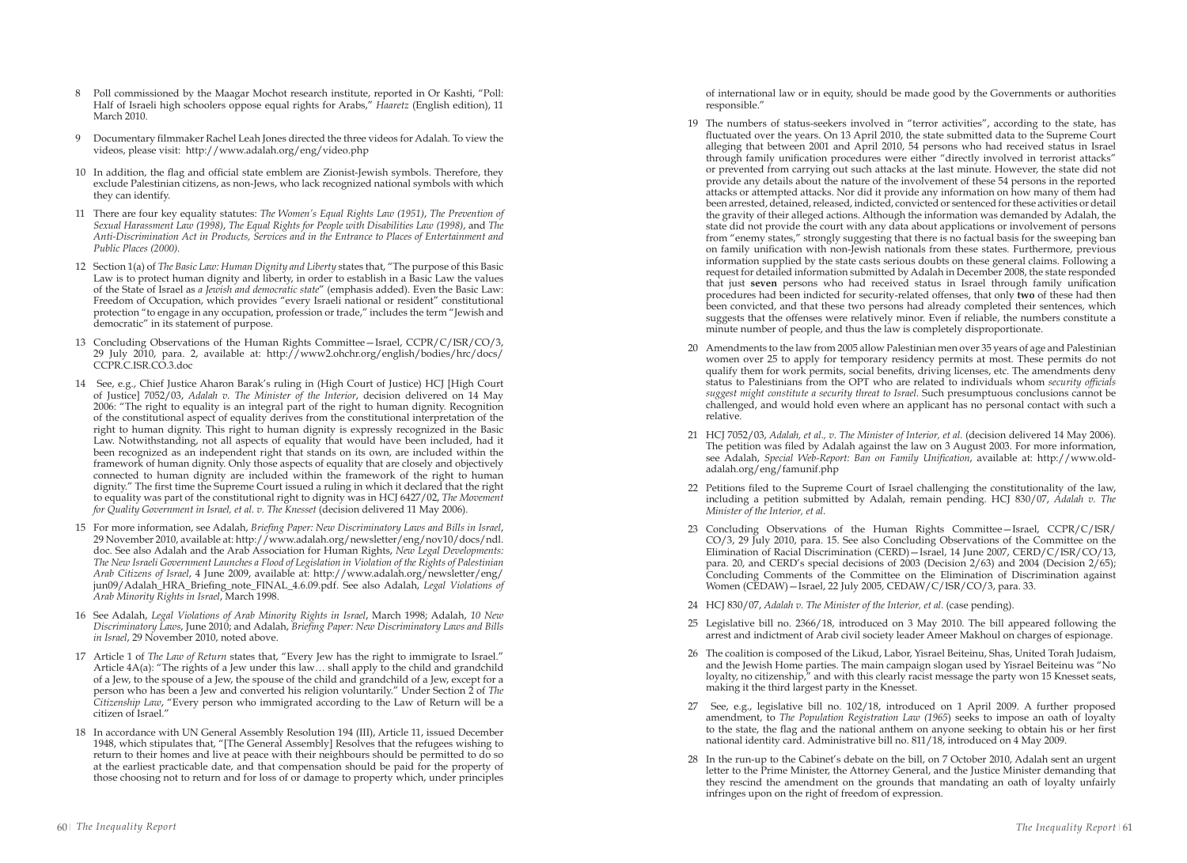8 Poll commissioned by the Maagar Mochot research institute, reported in Or Kashti, "Poll: Half of Israeli high schoolers oppose equal rights for Arabs," *Haaretz* (English edition), 11 March 2010.

9 Documentary filmmaker Rachel Leah Jones directed the three videos for Adalah. To view the videos, please visit: http://www.adalah.org/eng/video.php

10 In addition, the flag and official state emblem are Zionist-Jewish symbols. Therefore, they exclude Palestinian citizens, as non-Jews, who lack recognized national symbols with which they can identify.

11 There are four key equality statutes: *The Women's Equal Rights Law (1951)*, *The Prevention of Sexual Harassment Law (1998)*, *The Equal Rights for People with Disabilities Law (1998)*, and *The Anti-Discrimination Act in Products, Services and in the Entrance to Places of Entertainment and Public Places (2000).*

12 Section 1(a) of *The Basic Law: Human Dignity and Liberty* states that, "The purpose of this Basic Law is to protect human dignity and liberty, in order to establish in a Basic Law the values of the State of Israel as *a Jewish and democratic state*" (emphasis added). Even the Basic Law: Freedom of Occupation, which provides "every Israeli national or resident" constitutional protection "to engage in any occupation, profession or trade," includes the term "Jewish and democratic" in its statement of purpose.

13 Concluding Observations of the Human Rights Committee—Israel, CCPR/C/ISR/CO/3, 29 July 2010, para. 2, available at: http://www2.ohchr.org/english/bodies/hrc/docs/CCPR.C.ISR.CO.3.doc

14 See, e.g., Chief Justice Aharon Barak's ruling in (High Court of Justice) HCJ [High Court of Justice] 7052/03, *Adalah v. The Minister of the Interior*, decision delivered on 14 May 2006: "The right to equality is an integral part of the right to human dignity. Recognition of the constitutional aspect of equality derives from the constitutional interpretation of the right to human dignity. This right to human dignity is expressly recognized in the Basic Law. Notwithstanding, not all aspects of equality that would have been included, had it been recognized as an independent right that stands on its own, are included within the framework of human dignity. Only those aspects of equality that are closely and objectively connected to human dignity are included within the framework of the right to human dignity." The first time the Supreme Court issued a ruling in which it declared that the right to equality was part of the constitutional right to dignity was in HCJ 6427/02, *The Movement for Quality Government in Israel, et al. v. The Knesset* (decision delivered 11 May 2006).

15 For more information, see Adalah, *Briefing Paper: New Discriminatory Laws and Bills in Israel*, 29 November 2010, available at: http://www.adalah.org/newsletter/eng/nov10/docs/ndl.doc. See also Adalah and the Arab Association for Human Rights, *New Legal Developments: The New Israeli Government Launches a Flood of Legislation in Violation of the Rights of Palestinian Arab Citizens of Israel*, 4 June 2009, available at: http://www.adalah.org/newsletter/eng/jun09/Adalah_HRA_Briefing_note_FINAL_4.6.09.pdf. See also Adalah, *Legal Violations of Arab Minority Rights in Israel*, March 1998.

16 See Adalah, *Legal Violations of Arab Minority Rights in Israel*, March 1998; Adalah, *10 New Discriminatory Laws*, June 2010; and Adalah, *Briefing Paper: New Discriminatory Laws and Bills in Israel*, 29 November 2010, noted above.

17 Article 1 of *The Law of Return* states that, "Every Jew has the right to immigrate to Israel." Article 4A(a): "The rights of a Jew under this law… shall apply to the child and grandchild of a Jew, to the spouse of a Jew, the spouse of the child and grandchild of a Jew, except for a person who has been a Jew and converted his religion voluntarily." Under Section 2 of *The Citizenship Law*, "Every person who immigrated according to the Law of Return will be a citizen of Israel."

18 In accordance with UN General Assembly Resolution 194 (III), Article 11, issued December 1948, which stipulates that, "[The General Assembly] Resolves that the refugees wishing to return to their homes and live at peace with their neighbours should be permitted to do so at the earliest practicable date, and that compensation should be paid for the property of those choosing not to return and for loss of or damage to property which, under principles of international law or in equity, should be made good by the Governments or authorities responsible."

19 The numbers of status-seekers involved in "terror activities", according to the state, has fluctuated over the years. On 13 April 2010, the state submitted data to the Supreme Court alleging that between 2001 and April 2010, 54 persons who had received status in Israel through family unification procedures were either "directly involved in terrorist attacks" or prevented from carrying out such attacks at the last minute. However, the state did not provide any details about the nature of the involvement of these 54 persons in the reported attacks or attempted attacks. Nor did it provide any information on how many of them had been arrested, detained, released, indicted, convicted or sentenced for these activities or detail the gravity of their alleged actions. Although the information was demanded by Adalah, the state did not provide the court with any data about applications or involvement of persons from "enemy states," strongly suggesting that there is no factual basis for the sweeping ban on family unification with non-Jewish nationals from these states. Furthermore, previous information supplied by the state casts serious doubts on these general claims. Following a request for detailed information submitted by Adalah in December 2008, the state responded that just **seven** persons who had received status in Israel through family unification procedures had been indicted for security-related offenses, that only **two** of these had then been convicted, and that these two persons had already completed their sentences, which suggests that the offenses were relatively minor. Even if reliable, the numbers constitute a minute number of people, and thus the law is completely disproportionate.

20 Amendments to the law from 2005 allow Palestinian men over 35 years of age and Palestinian women over 25 to apply for temporary residency permits at most. These permits do not qualify them for work permits, social benefits, driving licenses, etc. The amendments deny status to Palestinians from the OPT who are related to individuals whom *security officials suggest might constitute a security threat to Israel*. Such presumptuous conclusions cannot be challenged, and would hold even where an applicant has no personal contact with such a relative.

21 HCJ 7052/03, *Adalah, et al., v. The Minister of Interior, et al.* (decision delivered 14 May 2006). The petition was filed by Adalah against the law on 3 August 2003. For more information, see Adalah, *Special Web-Report: Ban on Family Unification*, available at: http://www.old-adalah.org/eng/famunif.php

22 Petitions filed to the Supreme Court of Israel challenging the constitutionality of the law, including a petition submitted by Adalah, remain pending. HCJ 830/07, *Adalah v. The Minister of the Interior, et al.*

23 Concluding Observations of the Human Rights Committee—Israel, CCPR/C/ISR/CO/3, 29 July 2010, para. 15. See also Concluding Observations of the Committee on the Elimination of Racial Discrimination (CERD)—Israel, 14 June 2007, CERD/C/ISR/CO/13, para. 20, and CERD's special decisions of 2003 (Decision 2/63) and 2004 (Decision 2/65); Concluding Comments of the Committee on the Elimination of Discrimination against Women (CEDAW)—Israel, 22 July 2005, CEDAW/C/ISR/CO/3, para. 33.

24 HCJ 830/07, *Adalah v. The Minister of the Interior, et al.* (case pending).

25 Legislative bill no. 2366/18, introduced on 3 May 2010. The bill appeared following the arrest and indictment of Arab civil society leader Ameer Makhoul on charges of espionage.

26 The coalition is composed of the Likud, Labor, Yisrael Beiteinu, Shas, United Torah Judaism, and the Jewish Home parties. The main campaign slogan used by Yisrael Beiteinu was "No loyalty, no citizenship," and with this clearly racist message the party won 15 Knesset seats, making it the third largest party in the Knesset.

27 See, e.g., legislative bill no. 102/18, introduced on 1 April 2009. A further proposed amendment, to *The Population Registration Law (1965)* seeks to impose an oath of loyalty to the state, the flag and the national anthem on anyone seeking to obtain his or her first national identity card. Administrative bill no. 811/18, introduced on 4 May 2009.

28 In the run-up to the Cabinet's debate on the bill, on 7 October 2010, Adalah sent an urgent letter to the Prime Minister, the Attorney General, and the Justice Minister demanding that they rescind the amendment on the grounds that mandating an oath of loyalty unfairly infringes upon on the right of freedom of expression.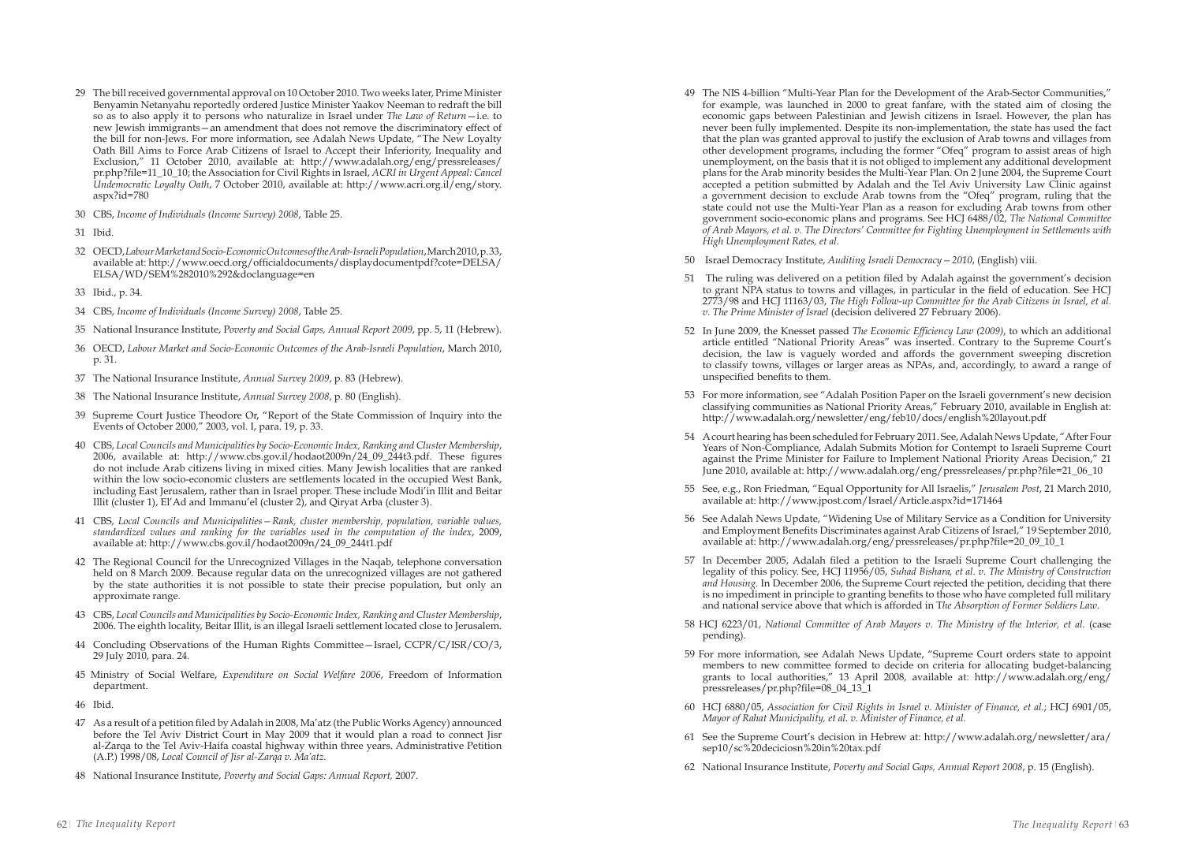29 The bill received governmental approval on 10 October 2010. Two weeks later, Prime Minister Benyamin Netanyahu reportedly ordered Justice Minister Yaakov Neeman to redraft the bill so as to also apply it to persons who naturalize in Israel under *The Law of Return*—i.e. to new Jewish immigrants—an amendment that does not remove the discriminatory effect of the bill for non-Jews. For more information, see Adalah News Update, "The New Loyalty Oath Bill Aims to Force Arab Citizens of Israel to Accept their Inferiority, Inequality and Exclusion," 11 October 2010, available at: http://www.adalah.org/eng/pressreleases/pr.php?file=11_10_10; the Association for Civil Rights in Israel, *ACRI in Urgent Appeal: Cancel Undemocratic Loyalty Oath*, 7 October 2010, available at: http://www.acri.org.il/eng/story.aspx?id=780

30 CBS, *Income of Individuals (Income Survey) 2008*, Table 25.

31 Ibid.

32 OECD, *Labour Market and Socio-Economic Outcomes of the Arab-Israeli Population*, March 2010, p. 33, available at: http://www.oecd.org/officialdocuments/displaydocumentpdf?cote=DELSA/ELSA/WD/SEM%282010%292&doclanguage=en

33 Ibid., p. 34.

34 CBS, *Income of Individuals (Income Survey) 2008*, Table 25.

35 National Insurance Institute, *Poverty and Social Gaps, Annual Report 2009*, pp. 5, 11 (Hebrew).

36 OECD, *Labour Market and Socio-Economic Outcomes of the Arab-Israeli Population*, March 2010, p. 31.

37 The National Insurance Institute, *Annual Survey 2009*, p. 83 (Hebrew).

38 The National Insurance Institute, *Annual Survey 2008*, p. 80 (English).

39 Supreme Court Justice Theodore Or, "Report of the State Commission of Inquiry into the Events of October 2000," 2003, vol. I, para. 19, p. 33.

40 CBS, *Local Councils and Municipalities by Socio-Economic Index, Ranking and Cluster Membership*, 2006, available at: http://www.cbs.gov.il/hodaot2009n/24_09_244t3.pdf. These figures do not include Arab citizens living in mixed cities. Many Jewish localities that are ranked within the low socio-economic clusters are settlements located in the occupied West Bank, including East Jerusalem, rather than in Israel proper. These include Modi'in Illit and Beitar Illit (cluster 1), El'Ad and Immanu'el (cluster 2), and Qiryat Arba (cluster 3).

41 CBS, *Local Councils and Municipalities—Rank, cluster membership, population, variable values, standardized values and ranking for the variables used in the computation of the index*, 2009, available at: http://www.cbs.gov.il/hodaot2009n/24_09_244t1.pdf

42 The Regional Council for the Unrecognized Villages in the Naqab, telephone conversation held on 8 March 2009. Because regular data on the unrecognized villages are not gathered by the state authorities it is not possible to state their precise population, but only an approximate range.

43 CBS, *Local Councils and Municipalities by Socio-Economic Index, Ranking and Cluster Membership*, 2006. The eighth locality, Beitar Illit, is an illegal Israeli settlement located close to Jerusalem.

44 Concluding Observations of the Human Rights Committee—Israel, CCPR/C/ISR/CO/3, 29 July 2010, para. 24.

45 Ministry of Social Welfare, *Expenditure on Social Welfare 2006*, Freedom of Information department.

46 Ibid.

47 As a result of a petition filed by Adalah in 2008, Ma'atz (the Public Works Agency) announced before the Tel Aviv District Court in May 2009 that it would plan a road to connect Jisr al-Zarqa to the Tel Aviv-Haifa coastal highway within three years. Administrative Petition (A.P.) 1998/08, *Local Council of Jisr al-Zarqa v. Ma'atz*.

48 National Insurance Institute, *Poverty and Social Gaps: Annual Report,* 2007.

49 The NIS 4-billion "Multi-Year Plan for the Development of the Arab-Sector Communities," for example, was launched in 2000 to great fanfare, with the stated aim of closing the economic gaps between Palestinian and Jewish citizens in Israel. However, the plan has never been fully implemented. Despite its non-implementation, the state has used the fact that the plan was granted approval to justify the exclusion of Arab towns and villages from other development programs, including the former "Ofeq" program to assist areas of high unemployment, on the basis that it is not obliged to implement any additional development plans for the Arab minority besides the Multi-Year Plan. On 2 June 2004, the Supreme Court accepted a petition submitted by Adalah and the Tel Aviv University Law Clinic against a government decision to exclude Arab towns from the "Ofeq" program, ruling that the state could not use the Multi-Year Plan as a reason for excluding Arab towns from other government socio-economic plans and programs. See HCJ 6488/02, *The National Committee of Arab Mayors, et al. v. The Directors' Committee for Fighting Unemployment in Settlements with High Unemployment Rates, et al.*

50 Israel Democracy Institute, *Auditing Israeli Democracy – 2010*, (English) viii.

51 The ruling was delivered on a petition filed by Adalah against the government's decision to grant NPA status to towns and villages, in particular in the field of education. See HCJ 2773/98 and HCJ 11163/03, *The High Follow-up Committee for the Arab Citizens in Israel, et al. v. The Prime Minister of Israel* (decision delivered 27 February 2006).

52 In June 2009, the Knesset passed *The Economic Efficiency Law (2009)*, to which an additional article entitled "National Priority Areas" was inserted. Contrary to the Supreme Court's decision, the law is vaguely worded and affords the government sweeping discretion to classify towns, villages or larger areas as NPAs, and, accordingly, to award a range of unspecified benefits to them.

53 For more information, see "Adalah Position Paper on the Israeli government's new decision classifying communities as National Priority Areas," February 2010, available in English at: http://www.adalah.org/newsletter/eng/feb10/docs/english%20layout.pdf

54 A court hearing has been scheduled for February 2011. See, Adalah News Update, "After Four Years of Non-Compliance, Adalah Submits Motion for Contempt to Israeli Supreme Court against the Prime Minister for Failure to Implement National Priority Areas Decision," 21 June 2010, available at: http://www.adalah.org/eng/pressreleases/pr.php?file=21_06_10

55 See, e.g., Ron Friedman, "Equal Opportunity for All Israelis," *Jerusalem Post*, 21 March 2010, available at: http://www.jpost.com/Israel/Article.aspx?id=171464

56 See Adalah News Update, "Widening Use of Military Service as a Condition for University and Employment Benefits Discriminates against Arab Citizens of Israel," 19 September 2010, available at: http://www.adalah.org/eng/pressreleases/pr.php?file=20_09_10_1

57 In December 2005, Adalah filed a petition to the Israeli Supreme Court challenging the legality of this policy. See, HCJ 11956/05, *Suhad Bishara, et al. v. The Ministry of Construction and Housing*. In December 2006, the Supreme Court rejected the petition, deciding that there is no impediment in principle to granting benefits to those who have completed full military and national service above that which is afforded in *The Absorption of Former Soldiers Law*.

58 HCJ 6223/01, *National Committee of Arab Mayors v. The Ministry of the Interior, et al.* (case pending).

59 For more information, see Adalah News Update, "Supreme Court orders state to appoint members to new committee formed to decide on criteria for allocating budget-balancing grants to local authorities," 13 April 2008, available at: http://www.adalah.org/eng/pressreleases/pr.php?file=08_04_13_1

60 HCJ 6880/05, *Association for Civil Rights in Israel v. Minister of Finance, et al.*; HCJ 6901/05, *Mayor of Rahat Municipality, et al. v. Minister of Finance, et al.*

61 See the Supreme Court's decision in Hebrew at: http://www.adalah.org/newsletter/ara/sep10/sc%20deciciosn%20in%20tax.pdf

62 National Insurance Institute, *Poverty and Social Gaps, Annual Report 2008*, p. 15 (English).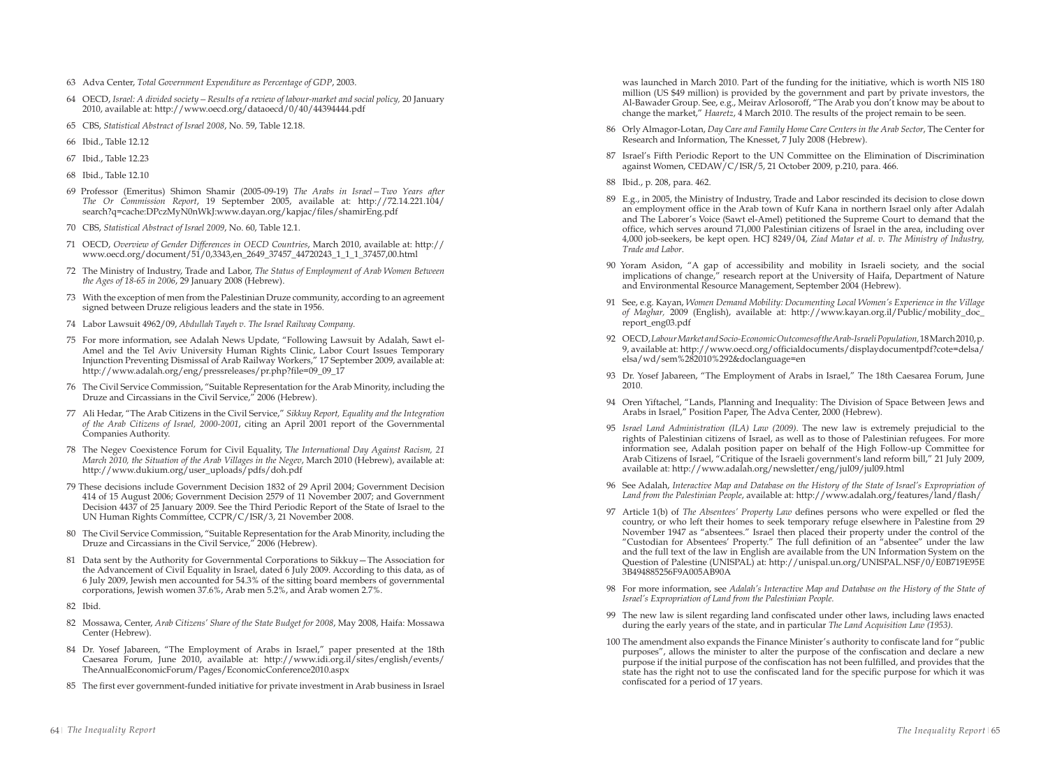63 Adva Center, *Total Government Expenditure as Percentage of GDP*, 2003.

64 OECD, *Israel: A divided society – Results of a review of labour-market and social policy,* 20 January 2010, available at: http://www.oecd.org/dataoecd/0/40/44394444.pdf

65 CBS, *Statistical Abstract of Israel 2008*, No. 59, Table 12.18.

66 Ibid., Table 12.12

67 Ibid., Table 12.23

68 Ibid., Table 12.10

69 Professor (Emeritus) Shimon Shamir (2005-09-19) *The Arabs in Israel – Two Years after The Or Commission Report*, 19 September 2005, available at: http://72.14.221.104/search?q=cache:DPczMyN0nWkJ:www.dayan.org/kapjac/files/shamirEng.pdf

70 CBS, *Statistical Abstract of Israel 2009*, No. 60, Table 12.1.

71 OECD, *Overview of Gender Differences in OECD Countries*, March 2010, available at: http://www.oecd.org/document/51/0,3343,en_2649_37457_44720243_1_1_1_37457,00.html

72 The Ministry of Industry, Trade and Labor, *The Status of Employment of Arab Women Between the Ages of 18-65 in 2006*, 29 January 2008 (Hebrew).

73 With the exception of men from the Palestinian Druze community, according to an agreement signed between Druze religious leaders and the state in 1956.

74 Labor Lawsuit 4962/09, *Abdullah Tayeh v. The Israel Railway Company.*

75 For more information, see Adalah News Update, "Following Lawsuit by Adalah, Sawt el-Amel and the Tel Aviv University Human Rights Clinic, Labor Court Issues Temporary Injunction Preventing Dismissal of Arab Railway Workers," 17 September 2009, available at: http://www.adalah.org/eng/pressreleases/pr.php?file=09_09_17

76 The Civil Service Commission, "Suitable Representation for the Arab Minority, including the Druze and Circassians in the Civil Service," 2006 (Hebrew).

77 Ali Hedar, "The Arab Citizens in the Civil Service," *Sikkuy Report, Equality and the Integration of the Arab Citizens of Israel, 2000-2001*, citing an April 2001 report of the Governmental Companies Authority.

78 The Negev Coexistence Forum for Civil Equality, T*he International Day Against Racism, 21 March 2010, the Situation of the Arab Villages in the Negev*, March 2010 (Hebrew), available at: http://www.dukium.org/user_uploads/pdfs/doh.pdf

79 These decisions include Government Decision 1832 of 29 April 2004; Government Decision 414 of 15 August 2006; Government Decision 2579 of 11 November 2007; and Government Decision 4437 of 25 January 2009. See the Third Periodic Report of the State of Israel to the UN Human Rights Committee, CCPR/C/ISR/3, 21 November 2008.

80 The Civil Service Commission, "Suitable Representation for the Arab Minority, including the Druze and Circassians in the Civil Service," 2006 (Hebrew).

81 Data sent by the Authority for Governmental Corporations to Sikkuy – The Association for the Advancement of Civil Equality in Israel, dated 6 July 2009. According to this data, as of 6 July 2009, Jewish men accounted for 54.3% of the sitting board members of governmental corporations, Jewish women 37.6%, Arab men 5.2%, and Arab women 2.7%.

82 Ibid.

82 Mossawa, Center, *Arab Citizens' Share of the State Budget for 2008*, May 2008, Haifa: Mossawa Center (Hebrew).

84 Dr. Yosef Jabareen, "The Employment of Arabs in Israel," paper presented at the 18th Caesarea Forum, June 2010, available at: http://www.idi.org.il/sites/english/events/TheAnnualEconomicForum/Pages/EconomicConference2010.aspx

85 The first ever government-funded initiative for private investment in Arab business in Israel was launched in March 2010. Part of the funding for the initiative, which is worth NIS 180 million (US $49 million) is provided by the government and part by private investors, the Al-Bawader Group. See, e.g., Meirav Arlosoroff, "The Arab you don't know may be about to change the market," *Haaretz*, 4 March 2010. The results of the project remain to be seen.

86 Orly Almagor-Lotan, *Day Care and Family Home Care Centers in the Arab Sector*, The Center for Research and Information, The Knesset, 7 July 2008 (Hebrew).

87 Israel's Fifth Periodic Report to the UN Committee on the Elimination of Discrimination against Women, CEDAW/C/ISR/5, 21 October 2009, p.210, para. 466.

88 Ibid., p. 208, para. 462.

89 E.g., in 2005, the Ministry of Industry, Trade and Labor rescinded its decision to close down an employment office in the Arab town of Kufr Kana in northern Israel only after Adalah and The Laborer's Voice (Sawt el-Amel) petitioned the Supreme Court to demand that the office, which serves around 71,000 Palestinian citizens of Israel in the area, including over 4,000 job-seekers, be kept open. HCJ 8249/04, *Ziad Matar et al. v. The Ministry of Industry, Trade and Labor.*

90 Yoram Asidon, "A gap of accessibility and mobility in Israeli society, and the social implications of change," research report at the University of Haifa, Department of Nature and Environmental Resource Management, September 2004 (Hebrew).

91 See, e.g. Kayan, *Women Demand Mobility: Documenting Local Women's Experience in the Village of Maghar,* 2009 (English), available at: http://www.kayan.org.il/Public/mobility_doc_report_eng03.pdf

92 OECD, *Labour Market and Socio-Economic Outcomes of the Arab-Israeli Population,* 18 March 2010, p. 9, available at: http://www.oecd.org/officialdocuments/displaydocumentpdf?cote=delsa/elsa/wd/sem%282010%292&doclanguage=en

93 Dr. Yosef Jabareen, "The Employment of Arabs in Israel," The 18th Caesarea Forum, June 2010.

94 Oren Yiftachel, "Lands, Planning and Inequality: The Division of Space Between Jews and Arabs in Israel," Position Paper, The Adva Center, 2000 (Hebrew).

95 *Israel Land Administration (ILA) Law (2009)*. The new law is extremely prejudicial to the rights of Palestinian citizens of Israel, as well as to those of Palestinian refugees. For more information see, Adalah position paper on behalf of the High Follow-up Committee for Arab Citizens of Israel, "Critique of the Israeli government's land reform bill," 21 July 2009, available at: http://www.adalah.org/newsletter/eng/jul09/jul09.html

96 See Adalah, *Interactive Map and Database on the History of the State of Israel's Expropriation of Land from the Palestinian People*, available at: http://www.adalah.org/features/land/flash/

97 Article 1(b) of *The Absentees' Property Law* defines persons who were expelled or fled the country, or who left their homes to seek temporary refuge elsewhere in Palestine from 29 November 1947 as "absentees." Israel then placed their property under the control of the "Custodian for Absentees' Property." The full definition of an "absentee" under the law and the full text of the law in English are available from the UN Information System on the Question of Palestine (UNISPAL) at: http://unispal.un.org/UNISPAL.NSF/0/E0B719E95E3B494885256F9A005AB90A

98 For more information, see *Adalah's Interactive Map and Database on the History of the State of Israel's Expropriation of Land from the Palestinian People.*

99 The new law is silent regarding land confiscated under other laws, including laws enacted during the early years of the state, and in particular *The Land Acquisition Law (1953).*

100 The amendment also expands the Finance Minister's authority to confiscate land for "public purposes", allows the minister to alter the purpose of the confiscation and declare a new purpose if the initial purpose of the confiscation has not been fulfilled, and provides that the state has the right not to use the confiscated land for the specific purpose for which it was confiscated for a period of 17 years.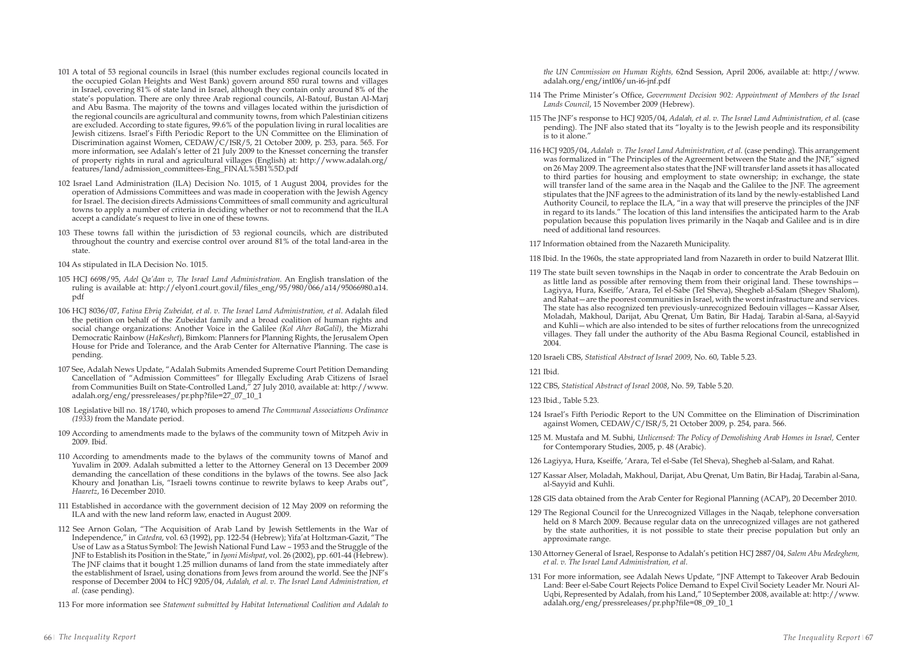101 A total of 53 regional councils in Israel (this number excludes regional councils located in the occupied Golan Heights and West Bank) govern around 850 rural towns and villages in Israel, covering 81% of state land in Israel, although they contain only around 8% of the state's population. There are only three Arab regional councils, Al-Batouf, Bustan Al-Marj and Abu Basma. The majority of the towns and villages located within the jurisdiction of the regional councils are agricultural and community towns, from which Palestinian citizens are excluded. According to state figures, 99.6% of the population living in rural localities are Jewish citizens. Israel's Fifth Periodic Report to the UN Committee on the Elimination of Discrimination against Women, CEDAW/C/ISR/5, 21 October 2009, p. 253, para. 565. For more information, see Adalah's letter of 21 July 2009 to the Knesset concerning the transfer of property rights in rural and agricultural villages (English) at: http://www.adalah.org/features/land/admission_committees-Eng_FINAL%5B1%5D.pdf

102 Israel Land Administration (ILA) Decision No. 1015, of 1 August 2004, provides for the operation of Admissions Committees and was made in cooperation with the Jewish Agency for Israel. The decision directs Admissions Committees of small community and agricultural towns to apply a number of criteria in deciding whether or not to recommend that the ILA accept a candidate's request to live in one of these towns.

103 These towns fall within the jurisdiction of 53 regional councils, which are distributed throughout the country and exercise control over around 81% of the total land-area in the state.

104 As stipulated in ILA Decision No. 1015.

105 HCJ 6698/95, *Adel Qa'dan v, The Israel Land Administration*. An English translation of the ruling is available at: http://elyon1.court.gov.il/files_eng/95/980/066/a14/95066980.a14.pdf

106 HCJ 8036/07, *Fatina Ebriq Zubeidat, et al. v. The Israel Land Administration, et al*. Adalah filed the petition on behalf of the Zubeidat family and a broad coalition of human rights and social change organizations: Another Voice in the Galilee *(Kol Aher BaGalil)*, the Mizrahi Democratic Rainbow (*HaKeshet*), Bimkom: Planners for Planning Rights, the Jerusalem Open House for Pride and Tolerance, and the Arab Center for Alternative Planning. The case is pending.

107 See, Adalah News Update, "Adalah Submits Amended Supreme Court Petition Demanding Cancellation of "Admission Committees" for Illegally Excluding Arab Citizens of Israel from Communities Built on State-Controlled Land," 27 July 2010, available at: http://www.adalah.org/eng/pressreleases/pr.php?file=27_07_10_1

108 Legislative bill no. 18/1740, which proposes to amend *The Communal Associations Ordinance (1933)* from the Mandate period.

109 According to amendments made to the bylaws of the community town of Mitzpeh Aviv in 2009. Ibid.

110 According to amendments made to the bylaws of the community towns of Manof and Yuvalim in 2009. Adalah submitted a letter to the Attorney General on 13 December 2009 demanding the cancellation of these conditions in the bylaws of the towns. See also Jack Khoury and Jonathan Lis, "Israeli towns continue to rewrite bylaws to keep Arabs out", *Haaretz*, 16 December 2010.

111 Established in accordance with the government decision of 12 May 2009 on reforming the ILA and with the new land reform law, enacted in August 2009.

112 See Arnon Golan, "The Acquisition of Arab Land by Jewish Settlements in the War of Independence," in *Catedra*, vol. 63 (1992), pp. 122-54 (Hebrew); Yifa'at Holtzman-Gazit, "The Use of Law as a Status Symbol: The Jewish National Fund Law – 1953 and the Struggle of the JNF to Establish its Position in the State," in *Iyoni Mishpat*, vol. 26 (2002), pp. 601-44 (Hebrew). The JNF claims that it bought 1.25 million dunams of land from the state immediately after the establishment of Israel, using donations from Jews from around the world. See the JNF's response of December 2004 to HCJ 9205/04, *Adalah, et al. v. The Israel Land Administration, et al.* (case pending).

113 For more information see *Statement submitted by Habitat International Coalition and Adalah to the UN Commission on Human Rights,* 62nd Session, April 2006, available at: http://www.adalah.org/eng/intl06/un-i6-jnf.pdf

114 The Prime Minister's Office, *Government Decision 902: Appointment of Members of the Israel Lands Council*, 15 November 2009 (Hebrew).

115 The JNF's response to HCJ 9205/04, *Adalah, et al. v. The Israel Land Administration, et al.* (case pending). The JNF also stated that its "loyalty is to the Jewish people and its responsibility is to it alone."

116 HCJ 9205/04, *Adalah v. The Israel Land Administration, et al.* (case pending). This arrangement was formalized in "The Principles of the Agreement between the State and the JNF," signed on 26 May 2009. The agreement also states that the JNF will transfer land assets it has allocated to third parties for housing and employment to state ownership; in exchange, the state will transfer land of the same area in the Naqab and the Galilee to the JNF. The agreement stipulates that the JNF agrees to the administration of its land by the newly-established Land Authority Council, to replace the ILA, "in a way that will preserve the principles of the JNF in regard to its lands." The location of this land intensifies the anticipated harm to the Arab population because this population lives primarily in the Naqab and Galilee and is in dire need of additional land resources.

117 Information obtained from the Nazareth Municipality.

118 Ibid. In the 1960s, the state appropriated land from Nazareth in order to build Natzerat Illit.

119 The state built seven townships in the Naqab in order to concentrate the Arab Bedouin on as little land as possible after removing them from their original land. These townships—Lagiyya, Hura, Kseiffe, 'Arara, Tel el-Sabe (Tel Sheva), Shegheb al-Salam (Shegev Shalom), and Rahat—are the poorest communities in Israel, with the worst infrastructure and services. The state has also recognized ten previously-unrecognized Bedouin villages—Kassar Alser, Moladah, Makhoul, Darijat, Abu Qrenat, Um Batin, Bir Hadaj, Tarabin al-Sana, al-Sayyid and Kuhli—which are also intended to be sites of further relocations from the unrecognized villages. They fall under the authority of the Abu Basma Regional Council, established in 2004.

120 Israeli CBS, *Statistical Abstract of Israel 2009*, No. 60, Table 5.23.

121 Ibid.

122 CBS, *Statistical Abstract of Israel 2008*, No. 59, Table 5.20.

123 Ibid., Table 5.23.

124 Israel's Fifth Periodic Report to the UN Committee on the Elimination of Discrimination against Women, CEDAW/C/ISR/5, 21 October 2009, p. 254, para. 566.

125 M. Mustafa and M. Subhi, *Unlicensed: The Policy of Demolishing Arab Homes in Israel,* Center for Contemporary Studies, 2005, p. 48 (Arabic).

126 Lagiyya, Hura, Kseiffe, 'Arara, Tel el-Sabe (Tel Sheva), Shegheb al-Salam, and Rahat.

127 Kassar Alser, Moladah, Makhoul, Darijat, Abu Qrenat, Um Batin, Bir Hadaj, Tarabin al-Sana, al-Sayyid and Kuhli.

128 GIS data obtained from the Arab Center for Regional Planning (ACAP), 20 December 2010.

129 The Regional Council for the Unrecognized Villages in the Naqab, telephone conversation held on 8 March 2009. Because regular data on the unrecognized villages are not gathered by the state authorities, it is not possible to state their precise population but only an approximate range.

130 Attorney General of Israel, Response to Adalah's petition HCJ 2887/04, *Salem Abu Medeghem, et al. v. The Israel Land Administration, et al*.

131 For more information, see Adalah News Update, "JNF Attempt to Takeover Arab Bedouin Land: Beer el-Sabe Court Rejects Police Demand to Expel Civil Society Leader Mr. Nouri Al-Uqbi, Represented by Adalah, from his Land," 10 September 2008, available at: http://www.adalah.org/eng/pressreleases/pr.php?file=08_09_10_1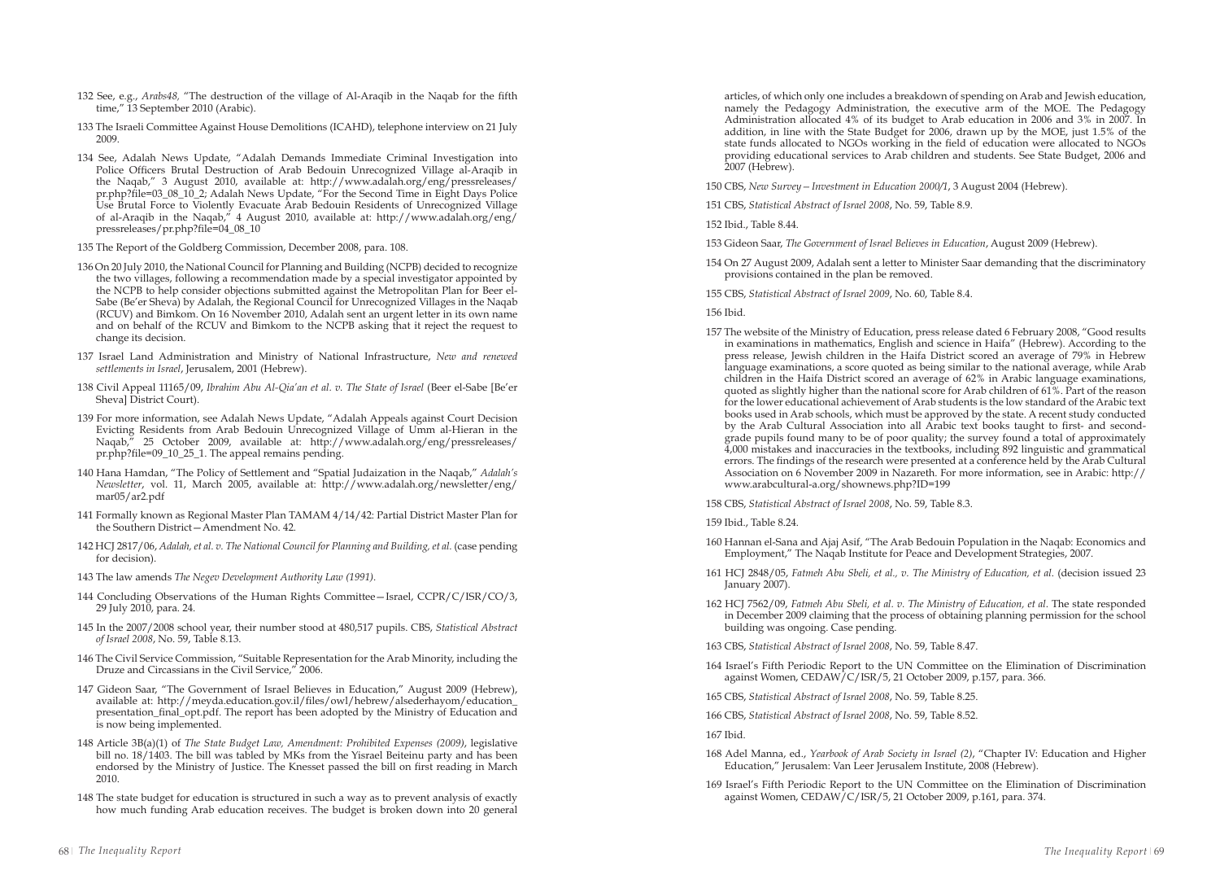132 See, e.g., *Arabs48,* "The destruction of the village of Al-Araqib in the Naqab for the fifth time," 13 September 2010 (Arabic).

133 The Israeli Committee Against House Demolitions (ICAHD), telephone interview on 21 July 2009.

134 See, Adalah News Update, "Adalah Demands Immediate Criminal Investigation into Police Officers Brutal Destruction of Arab Bedouin Unrecognized Village al-Araqib in the Naqab," 3 August 2010, available at: http://www.adalah.org/eng/pressreleases/pr.php?file=03_08_10_2; Adalah News Update, "For the Second Time in Eight Days Police Use Brutal Force to Violently Evacuate Arab Bedouin Residents of Unrecognized Village of al-Araqib in the Naqab," 4 August 2010, available at: http://www.adalah.org/eng/pressreleases/pr.php?file=04_08_10

135 The Report of the Goldberg Commission, December 2008, para. 108.

136 On 20 July 2010, the National Council for Planning and Building (NCPB) decided to recognize the two villages, following a recommendation made by a special investigator appointed by the NCPB to help consider objections submitted against the Metropolitan Plan for Beer el-Sabe (Be'er Sheva) by Adalah, the Regional Council for Unrecognized Villages in the Naqab (RCUV) and Bimkom. On 16 November 2010, Adalah sent an urgent letter in its own name and on behalf of the RCUV and Bimkom to the NCPB asking that it reject the request to change its decision.

137 Israel Land Administration and Ministry of National Infrastructure, *New and renewed settlements in Israel*, Jerusalem, 2001 (Hebrew).

138 Civil Appeal 11165/09, *Ibrahim Abu Al-Qia'an et al. v. The State of Israel* (Beer el-Sabe [Be'er Sheva] District Court).

139 For more information, see Adalah News Update, "Adalah Appeals against Court Decision Evicting Residents from Arab Bedouin Unrecognized Village of Umm al-Hieran in the Naqab," 25 October 2009, available at: http://www.adalah.org/eng/pressreleases/pr.php?file=09_10_25_1. The appeal remains pending.

140 Hana Hamdan, "The Policy of Settlement and "Spatial Judaization in the Naqab," *Adalah's Newsletter*, vol. 11, March 2005, available at: http://www.adalah.org/newsletter/eng/mar05/ar2.pdf

141 Formally known as Regional Master Plan TAMAM 4/14/42: Partial District Master Plan for the Southern District—Amendment No. 42.

142 HCJ 2817/06, *Adalah, et al. v. The National Council for Planning and Building, et al.* (case pending for decision).

143 The law amends *The Negev Development Authority Law (1991)*.

144 Concluding Observations of the Human Rights Committee—Israel, CCPR/C/ISR/CO/3, 29 July 2010, para. 24.

145 In the 2007/2008 school year, their number stood at 480,517 pupils. CBS, *Statistical Abstract of Israel 2008*, No. 59, Table 8.13.

146 The Civil Service Commission, "Suitable Representation for the Arab Minority, including the Druze and Circassians in the Civil Service," 2006.

147 Gideon Saar, "The Government of Israel Believes in Education," August 2009 (Hebrew), available at: http://meyda.education.gov.il/files/owl/hebrew/alsederhayom/education_presentation_final_opt.pdf. The report has been adopted by the Ministry of Education and is now being implemented.

148 Article 3B(a)(1) of *The State Budget Law, Amendment: Prohibited Expenses (2009)*, legislative bill no. 18/1403. The bill was tabled by MKs from the Yisrael Beiteinu party and has been endorsed by the Ministry of Justice. The Knesset passed the bill on first reading in March 2010.

148 The state budget for education is structured in such a way as to prevent analysis of exactly how much funding Arab education receives. The budget is broken down into 20 general articles, of which only one includes a breakdown of spending on Arab and Jewish education, namely the Pedagogy Administration, the executive arm of the MOE. The Pedagogy Administration allocated 4% of its budget to Arab education in 2006 and 3% in 2007. In addition, in line with the State Budget for 2006, drawn up by the MOE, just 1.5% of the state funds allocated to NGOs working in the field of education were allocated to NGOs providing educational services to Arab children and students. See State Budget, 2006 and 2007 (Hebrew).

150 CBS, *New Survey—Investment in Education 2000/1*, 3 August 2004 (Hebrew).

151 CBS, *Statistical Abstract of Israel 2008*, No. 59, Table 8.9.

152 Ibid., Table 8.44.

153 Gideon Saar, *The Government of Israel Believes in Education*, August 2009 (Hebrew).

154 On 27 August 2009, Adalah sent a letter to Minister Saar demanding that the discriminatory provisions contained in the plan be removed.

155 CBS, *Statistical Abstract of Israel 2009*, No. 60, Table 8.4.

156 Ibid.

157 The website of the Ministry of Education, press release dated 6 February 2008, "Good results in examinations in mathematics, English and science in Haifa" (Hebrew). According to the press release, Jewish children in the Haifa District scored an average of 79% in Hebrew language examinations, a score quoted as being similar to the national average, while Arab children in the Haifa District scored an average of 62% in Arabic language examinations, quoted as slightly higher than the national score for Arab children of 61%. Part of the reason for the lower educational achievement of Arab students is the low standard of the Arabic text books used in Arab schools, which must be approved by the state. A recent study conducted by the Arab Cultural Association into all Arabic text books taught to first- and second-grade pupils found many to be of poor quality; the survey found a total of approximately 4,000 mistakes and inaccuracies in the textbooks, including 892 linguistic and grammatical errors. The findings of the research were presented at a conference held by the Arab Cultural Association on 6 November 2009 in Nazareth. For more information, see in Arabic: http://www.arabcultural-a.org/shownews.php?ID=199

158 CBS, *Statistical Abstract of Israel 2008*, No. 59, Table 8.3.

159 Ibid., Table 8.24.

160 Hannan el-Sana and Ajaj Asif, "The Arab Bedouin Population in the Naqab: Economics and Employment," The Naqab Institute for Peace and Development Strategies, 2007.

161 HCJ 2848/05, *Fatmeh Abu Sbeli, et al., v. The Ministry of Education, et al.* (decision issued 23 January 2007).

162 HCJ 7562/09, *Fatmeh Abu Sbeli, et al. v. The Ministry of Education, et al.* The state responded in December 2009 claiming that the process of obtaining planning permission for the school building was ongoing. Case pending.

163 CBS, *Statistical Abstract of Israel 2008*, No. 59, Table 8.47.

164 Israel's Fifth Periodic Report to the UN Committee on the Elimination of Discrimination against Women, CEDAW/C/ISR/5, 21 October 2009, p.157, para. 366.

165 CBS, *Statistical Abstract of Israel 2008*, No. 59, Table 8.25.

166 CBS, *Statistical Abstract of Israel 2008*, No. 59, Table 8.52.

167 Ibid.

168 Adel Manna, ed., *Yearbook of Arab Society in Israel (2)*, "Chapter IV: Education and Higher Education," Jerusalem: Van Leer Jerusalem Institute, 2008 (Hebrew).

169 Israel's Fifth Periodic Report to the UN Committee on the Elimination of Discrimination against Women, CEDAW/C/ISR/5, 21 October 2009, p.161, para. 374.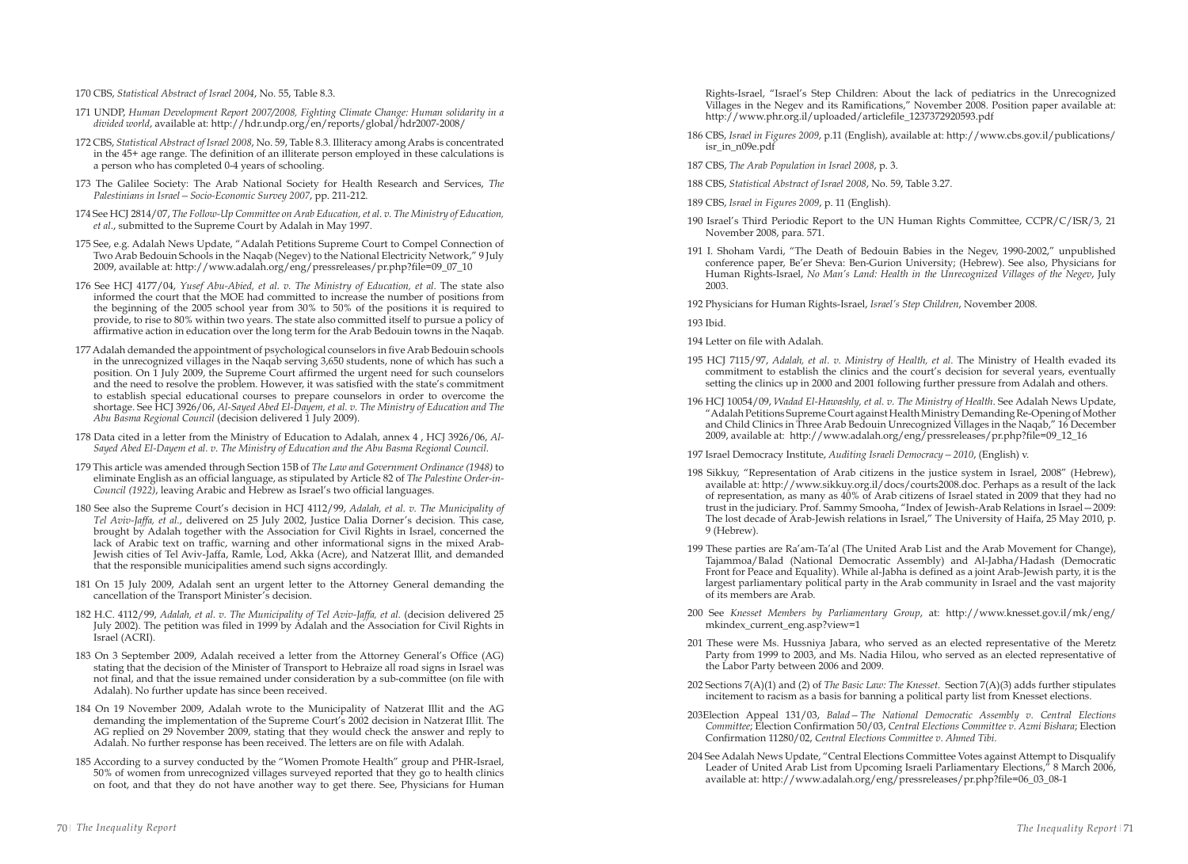170 CBS, *Statistical Abstract of Israel 2004*, No. 55, Table 8.3.

171 UNDP, *Human Development Report 2007/2008, Fighting Climate Change: Human solidarity in a divided world*, available at: http://hdr.undp.org/en/reports/global/hdr2007-2008/

172 CBS, *Statistical Abstract of Israel 2008*, No. 59, Table 8.3. Illiteracy among Arabs is concentrated in the 45+ age range. The definition of an illiterate person employed in these calculations is a person who has completed 0-4 years of schooling.

173 The Galilee Society: The Arab National Society for Health Research and Services, *The Palestinians in Israel – Socio-Economic Survey 2007*, pp. 211-212.

174 See HCJ 2814/07, *The Follow-Up Committee on Arab Education, et al. v. The Ministry of Education, et al.*, submitted to the Supreme Court by Adalah in May 1997.

175 See, e.g. Adalah News Update, "Adalah Petitions Supreme Court to Compel Connection of Two Arab Bedouin Schools in the Naqab (Negev) to the National Electricity Network," 9 July 2009, available at: http://www.adalah.org/eng/pressreleases/pr.php?file=09_07_10

176 See HCJ 4177/04, *Yusef Abu-Abied, et al. v. The Ministry of Education, et al.* The state also informed the court that the MOE had committed to increase the number of positions from the beginning of the 2005 school year from 30% to 50% of the positions it is required to provide, to rise to 80% within two years. The state also committed itself to pursue a policy of affirmative action in education over the long term for the Arab Bedouin towns in the Naqab.

177 Adalah demanded the appointment of psychological counselors in five Arab Bedouin schools in the unrecognized villages in the Naqab serving 3,650 students, none of which has such a position. On 1 July 2009, the Supreme Court affirmed the urgent need for such counselors and the need to resolve the problem. However, it was satisfied with the state's commitment to establish special educational courses to prepare counselors in order to overcome the shortage. See HCJ 3926/06, *Al-Sayed Abed El-Dayem, et al. v. The Ministry of Education and The Abu Basma Regional Council* (decision delivered 1 July 2009).

178 Data cited in a letter from the Ministry of Education to Adalah, annex 4 , HCJ 3926/06, *Al-Sayed Abed El-Dayem et al. v. The Ministry of Education and the Abu Basma Regional Council.*

179 This article was amended through Section 15B of *The Law and Government Ordinance (1948)* to eliminate English as an official language, as stipulated by Article 82 of *The Palestine Order-in-Council (1922)*, leaving Arabic and Hebrew as Israel's two official languages.

180 See also the Supreme Court's decision in HCJ 4112/99, *Adalah, et al. v. The Municipality of Tel Aviv-Jaffa, et al.*, delivered on 25 July 2002, Justice Dalia Dorner's decision. This case, brought by Adalah together with the Association for Civil Rights in Israel, concerned the lack of Arabic text on traffic, warning and other informational signs in the mixed Arab-Jewish cities of Tel Aviv-Jaffa, Ramle, Lod, Akka (Acre), and Natzerat Illit, and demanded that the responsible municipalities amend such signs accordingly.

181 On 15 July 2009, Adalah sent an urgent letter to the Attorney General demanding the cancellation of the Transport Minister's decision.

182 H.C. 4112/99, *Adalah, et al. v. The Municipality of Tel Aviv-Jaffa, et al.* (decision delivered 25 July 2002). The petition was filed in 1999 by Adalah and the Association for Civil Rights in Israel (ACRI).

183 On 3 September 2009, Adalah received a letter from the Attorney General's Office (AG) stating that the decision of the Minister of Transport to Hebraize all road signs in Israel was not final, and that the issue remained under consideration by a sub-committee (on file with Adalah). No further update has since been received.

184 On 19 November 2009, Adalah wrote to the Municipality of Natzerat Illit and the AG demanding the implementation of the Supreme Court's 2002 decision in Natzerat Illit. The AG replied on 29 November 2009, stating that they would check the answer and reply to Adalah. No further response has been received. The letters are on file with Adalah.

185 According to a survey conducted by the "Women Promote Health" group and PHR-Israel, 50% of women from unrecognized villages surveyed reported that they go to health clinics on foot, and that they do not have another way to get there. See, Physicians for Human Rights-Israel, "Israel's Step Children: About the lack of pediatrics in the Unrecognized Villages in the Negev and its Ramifications," November 2008. Position paper available at: http://www.phr.org.il/uploaded/articlefile_1237372920593.pdf

186 CBS, *Israel in Figures 2009*, p.11 (English), available at: http://www.cbs.gov.il/publications/isr_in_n09e.pdf

187 CBS, *The Arab Population in Israel 2008*, p. 3.

188 CBS, *Statistical Abstract of Israel 2008*, No. 59, Table 3.27.

189 CBS, *Israel in Figures 2009*, p. 11 (English).

190 Israel's Third Periodic Report to the UN Human Rights Committee, CCPR/C/ISR/3, 21 November 2008, para. 571.

191 I. Shoham Vardi, "The Death of Bedouin Babies in the Negev, 1990-2002," unpublished conference paper, Be'er Sheva: Ben-Gurion University; (Hebrew). See also, Physicians for Human Rights-Israel, *No Man's Land: Health in the Unrecognized Villages of the Negev*, July 2003.

192 Physicians for Human Rights-Israel, *Israel's Step Children*, November 2008.

193 Ibid.

194 Letter on file with Adalah.

195 HCJ 7115/97, *Adalah, et al. v. Ministry of Health, et al.* The Ministry of Health evaded its commitment to establish the clinics and the court's decision for several years, eventually setting the clinics up in 2000 and 2001 following further pressure from Adalah and others.

196 HCJ 10054/09, *Wadad El-Hawashly, et al. v. The Ministry of Health.* See Adalah News Update, "Adalah Petitions Supreme Court against Health Ministry Demanding Re-Opening of Mother and Child Clinics in Three Arab Bedouin Unrecognized Villages in the Naqab," 16 December 2009, available at: http://www.adalah.org/eng/pressreleases/pr.php?file=09_12_16

197 Israel Democracy Institute, *Auditing Israeli Democracy – 2010*, (English) v.

198 Sikkuy, "Representation of Arab citizens in the justice system in Israel, 2008" (Hebrew), available at: http://www.sikkuy.org.il/docs/courts2008.doc. Perhaps as a result of the lack of representation, as many as 40% of Arab citizens of Israel stated in 2009 that they had no trust in the judiciary. Prof. Sammy Smooha, "Index of Jewish-Arab Relations in Israel – 2009: The lost decade of Arab-Jewish relations in Israel," The University of Haifa, 25 May 2010, p. 9 (Hebrew).

199 These parties are Ra'am-Ta'al (The United Arab List and the Arab Movement for Change), Tajammoa/Balad (National Democratic Assembly) and Al-Jabha/Hadash (Democratic Front for Peace and Equality). While al-Jabha is defined as a joint Arab-Jewish party, it is the largest parliamentary political party in the Arab community in Israel and the vast majority of its members are Arab.

200 See *Knesset Members by Parliamentary Group*, at: http://www.knesset.gov.il/mk/eng/mkindex_current_eng.asp?view=1

201 These were Ms. Hussniya Jabara, who served as an elected representative of the Meretz Party from 1999 to 2003, and Ms. Nadia Hilou, who served as an elected representative of the Labor Party between 2006 and 2009.

202 Sections 7(A)(1) and (2) of *The Basic Law: The Knesset*. Section 7(A)(3) adds further stipulates incitement to racism as a basis for banning a political party list from Knesset elections.

203 Election Appeal 131/03, *Balad – The National Democratic Assembly v. Central Elections Committee*; Election Confirmation 50/03, *Central Elections Committee v. Azmi Bishara*; Election Confirmation 11280/02, *Central Elections Committee v. Ahmed Tibi.*

204 See Adalah News Update, "Central Elections Committee Votes against Attempt to Disqualify Leader of United Arab List from Upcoming Israeli Parliamentary Elections," 8 March 2006, available at: http://www.adalah.org/eng/pressreleases/pr.php?file=06_03_08-1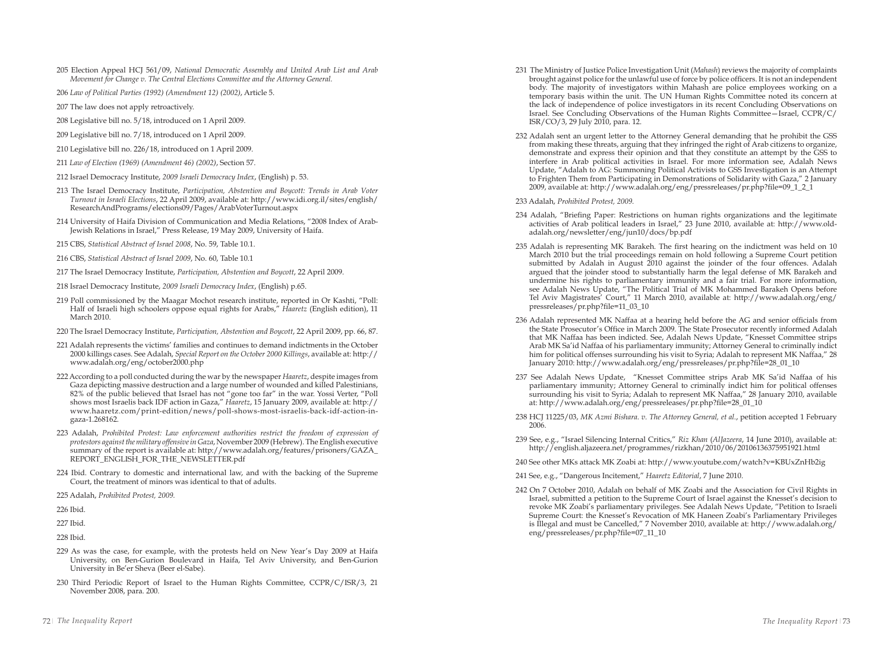205 Election Appeal HCJ 561/09, *National Democratic Assembly and United Arab List and Arab Movement for Change v. The Central Elections Committee and the Attorney General.*

206 *Law of Political Parties (1992) (Amendment 12) (2002)*, Article 5.

207 The law does not apply retroactively.

208 Legislative bill no. 5/18, introduced on 1 April 2009.

209 Legislative bill no. 7/18, introduced on 1 April 2009.

210 Legislative bill no. 226/18, introduced on 1 April 2009.

211 *Law of Election (1969) (Amendment 46) (2002)*, Section 57.

212 Israel Democracy Institute, *2009 Israeli Democracy Index*, (English) p. 53.

213 The Israel Democracy Institute, *Participation, Abstention and Boycott: Trends in Arab Voter Turnout in Israeli Elections*, 22 April 2009, available at: http://www.idi.org.il/sites/english/ResearchAndPrograms/elections09/Pages/ArabVoterTurnout.aspx

214 University of Haifa Division of Communication and Media Relations, "2008 Index of Arab-Jewish Relations in Israel," Press Release, 19 May 2009, University of Haifa.

215 CBS, *Statistical Abstract of Israel 2008*, No. 59, Table 10.1.

216 CBS, *Statistical Abstract of Israel 2009*, No. 60, Table 10.1

217 The Israel Democracy Institute, *Participation, Abstention and Boycott*, 22 April 2009.

218 Israel Democracy Institute, *2009 Israeli Democracy Index*, (English) p.65.

219 Poll commissioned by the Maagar Mochot research institute, reported in Or Kashti, "Poll: Half of Israeli high schoolers oppose equal rights for Arabs," *Haaretz* (English edition), 11 March 2010.

220 The Israel Democracy Institute, *Participation, Abstention and Boycott*, 22 April 2009, pp. 66, 87.

221 Adalah represents the victims' families and continues to demand indictments in the October 2000 killings cases. See Adalah, *Special Report on the October 2000 Killings*, available at: http://www.adalah.org/eng/october2000.php

222 According to a poll conducted during the war by the newspaper *Haaretz*, despite images from Gaza depicting massive destruction and a large number of wounded and killed Palestinians, 82% of the public believed that Israel has not "gone too far" in the war. Yossi Verter, "Poll shows most Israelis back IDF action in Gaza," *Haaretz*, 15 January 2009, available at: http://www.haaretz.com/print-edition/news/poll-shows-most-israelis-back-idf-action-in-gaza-1.268162.

223 Adalah, *Prohibited Protest: Law enforcement authorities restrict the freedom of expression of protestors against the military offensive in Gaza*, November 2009 (Hebrew). The English executive summary of the report is available at: http://www.adalah.org/features/prisoners/GAZA_REPORT_ENGLISH_FOR_THE_NEWSLETTER.pdf

224 Ibid. Contrary to domestic and international law, and with the backing of the Supreme Court, the treatment of minors was identical to that of adults.

225 Adalah, *Prohibited Protest, 2009.*

226 Ibid.

227 Ibid.

228 Ibid.

229 As was the case, for example, with the protests held on New Year's Day 2009 at Haifa University, on Ben-Gurion Boulevard in Haifa, Tel Aviv University, and Ben-Gurion University in Be'er Sheva (Beer el-Sabe).

230 Third Periodic Report of Israel to the Human Rights Committee, CCPR/C/ISR/3, 21 November 2008, para. 200.

231 The Ministry of Justice Police Investigation Unit (*Mahash*) reviews the majority of complaints brought against police for the unlawful use of force by police officers. It is not an independent body. The majority of investigators within Mahash are police employees working on a temporary basis within the unit. The UN Human Rights Committee noted its concern at the lack of independence of police investigators in its recent Concluding Observations on Israel. See Concluding Observations of the Human Rights Committee—Israel, CCPR/C/ISR/CO/3, 29 July 2010, para. 12.

232 Adalah sent an urgent letter to the Attorney General demanding that he prohibit the GSS from making these threats, arguing that they infringed the right of Arab citizens to organize, demonstrate and express their opinion and that they constitute an attempt by the GSS to interfere in Arab political activities in Israel. For more information see, Adalah News Update, "Adalah to AG: Summoning Political Activists to GSS Investigation is an Attempt to Frighten Them from Participating in Demonstrations of Solidarity with Gaza," 2 January 2009, available at: http://www.adalah.org/eng/pressreleases/pr.php?file=09_1_2_1

233 Adalah, *Prohibited Protest, 2009.*

234 Adalah, "Briefing Paper: Restrictions on human rights organizations and the legitimate activities of Arab political leaders in Israel," 23 June 2010, available at: http://www.old-adalah.org/newsletter/eng/jun10/docs/bp.pdf

235 Adalah is representing MK Barakeh. The first hearing on the indictment was held on 10 March 2010 but the trial proceedings remain on hold following a Supreme Court petition submitted by Adalah in August 2010 against the joinder of the four offences. Adalah argued that the joinder stood to substantially harm the legal defense of MK Barakeh and undermine his rights to parliamentary immunity and a fair trial. For more information, see Adalah News Update, "The Political Trial of MK Mohammed Barakeh Opens before Tel Aviv Magistrates' Court," 11 March 2010, available at: http://www.adalah.org/eng/pressreleases/pr.php?file=11_03_10

236 Adalah represented MK Naffaa at a hearing held before the AG and senior officials from the State Prosecutor's Office in March 2009. The State Prosecutor recently informed Adalah that MK Naffaa has been indicted. See, Adalah News Update, "Knesset Committee strips Arab MK Sa'id Naffaa of his parliamentary immunity; Attorney General to criminally indict him for political offenses surrounding his visit to Syria; Adalah to represent MK Naffaa," 28 January 2010: http://www.adalah.org/eng/pressreleases/pr.php?file=28_01_10

237 See Adalah News Update, "Knesset Committee strips Arab MK Sa'id Naffaa of his parliamentary immunity; Attorney General to criminally indict him for political offenses surrounding his visit to Syria; Adalah to represent MK Naffaa," 28 January 2010, available at: http://www.adalah.org/eng/pressreleases/pr.php?file=28_01_10

238 HCJ 11225/03, *MK Azmi Bishara. v. The Attorney General, et al.*, petition accepted 1 February 2006.

239 See, e.g., "Israel Silencing Internal Critics," *Riz Khan* (*AlJazeera*, 14 June 2010), available at: http://english.aljazeera.net/programmes/rizkhan/2010/06/20106136375951921.html

240 See other MKs attack MK Zoabi at: http://www.youtube.com/watch?v=KBUxZnHb2ig

241 See, e.g., "Dangerous Incitement," *Haaretz Editorial*, 7 June 2010.

242 On 7 October 2010, Adalah on behalf of MK Zoabi and the Association for Civil Rights in Israel, submitted a petition to the Supreme Court of Israel against the Knesset's decision to revoke MK Zoabi's parliamentary privileges. See Adalah News Update, "Petition to Israeli Supreme Court: the Knesset's Revocation of MK Haneen Zoabi's Parliamentary Privileges is Illegal and must be Cancelled," 7 November 2010, available at: http://www.adalah.org/eng/pressreleases/pr.php?file=07_11_10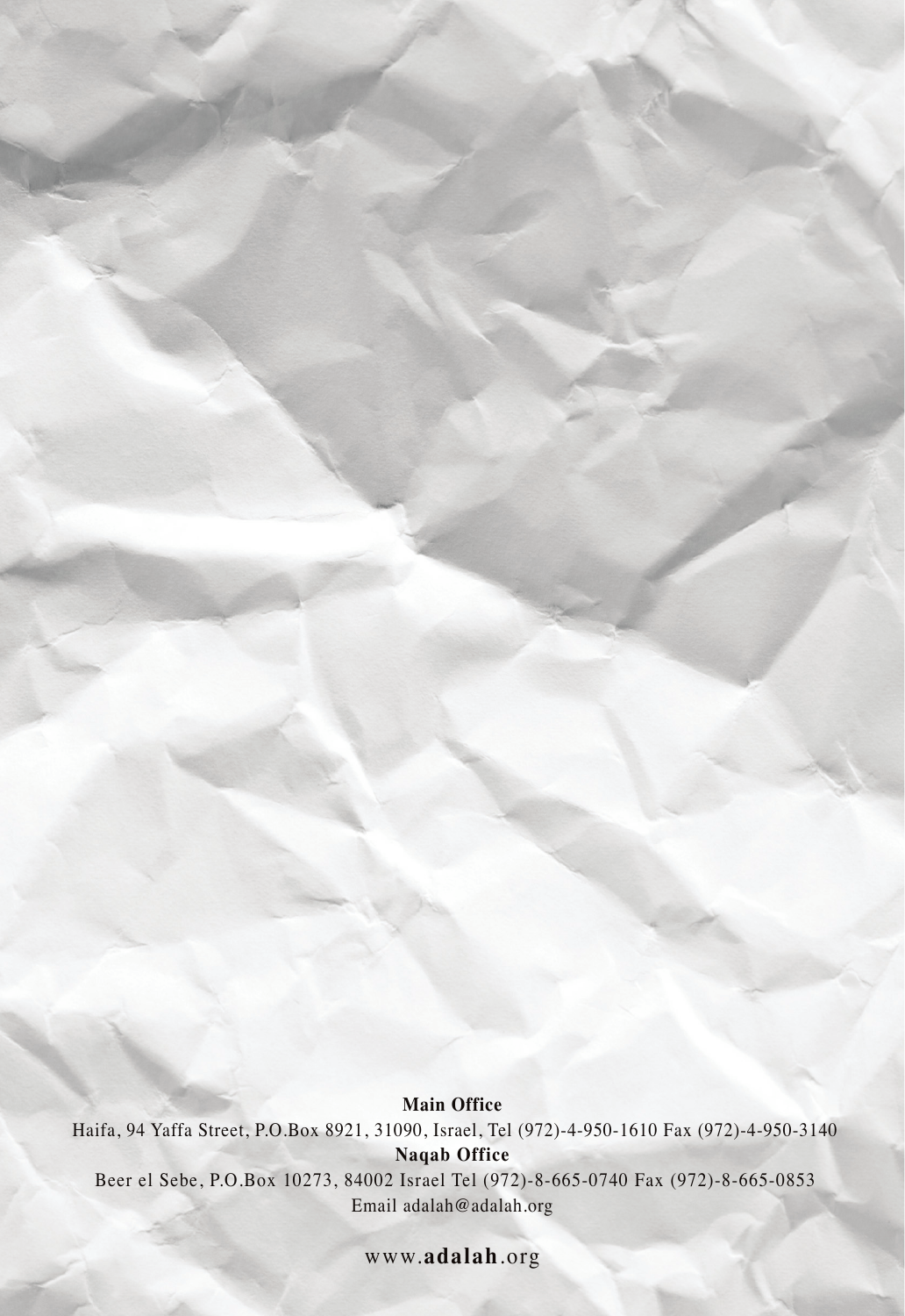**Main Office**

Haifa, 94 Yaffa Street, P.O.Box 8921, 31090, Israel, Tel (972)-4-950-1610 Fax (972)-4-950-3140

**Naqab Office**

Beer el Sebe, P.O.Box 10273, 84002 Israel Tel (972)-8-665-0740 Fax (972)-8-665-0853

Email adalah@adalah.org

www.**adalah**.org